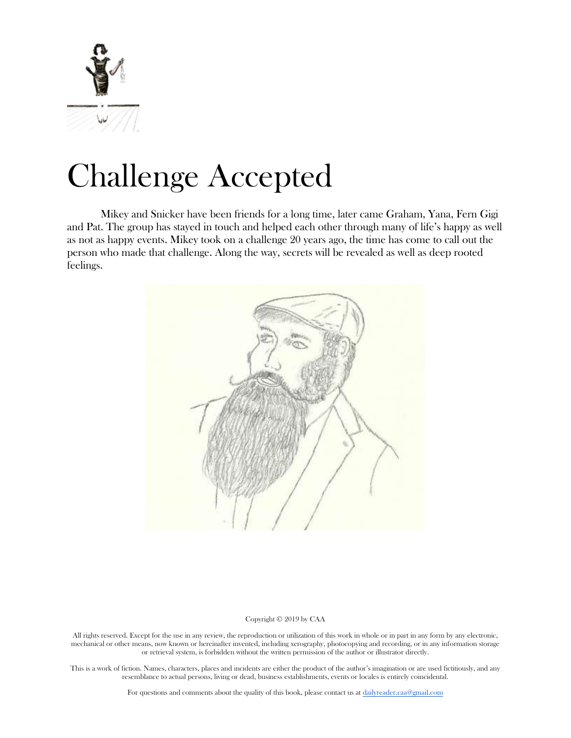# Challenge Accepted

Mikey and Snicker have been friends for a long time, later came Graham, Yana, Fern Gigi and Pat. The group has stayed in touch and helped each other through many of life's happy as well as not as happy events. Mikey took on a challenge 20 years ago, the time has come to call out the person who made that challenge. Along the way, secrets will be revealed as well as deep rooted feelings.

Copyright © 2019 by CAA

All rights reserved. Except for the use in any review, the reproduction or utilization of this work in whole or in part in any form by any electronic, mechanical or other means, now known or hereinafter invented, including xerography, photocopying and recording, or in any information storage or retrieval system, is forbidden without the written permission of the author or illustrator directly.

This is a work of fiction. Names, characters, places and incidents are either the product of the author's imagination or are used fictitiously, and any resemblance to actual persons, living or dead, business establishments, events or locales is entirely coincidental.

For questions and comments about the quality of this book, please contact us at dailyreader.caa@gmail.com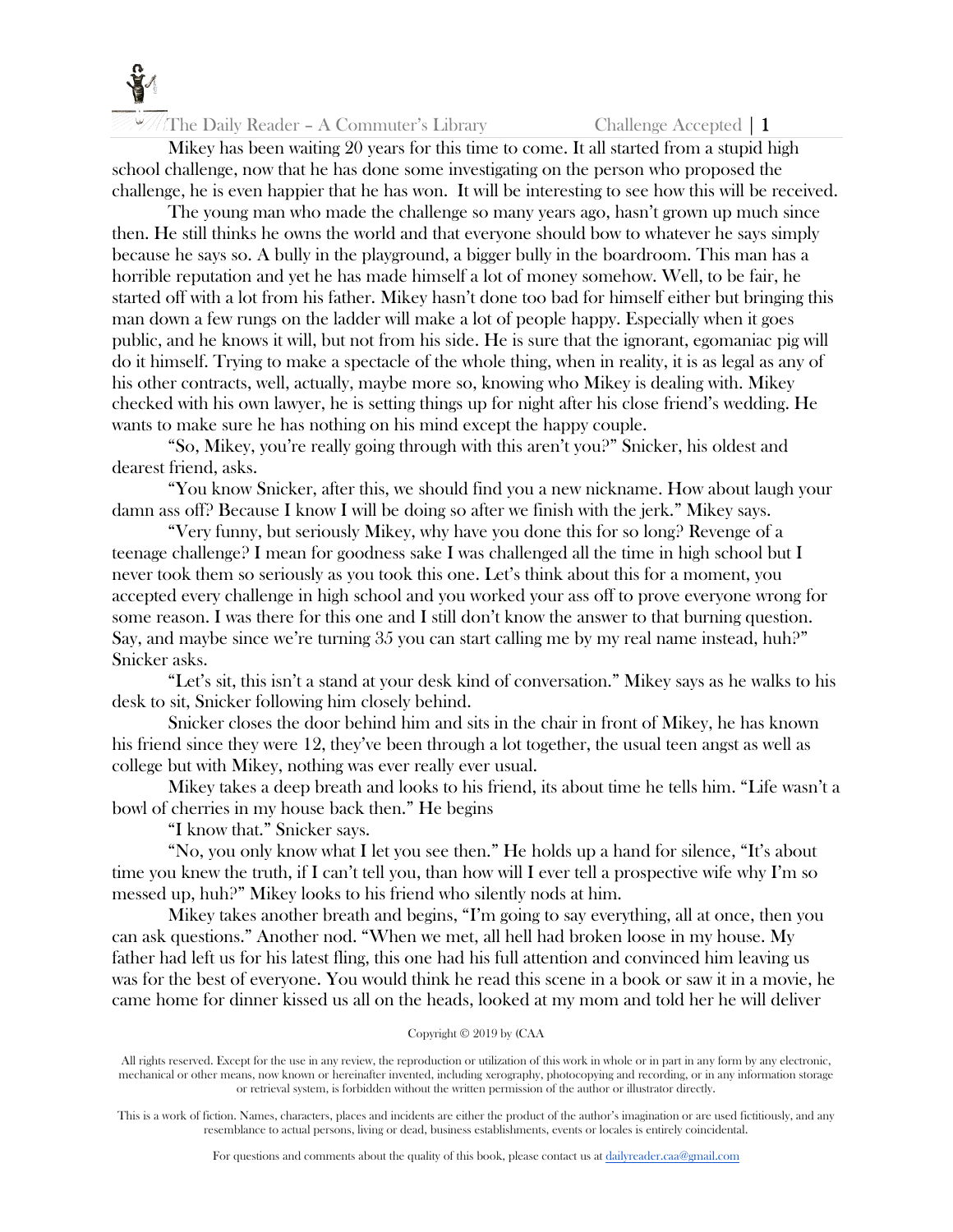Mikey has been waiting 20 years for this time to come. It all started from a stupid high school challenge, now that he has done some investigating on the person who proposed the challenge, he is even happier that he has won. It will be interesting to see how this will be received.

The young man who made the challenge so many years ago, hasn't grown up much since then. He still thinks he owns the world and that everyone should bow to whatever he says simply because he says so. A bully in the playground, a bigger bully in the boardroom. This man has a horrible reputation and yet he has made himself a lot of money somehow. Well, to be fair, he started off with a lot from his father. Mikey hasn't done too bad for himself either but bringing this man down a few rungs on the ladder will make a lot of people happy. Especially when it goes public, and he knows it will, but not from his side. He is sure that the ignorant, egomaniac pig will do it himself. Trying to make a spectacle of the whole thing, when in reality, it is as legal as any of his other contracts, well, actually, maybe more so, knowing who Mikey is dealing with. Mikey checked with his own lawyer, he is setting things up for night after his close friend's wedding. He wants to make sure he has nothing on his mind except the happy couple.

"So, Mikey, you're really going through with this aren't you?" Snicker, his oldest and dearest friend, asks.

"You know Snicker, after this, we should find you a new nickname. How about laugh your damn ass off? Because I know I will be doing so after we finish with the jerk." Mikey says.

"Very funny, but seriously Mikey, why have you done this for so long? Revenge of a teenage challenge? I mean for goodness sake I was challenged all the time in high school but I never took them so seriously as you took this one. Let's think about this for a moment, you accepted every challenge in high school and you worked your ass off to prove everyone wrong for some reason. I was there for this one and I still don't know the answer to that burning question. Say, and maybe since we're turning 35 you can start calling me by my real name instead, huh?" Snicker asks.

"Let's sit, this isn't a stand at your desk kind of conversation." Mikey says as he walks to his desk to sit, Snicker following him closely behind.

Snicker closes the door behind him and sits in the chair in front of Mikey, he has known his friend since they were 12, they've been through a lot together, the usual teen angst as well as college but with Mikey, nothing was ever really ever usual.

Mikey takes a deep breath and looks to his friend, its about time he tells him. "Life wasn't a bowl of cherries in my house back then." He begins

"I know that." Snicker says.

"No, you only know what I let you see then." He holds up a hand for silence, "It's about time you knew the truth, if I can't tell you, than how will I ever tell a prospective wife why I'm so messed up, huh?" Mikey looks to his friend who silently nods at him.

Mikey takes another breath and begins, "I'm going to say everything, all at once, then you can ask questions." Another nod. "When we met, all hell had broken loose in my house. My father had left us for his latest fling, this one had his full attention and convinced him leaving us was for the best of everyone. You would think he read this scene in a book or saw it in a movie, he came home for dinner kissed us all on the heads, looked at my mom and told her he will deliver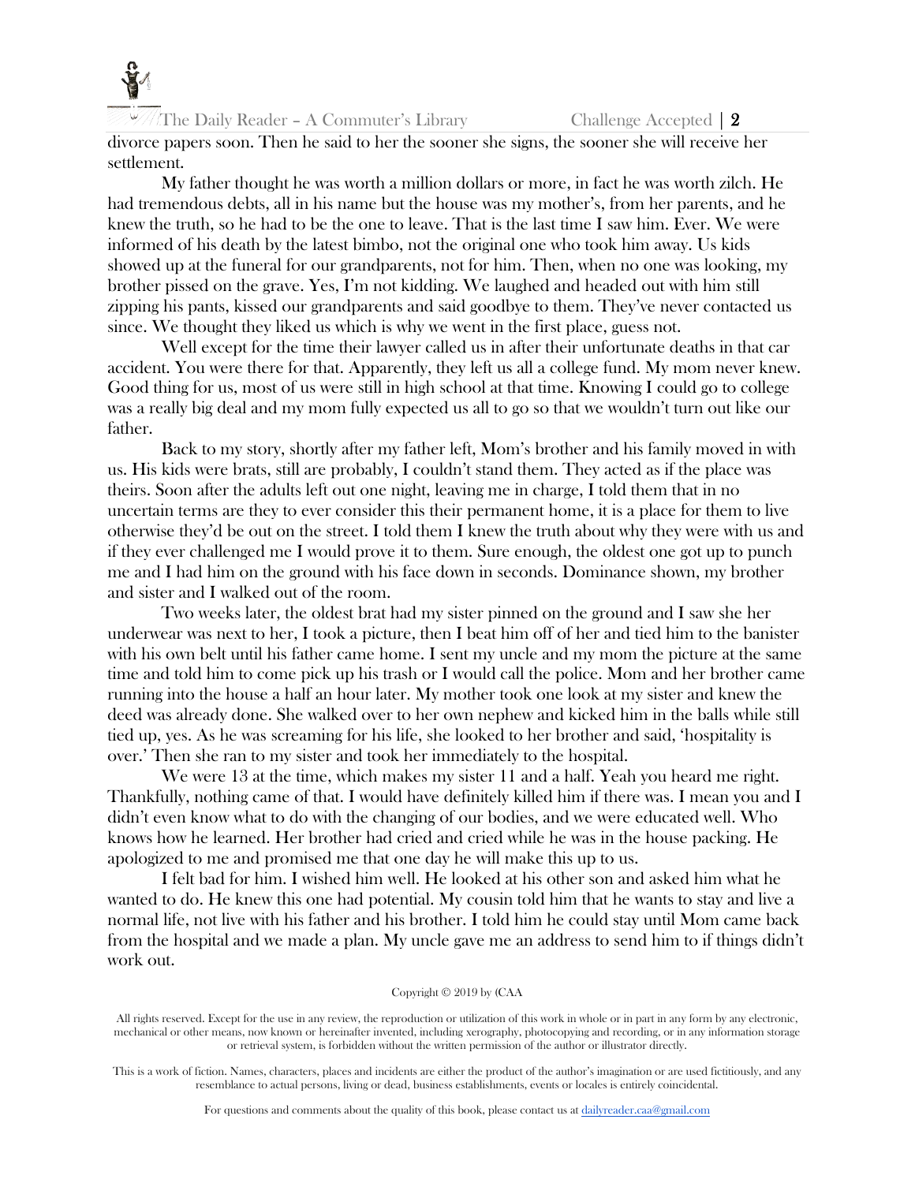divorce papers soon. Then he said to her the sooner she signs, the sooner she will receive her settlement.

My father thought he was worth a million dollars or more, in fact he was worth zilch. He had tremendous debts, all in his name but the house was my mother's, from her parents, and he knew the truth, so he had to be the one to leave. That is the last time I saw him. Ever. We were informed of his death by the latest bimbo, not the original one who took him away. Us kids showed up at the funeral for our grandparents, not for him. Then, when no one was looking, my brother pissed on the grave. Yes, I'm not kidding. We laughed and headed out with him still zipping his pants, kissed our grandparents and said goodbye to them. They've never contacted us since. We thought they liked us which is why we went in the first place, guess not.

Well except for the time their lawyer called us in after their unfortunate deaths in that car accident. You were there for that. Apparently, they left us all a college fund. My mom never knew. Good thing for us, most of us were still in high school at that time. Knowing I could go to college was a really big deal and my mom fully expected us all to go so that we wouldn't turn out like our father.

Back to my story, shortly after my father left, Mom's brother and his family moved in with us. His kids were brats, still are probably, I couldn't stand them. They acted as if the place was theirs. Soon after the adults left out one night, leaving me in charge, I told them that in no uncertain terms are they to ever consider this their permanent home, it is a place for them to live otherwise they'd be out on the street. I told them I knew the truth about why they were with us and if they ever challenged me I would prove it to them. Sure enough, the oldest one got up to punch me and I had him on the ground with his face down in seconds. Dominance shown, my brother and sister and I walked out of the room.

Two weeks later, the oldest brat had my sister pinned on the ground and I saw she her underwear was next to her, I took a picture, then I beat him off of her and tied him to the banister with his own belt until his father came home. I sent my uncle and my mom the picture at the same time and told him to come pick up his trash or I would call the police. Mom and her brother came running into the house a half an hour later. My mother took one look at my sister and knew the deed was already done. She walked over to her own nephew and kicked him in the balls while still tied up, yes. As he was screaming for his life, she looked to her brother and said, 'hospitality is over.' Then she ran to my sister and took her immediately to the hospital.

We were 13 at the time, which makes my sister 11 and a half. Yeah you heard me right. Thankfully, nothing came of that. I would have definitely killed him if there was. I mean you and I didn't even know what to do with the changing of our bodies, and we were educated well. Who knows how he learned. Her brother had cried and cried while he was in the house packing. He apologized to me and promised me that one day he will make this up to us.

I felt bad for him. I wished him well. He looked at his other son and asked him what he wanted to do. He knew this one had potential. My cousin told him that he wants to stay and live a normal life, not live with his father and his brother. I told him he could stay until Mom came back from the hospital and we made a plan. My uncle gave me an address to send him to if things didn't work out.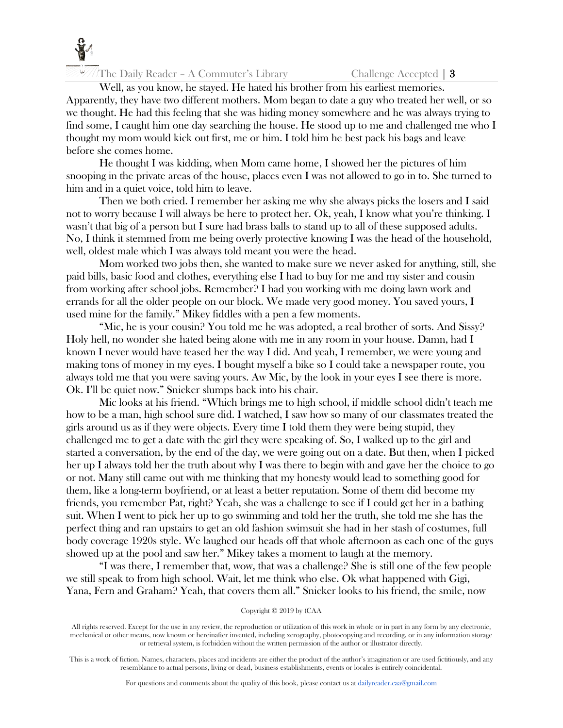Well, as you know, he stayed. He hated his brother from his earliest memories. Apparently, they have two different mothers. Mom began to date a guy who treated her well, or so we thought. He had this feeling that she was hiding money somewhere and he was always trying to find some, I caught him one day searching the house. He stood up to me and challenged me who I thought my mom would kick out first, me or him. I told him he best pack his bags and leave before she comes home.

He thought I was kidding, when Mom came home, I showed her the pictures of him snooping in the private areas of the house, places even I was not allowed to go in to. She turned to him and in a quiet voice, told him to leave.

Then we both cried. I remember her asking me why she always picks the losers and I said not to worry because I will always be here to protect her. Ok, yeah, I know what you're thinking. I wasn't that big of a person but I sure had brass balls to stand up to all of these supposed adults. No, I think it stemmed from me being overly protective knowing I was the head of the household, well, oldest male which I was always told meant you were the head.

Mom worked two jobs then, she wanted to make sure we never asked for anything, still, she paid bills, basic food and clothes, everything else I had to buy for me and my sister and cousin from working after school jobs. Remember? I had you working with me doing lawn work and errands for all the older people on our block. We made very good money. You saved yours, I used mine for the family." Mikey fiddles with a pen a few moments.

"Mic, he is your cousin? You told me he was adopted, a real brother of sorts. And Sissy? Holy hell, no wonder she hated being alone with me in any room in your house. Damn, had I known I never would have teased her the way I did. And yeah, I remember, we were young and making tons of money in my eyes. I bought myself a bike so I could take a newspaper route, you always told me that you were saving yours. Aw Mic, by the look in your eyes I see there is more. Ok. I'll be quiet now." Snicker slumps back into his chair.

Mic looks at his friend. "Which brings me to high school, if middle school didn't teach me how to be a man, high school sure did. I watched, I saw how so many of our classmates treated the girls around us as if they were objects. Every time I told them they were being stupid, they challenged me to get a date with the girl they were speaking of. So, I walked up to the girl and started a conversation, by the end of the day, we were going out on a date. But then, when I picked her up I always told her the truth about why I was there to begin with and gave her the choice to go or not. Many still came out with me thinking that my honesty would lead to something good for them, like a long-term boyfriend, or at least a better reputation. Some of them did become my friends, you remember Pat, right? Yeah, she was a challenge to see if I could get her in a bathing suit. When I went to pick her up to go swimming and told her the truth, she told me she has the perfect thing and ran upstairs to get an old fashion swimsuit she had in her stash of costumes, full body coverage 1920s style. We laughed our heads off that whole afternoon as each one of the guys showed up at the pool and saw her." Mikey takes a moment to laugh at the memory.

"I was there, I remember that, wow, that was a challenge? She is still one of the few people we still speak to from high school. Wait, let me think who else. Ok what happened with Gigi, Yana, Fern and Graham? Yeah, that covers them all." Snicker looks to his friend, the smile, now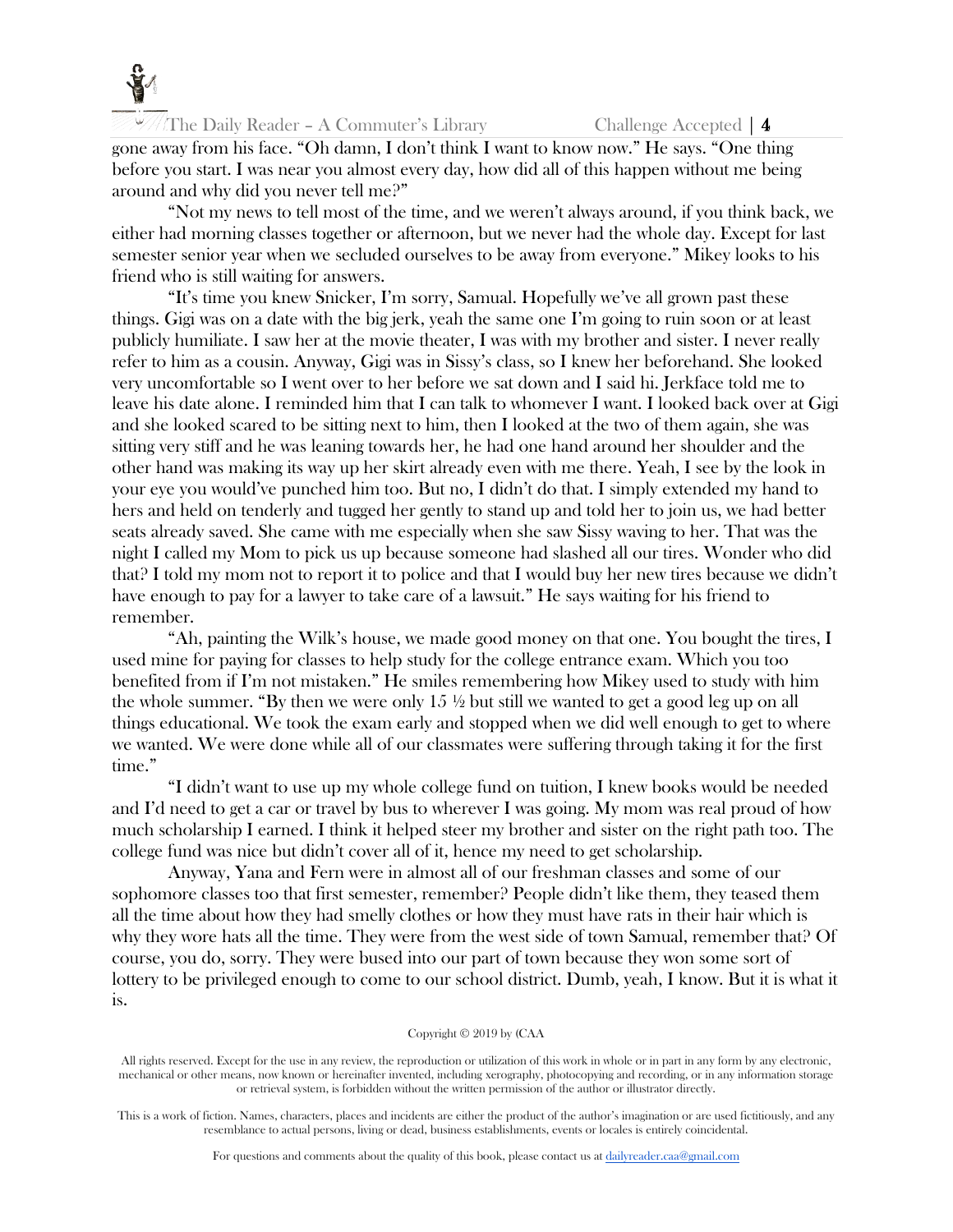gone away from his face. "Oh damn, I don't think I want to know now." He says. "One thing before you start. I was near you almost every day, how did all of this happen without me being around and why did you never tell me?"

"Not my news to tell most of the time, and we weren't always around, if you think back, we either had morning classes together or afternoon, but we never had the whole day. Except for last semester senior year when we secluded ourselves to be away from everyone." Mikey looks to his friend who is still waiting for answers.

"It's time you knew Snicker, I'm sorry, Samual. Hopefully we've all grown past these things. Gigi was on a date with the big jerk, yeah the same one I'm going to ruin soon or at least publicly humiliate. I saw her at the movie theater, I was with my brother and sister. I never really refer to him as a cousin. Anyway, Gigi was in Sissy's class, so I knew her beforehand. She looked very uncomfortable so I went over to her before we sat down and I said hi. Jerkface told me to leave his date alone. I reminded him that I can talk to whomever I want. I looked back over at Gigi and she looked scared to be sitting next to him, then I looked at the two of them again, she was sitting very stiff and he was leaning towards her, he had one hand around her shoulder and the other hand was making its way up her skirt already even with me there. Yeah, I see by the look in your eye you would've punched him too. But no, I didn't do that. I simply extended my hand to hers and held on tenderly and tugged her gently to stand up and told her to join us, we had better seats already saved. She came with me especially when she saw Sissy waving to her. That was the night I called my Mom to pick us up because someone had slashed all our tires. Wonder who did that? I told my mom not to report it to police and that I would buy her new tires because we didn't have enough to pay for a lawyer to take care of a lawsuit." He says waiting for his friend to remember.

"Ah, painting the Wilk's house, we made good money on that one. You bought the tires, I used mine for paying for classes to help study for the college entrance exam. Which you too benefited from if I'm not mistaken." He smiles remembering how Mikey used to study with him the whole summer. "By then we were only 15 ½ but still we wanted to get a good leg up on all things educational. We took the exam early and stopped when we did well enough to get to where we wanted. We were done while all of our classmates were suffering through taking it for the first time."

"I didn't want to use up my whole college fund on tuition, I knew books would be needed and I'd need to get a car or travel by bus to wherever I was going. My mom was real proud of how much scholarship I earned. I think it helped steer my brother and sister on the right path too. The college fund was nice but didn't cover all of it, hence my need to get scholarship.

Anyway, Yana and Fern were in almost all of our freshman classes and some of our sophomore classes too that first semester, remember? People didn't like them, they teased them all the time about how they had smelly clothes or how they must have rats in their hair which is why they wore hats all the time. They were from the west side of town Samual, remember that? Of course, you do, sorry. They were bused into our part of town because they won some sort of lottery to be privileged enough to come to our school district. Dumb, yeah, I know. But it is what it is.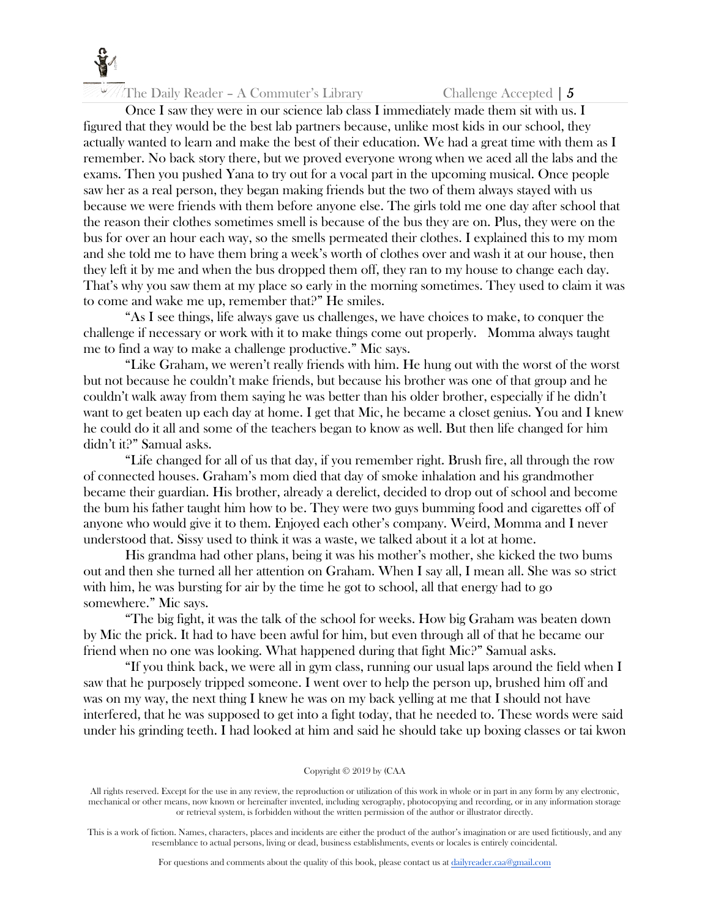Once I saw they were in our science lab class I immediately made them sit with us. I figured that they would be the best lab partners because, unlike most kids in our school, they actually wanted to learn and make the best of their education. We had a great time with them as I remember. No back story there, but we proved everyone wrong when we aced all the labs and the exams. Then you pushed Yana to try out for a vocal part in the upcoming musical. Once people saw her as a real person, they began making friends but the two of them always stayed with us because we were friends with them before anyone else. The girls told me one day after school that the reason their clothes sometimes smell is because of the bus they are on. Plus, they were on the bus for over an hour each way, so the smells permeated their clothes. I explained this to my mom and she told me to have them bring a week's worth of clothes over and wash it at our house, then they left it by me and when the bus dropped them off, they ran to my house to change each day. That's why you saw them at my place so early in the morning sometimes. They used to claim it was to come and wake me up, remember that?" He smiles.

"As I see things, life always gave us challenges, we have choices to make, to conquer the challenge if necessary or work with it to make things come out properly.   Momma always taught me to find a way to make a challenge productive." Mic says.

"Like Graham, we weren't really friends with him. He hung out with the worst of the worst but not because he couldn't make friends, but because his brother was one of that group and he couldn't walk away from them saying he was better than his older brother, especially if he didn't want to get beaten up each day at home. I get that Mic, he became a closet genius. You and I knew he could do it all and some of the teachers began to know as well. But then life changed for him didn't it?" Samual asks.

"Life changed for all of us that day, if you remember right. Brush fire, all through the row of connected houses. Graham's mom died that day of smoke inhalation and his grandmother became their guardian. His brother, already a derelict, decided to drop out of school and become the bum his father taught him how to be. They were two guys bumming food and cigarettes off of anyone who would give it to them. Enjoyed each other's company. Weird, Momma and I never understood that. Sissy used to think it was a waste, we talked about it a lot at home.

His grandma had other plans, being it was his mother's mother, she kicked the two bums out and then she turned all her attention on Graham. When I say all, I mean all. She was so strict with him, he was bursting for air by the time he got to school, all that energy had to go somewhere." Mic says.

"The big fight, it was the talk of the school for weeks. How big Graham was beaten down by Mic the prick. It had to have been awful for him, but even through all of that he became our friend when no one was looking. What happened during that fight Mic?" Samual asks.

"If you think back, we were all in gym class, running our usual laps around the field when I saw that he purposely tripped someone. I went over to help the person up, brushed him off and was on my way, the next thing I knew he was on my back yelling at me that I should not have interfered, that he was supposed to get into a fight today, that he needed to. These words were said under his grinding teeth. I had looked at him and said he should take up boxing classes or tai kwon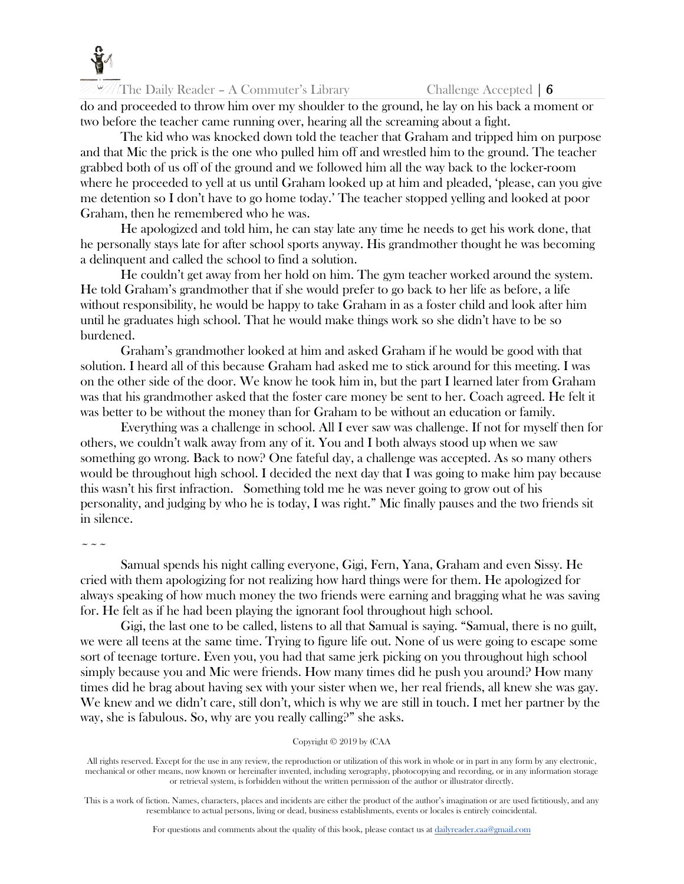do and proceeded to throw him over my shoulder to the ground, he lay on his back a moment or two before the teacher came running over, hearing all the screaming about a fight.

The kid who was knocked down told the teacher that Graham and tripped him on purpose and that Mic the prick is the one who pulled him off and wrestled him to the ground. The teacher grabbed both of us off of the ground and we followed him all the way back to the locker-room where he proceeded to yell at us until Graham looked up at him and pleaded, 'please, can you give me detention so I don't have to go home today.' The teacher stopped yelling and looked at poor Graham, then he remembered who he was.

He apologized and told him, he can stay late any time he needs to get his work done, that he personally stays late for after school sports anyway. His grandmother thought he was becoming a delinquent and called the school to find a solution.

He couldn't get away from her hold on him. The gym teacher worked around the system. He told Graham's grandmother that if she would prefer to go back to her life as before, a life without responsibility, he would be happy to take Graham in as a foster child and look after him until he graduates high school. That he would make things work so she didn't have to be so burdened.

Graham's grandmother looked at him and asked Graham if he would be good with that solution. I heard all of this because Graham had asked me to stick around for this meeting. I was on the other side of the door. We know he took him in, but the part I learned later from Graham was that his grandmother asked that the foster care money be sent to her. Coach agreed. He felt it was better to be without the money than for Graham to be without an education or family.

Everything was a challenge in school. All I ever saw was challenge. If not for myself then for others, we couldn't walk away from any of it. You and I both always stood up when we saw something go wrong. Back to now? One fateful day, a challenge was accepted. As so many others would be throughout high school. I decided the next day that I was going to make him pay because this wasn't his first infraction. Something told me he was never going to grow out of his personality, and judging by who he is today, I was right." Mic finally pauses and the two friends sit in silence.

~ ~ ~

Samual spends his night calling everyone, Gigi, Fern, Yana, Graham and even Sissy. He cried with them apologizing for not realizing how hard things were for them. He apologized for always speaking of how much money the two friends were earning and bragging what he was saving for. He felt as if he had been playing the ignorant fool throughout high school.

Gigi, the last one to be called, listens to all that Samual is saying. "Samual, there is no guilt, we were all teens at the same time. Trying to figure life out. None of us were going to escape some sort of teenage torture. Even you, you had that same jerk picking on you throughout high school simply because you and Mic were friends. How many times did he push you around? How many times did he brag about having sex with your sister when we, her real friends, all knew she was gay. We knew and we didn't care, still don't, which is why we are still in touch. I met her partner by the way, she is fabulous. So, why are you really calling?" she asks.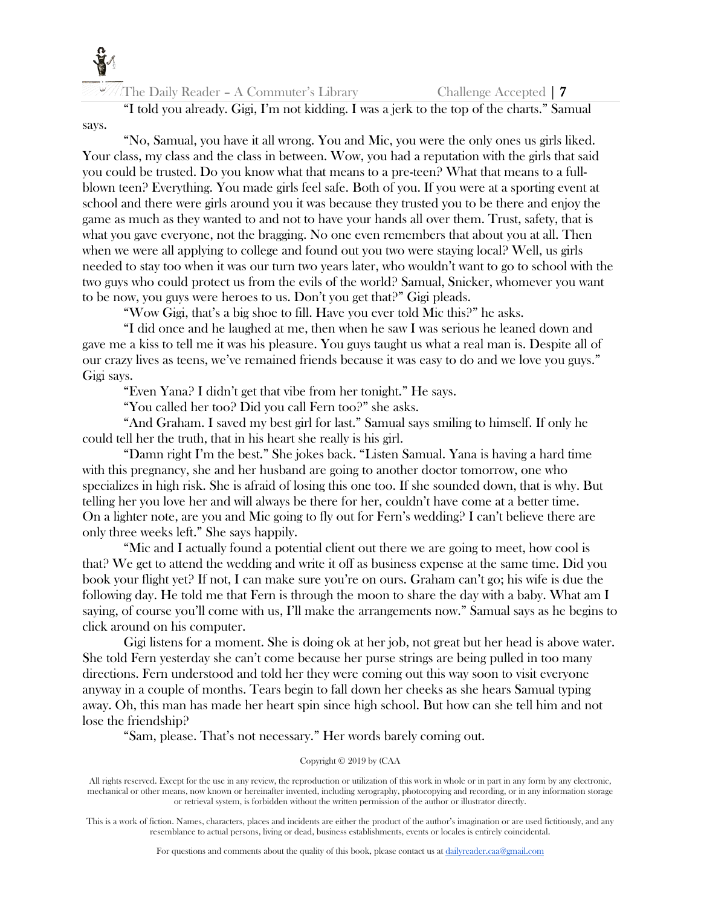"I told you already. Gigi, I'm not kidding. I was a jerk to the top of the charts." Samual says.

"No, Samual, you have it all wrong. You and Mic, you were the only ones us girls liked. Your class, my class and the class in between. Wow, you had a reputation with the girls that said you could be trusted. Do you know what that means to a pre-teen? What that means to a full-blown teen? Everything. You made girls feel safe. Both of you. If you were at a sporting event at school and there were girls around you it was because they trusted you to be there and enjoy the game as much as they wanted to and not to have your hands all over them. Trust, safety, that is what you gave everyone, not the bragging. No one even remembers that about you at all. Then when we were all applying to college and found out you two were staying local? Well, us girls needed to stay too when it was our turn two years later, who wouldn't want to go to school with the two guys who could protect us from the evils of the world? Samual, Snicker, whomever you want to be now, you guys were heroes to us. Don't you get that?" Gigi pleads.

"Wow Gigi, that's a big shoe to fill. Have you ever told Mic this?" he asks.

"I did once and he laughed at me, then when he saw I was serious he leaned down and gave me a kiss to tell me it was his pleasure. You guys taught us what a real man is. Despite all of our crazy lives as teens, we've remained friends because it was easy to do and we love you guys." Gigi says.

"Even Yana? I didn't get that vibe from her tonight." He says.

"You called her too? Did you call Fern too?" she asks.

"And Graham. I saved my best girl for last." Samual says smiling to himself. If only he could tell her the truth, that in his heart she really is his girl.

"Damn right I'm the best." She jokes back. "Listen Samual. Yana is having a hard time with this pregnancy, she and her husband are going to another doctor tomorrow, one who specializes in high risk. She is afraid of losing this one too. If she sounded down, that is why. But telling her you love her and will always be there for her, couldn't have come at a better time. On a lighter note, are you and Mic going to fly out for Fern's wedding? I can't believe there are only three weeks left." She says happily.

"Mic and I actually found a potential client out there we are going to meet, how cool is that? We get to attend the wedding and write it off as business expense at the same time. Did you book your flight yet? If not, I can make sure you're on ours. Graham can't go; his wife is due the following day. He told me that Fern is through the moon to share the day with a baby. What am I saying, of course you'll come with us, I'll make the arrangements now." Samual says as he begins to click around on his computer.

Gigi listens for a moment. She is doing ok at her job, not great but her head is above water. She told Fern yesterday she can't come because her purse strings are being pulled in too many directions. Fern understood and told her they were coming out this way soon to visit everyone anyway in a couple of months. Tears begin to fall down her cheeks as she hears Samual typing away. Oh, this man has made her heart spin since high school. But how can she tell him and not lose the friendship?

"Sam, please. That's not necessary." Her words barely coming out.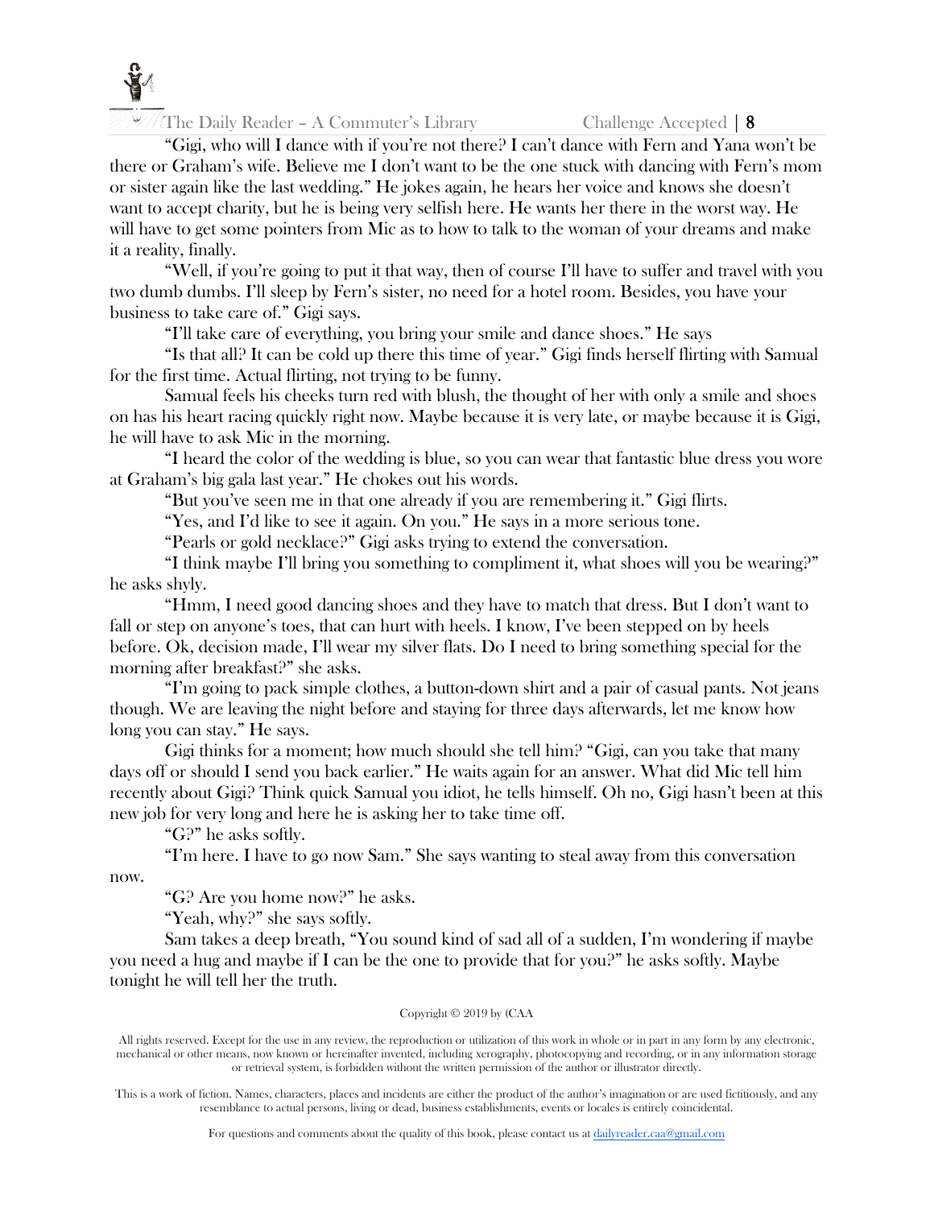"Gigi, who will I dance with if you're not there? I can't dance with Fern and Yana won't be there or Graham's wife. Believe me I don't want to be the one stuck with dancing with Fern's mom or sister again like the last wedding." He jokes again, he hears her voice and knows she doesn't want to accept charity, but he is being very selfish here. He wants her there in the worst way. He will have to get some pointers from Mic as to how to talk to the woman of your dreams and make it a reality, finally.

"Well, if you're going to put it that way, then of course I'll have to suffer and travel with you two dumb dumbs. I'll sleep by Fern's sister, no need for a hotel room. Besides, you have your business to take care of." Gigi says.

"I'll take care of everything, you bring your smile and dance shoes." He says

"Is that all? It can be cold up there this time of year." Gigi finds herself flirting with Samual for the first time. Actual flirting, not trying to be funny.

Samual feels his cheeks turn red with blush, the thought of her with only a smile and shoes on has his heart racing quickly right now. Maybe because it is very late, or maybe because it is Gigi, he will have to ask Mic in the morning.

"I heard the color of the wedding is blue, so you can wear that fantastic blue dress you wore at Graham's big gala last year." He chokes out his words.

"But you've seen me in that one already if you are remembering it." Gigi flirts.

"Yes, and I'd like to see it again. On you." He says in a more serious tone.

"Pearls or gold necklace?" Gigi asks trying to extend the conversation.

"I think maybe I'll bring you something to compliment it, what shoes will you be wearing?" he asks shyly.

"Hmm, I need good dancing shoes and they have to match that dress. But I don't want to fall or step on anyone's toes, that can hurt with heels. I know, I've been stepped on by heels before. Ok, decision made, I'll wear my silver flats. Do I need to bring something special for the morning after breakfast?" she asks.

"I'm going to pack simple clothes, a button-down shirt and a pair of casual pants. Not jeans though. We are leaving the night before and staying for three days afterwards, let me know how long you can stay." He says.

Gigi thinks for a moment; how much should she tell him? "Gigi, can you take that many days off or should I send you back earlier." He waits again for an answer. What did Mic tell him recently about Gigi? Think quick Samual you idiot, he tells himself. Oh no, Gigi hasn't been at this new job for very long and here he is asking her to take time off.

"G?" he asks softly.

"I'm here. I have to go now Sam." She says wanting to steal away from this conversation now.

"G? Are you home now?" he asks.

"Yeah, why?" she says softly.

Sam takes a deep breath, "You sound kind of sad all of a sudden, I'm wondering if maybe you need a hug and maybe if I can be the one to provide that for you?" he asks softly. Maybe tonight he will tell her the truth.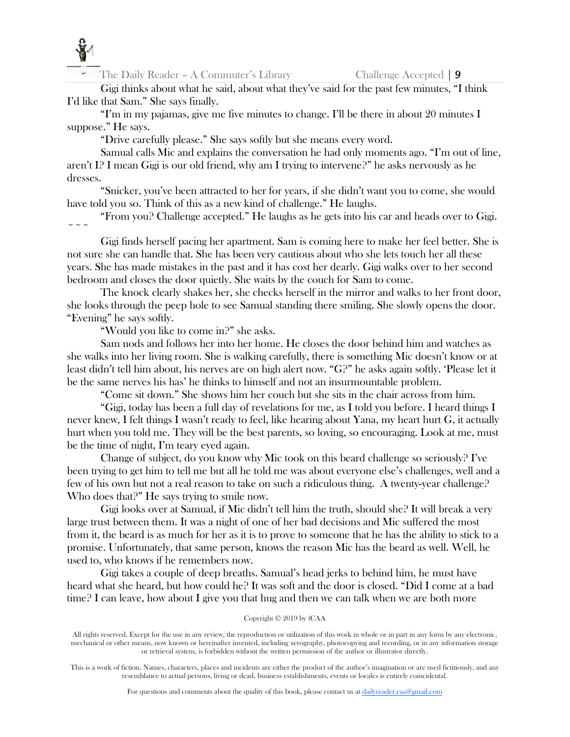Gigi thinks about what he said, about what they've said for the past few minutes, "I think I'd like that Sam." She says finally.

"I'm in my pajamas, give me five minutes to change. I'll be there in about 20 minutes I suppose." He says.

"Drive carefully please." She says softly but she means every word.

Samual calls Mic and explains the conversation he had only moments ago. "I'm out of line, aren't I? I mean Gigi is our old friend, why am I trying to intervene?" he asks nervously as he dresses.

"Snicker, you've been attracted to her for years, if she didn't want you to come, she would have told you so. Think of this as a new kind of challenge." He laughs.

"From you? Challenge accepted." He laughs as he gets into his car and heads over to Gigi.

~ ~ ~

Gigi finds herself pacing her apartment. Sam is coming here to make her feel better. She is not sure she can handle that. She has been very cautious about who she lets touch her all these years. She has made mistakes in the past and it has cost her dearly. Gigi walks over to her second bedroom and closes the door quietly. She waits by the couch for Sam to come.

The knock clearly shakes her, she checks herself in the mirror and walks to her front door, she looks through the peep hole to see Samual standing there smiling. She slowly opens the door. "Evening" he says softly.

"Would you like to come in?" she asks.

Sam nods and follows her into her home. He closes the door behind him and watches as she walks into her living room. She is walking carefully, there is something Mic doesn't know or at least didn't tell him about, his nerves are on high alert now. "G?" he asks again softly. 'Please let it be the same nerves his has' he thinks to himself and not an insurmountable problem.

"Come sit down." She shows him her couch but she sits in the chair across from him.

"Gigi, today has been a full day of revelations for me, as I told you before. I heard things I never knew, I felt things I wasn't ready to feel, like hearing about Yana, my heart hurt G, it actually hurt when you told me. They will be the best parents, so loving, so encouraging. Look at me, must be the time of night, I'm teary eyed again.

Change of subject, do you know why Mic took on this beard challenge so seriously? I've been trying to get him to tell me but all he told me was about everyone else's challenges, well and a few of his own but not a real reason to take on such a ridiculous thing. A twenty-year challenge? Who does that?" He says trying to smile now.

Gigi looks over at Samual, if Mic didn't tell him the truth, should she? It will break a very large trust between them. It was a night of one of her bad decisions and Mic suffered the most from it, the beard is as much for her as it is to prove to someone that he has the ability to stick to a promise. Unfortunately, that same person, knows the reason Mic has the beard as well. Well, he used to, who knows if he remembers now.

Gigi takes a couple of deep breaths. Samual's head jerks to behind him, he must have heard what she heard, but how could he? It was soft and the door is closed. "Did I come at a bad time? I can leave, how about I give you that hug and then we can talk when we are both more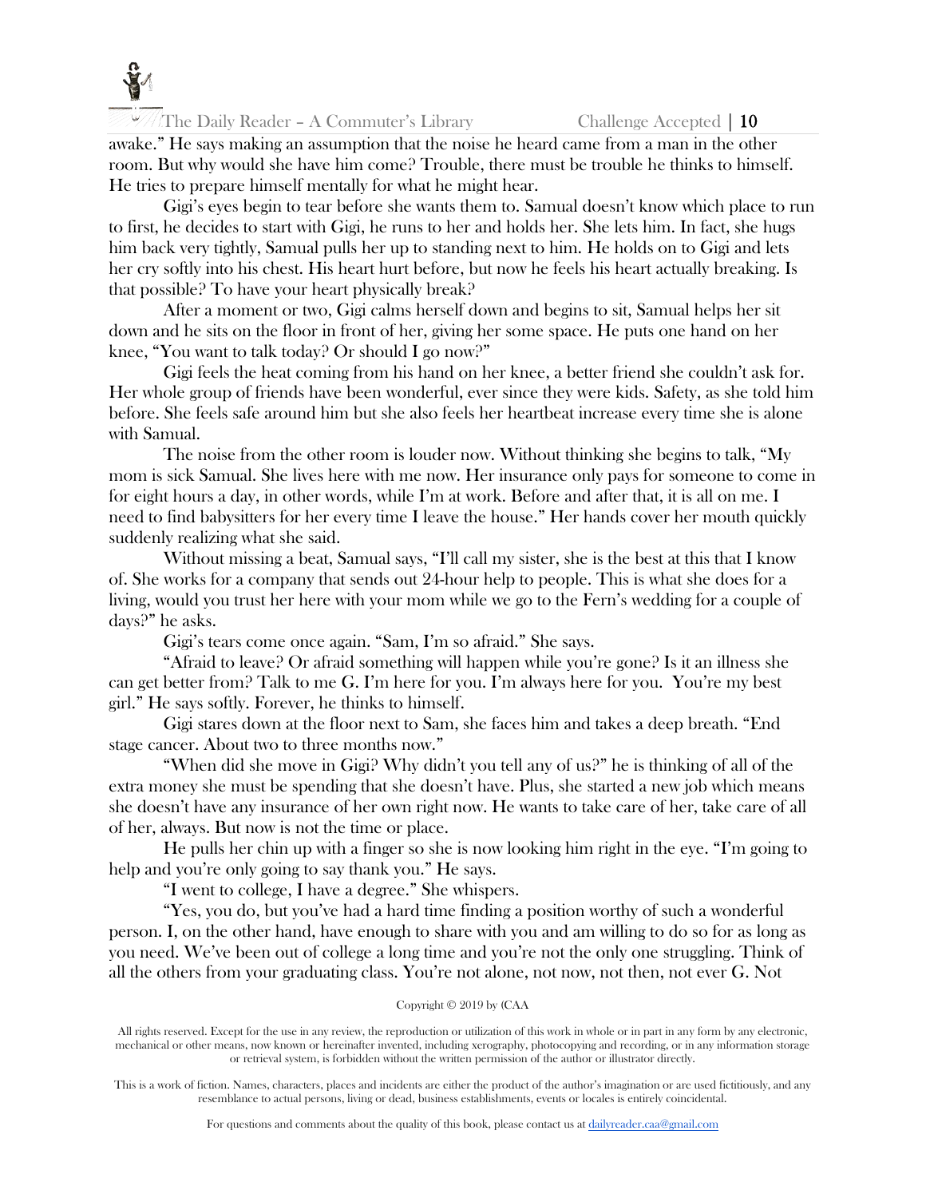awake." He says making an assumption that the noise he heard came from a man in the other room. But why would she have him come? Trouble, there must be trouble he thinks to himself. He tries to prepare himself mentally for what he might hear.

Gigi's eyes begin to tear before she wants them to. Samual doesn't know which place to run to first, he decides to start with Gigi, he runs to her and holds her. She lets him. In fact, she hugs him back very tightly, Samual pulls her up to standing next to him. He holds on to Gigi and lets her cry softly into his chest. His heart hurt before, but now he feels his heart actually breaking. Is that possible? To have your heart physically break?

After a moment or two, Gigi calms herself down and begins to sit, Samual helps her sit down and he sits on the floor in front of her, giving her some space. He puts one hand on her knee, "You want to talk today? Or should I go now?"

Gigi feels the heat coming from his hand on her knee, a better friend she couldn't ask for. Her whole group of friends have been wonderful, ever since they were kids. Safety, as she told him before. She feels safe around him but she also feels her heartbeat increase every time she is alone with Samual.

The noise from the other room is louder now. Without thinking she begins to talk, "My mom is sick Samual. She lives here with me now. Her insurance only pays for someone to come in for eight hours a day, in other words, while I'm at work. Before and after that, it is all on me. I need to find babysitters for her every time I leave the house." Her hands cover her mouth quickly suddenly realizing what she said.

Without missing a beat, Samual says, "I'll call my sister, she is the best at this that I know of. She works for a company that sends out 24-hour help to people. This is what she does for a living, would you trust her here with your mom while we go to the Fern's wedding for a couple of days?" he asks.

Gigi's tears come once again. "Sam, I'm so afraid." She says.

"Afraid to leave? Or afraid something will happen while you're gone? Is it an illness she can get better from? Talk to me G. I'm here for you. I'm always here for you. You're my best girl." He says softly. Forever, he thinks to himself.

Gigi stares down at the floor next to Sam, she faces him and takes a deep breath. "End stage cancer. About two to three months now."

"When did she move in Gigi? Why didn't you tell any of us?" he is thinking of all of the extra money she must be spending that she doesn't have. Plus, she started a new job which means she doesn't have any insurance of her own right now. He wants to take care of her, take care of all of her, always. But now is not the time or place.

He pulls her chin up with a finger so she is now looking him right in the eye. "I'm going to help and you're only going to say thank you." He says.

"I went to college, I have a degree." She whispers.

"Yes, you do, but you've had a hard time finding a position worthy of such a wonderful person. I, on the other hand, have enough to share with you and am willing to do so for as long as you need. We've been out of college a long time and you're not the only one struggling. Think of all the others from your graduating class. You're not alone, not now, not then, not ever G. Not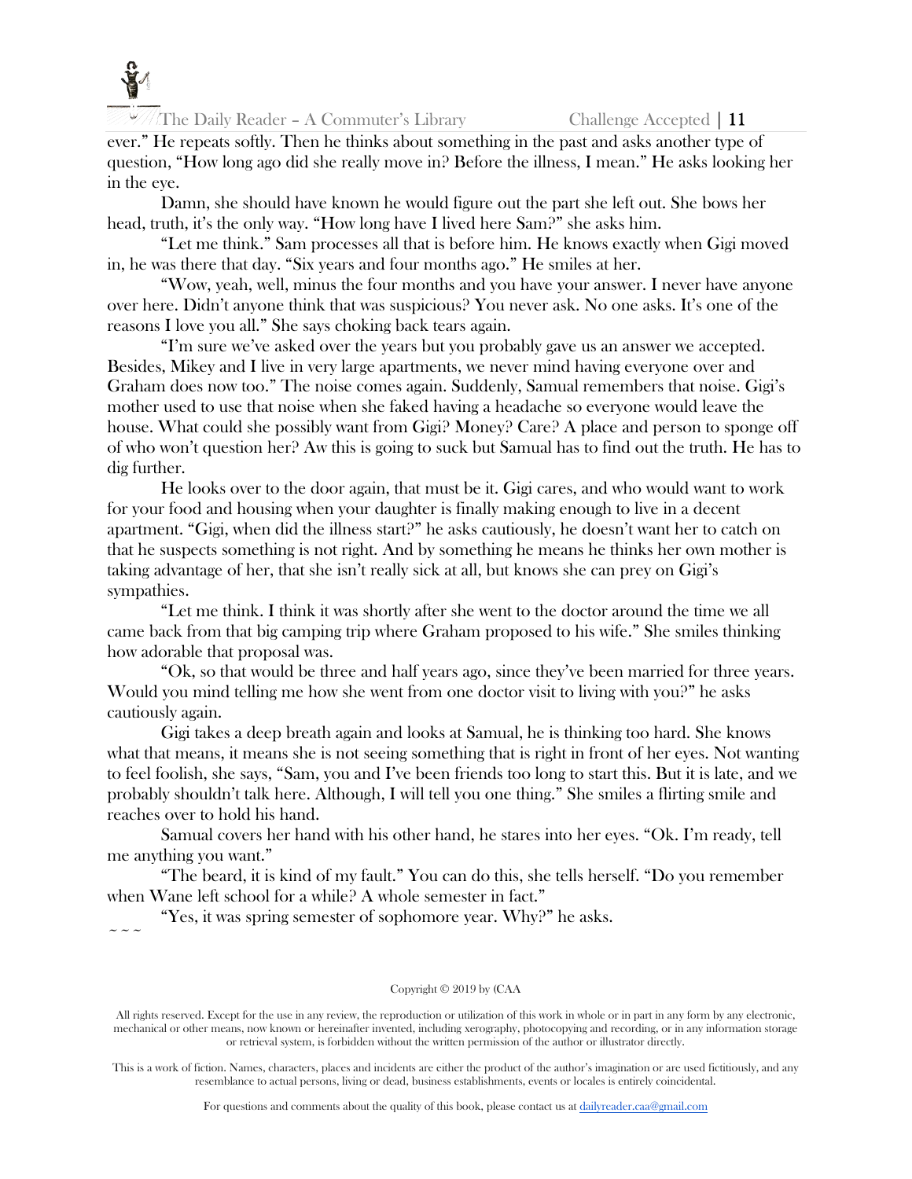ever." He repeats softly. Then he thinks about something in the past and asks another type of question, "How long ago did she really move in? Before the illness, I mean." He asks looking her in the eye.

Damn, she should have known he would figure out the part she left out. She bows her head, truth, it's the only way. "How long have I lived here Sam?" she asks him.

"Let me think." Sam processes all that is before him. He knows exactly when Gigi moved in, he was there that day. "Six years and four months ago." He smiles at her.

"Wow, yeah, well, minus the four months and you have your answer. I never have anyone over here. Didn't anyone think that was suspicious? You never ask. No one asks. It's one of the reasons I love you all." She says choking back tears again.

"I'm sure we've asked over the years but you probably gave us an answer we accepted. Besides, Mikey and I live in very large apartments, we never mind having everyone over and Graham does now too." The noise comes again. Suddenly, Samual remembers that noise. Gigi's mother used to use that noise when she faked having a headache so everyone would leave the house. What could she possibly want from Gigi? Money? Care? A place and person to sponge off of who won't question her? Aw this is going to suck but Samual has to find out the truth. He has to dig further.

He looks over to the door again, that must be it. Gigi cares, and who would want to work for your food and housing when your daughter is finally making enough to live in a decent apartment. "Gigi, when did the illness start?" he asks cautiously, he doesn't want her to catch on that he suspects something is not right. And by something he means he thinks her own mother is taking advantage of her, that she isn't really sick at all, but knows she can prey on Gigi's sympathies.

"Let me think. I think it was shortly after she went to the doctor around the time we all came back from that big camping trip where Graham proposed to his wife." She smiles thinking how adorable that proposal was.

"Ok, so that would be three and half years ago, since they've been married for three years. Would you mind telling me how she went from one doctor visit to living with you?" he asks cautiously again.

Gigi takes a deep breath again and looks at Samual, he is thinking too hard. She knows what that means, it means she is not seeing something that is right in front of her eyes. Not wanting to feel foolish, she says, "Sam, you and I've been friends too long to start this. But it is late, and we probably shouldn't talk here. Although, I will tell you one thing." She smiles a flirting smile and reaches over to hold his hand.

Samual covers her hand with his other hand, he stares into her eyes. "Ok. I'm ready, tell me anything you want."

"The beard, it is kind of my fault." You can do this, she tells herself. "Do you remember when Wane left school for a while? A whole semester in fact."

"Yes, it was spring semester of sophomore year. Why?" he asks.

~ ~ ~

Copyright © 2019 by (CAA

All rights reserved. Except for the use in any review, the reproduction or utilization of this work in whole or in part in any form by any electronic, mechanical or other means, now known or hereinafter invented, including xerography, photocopying and recording, or in any information storage or retrieval system, is forbidden without the written permission of the author or illustrator directly.

This is a work of fiction. Names, characters, places and incidents are either the product of the author's imagination or are used fictitiously, and any resemblance to actual persons, living or dead, business establishments, events or locales is entirely coincidental.

For questions and comments about the quality of this book, please contact us at dailyreader.caa@gmail.com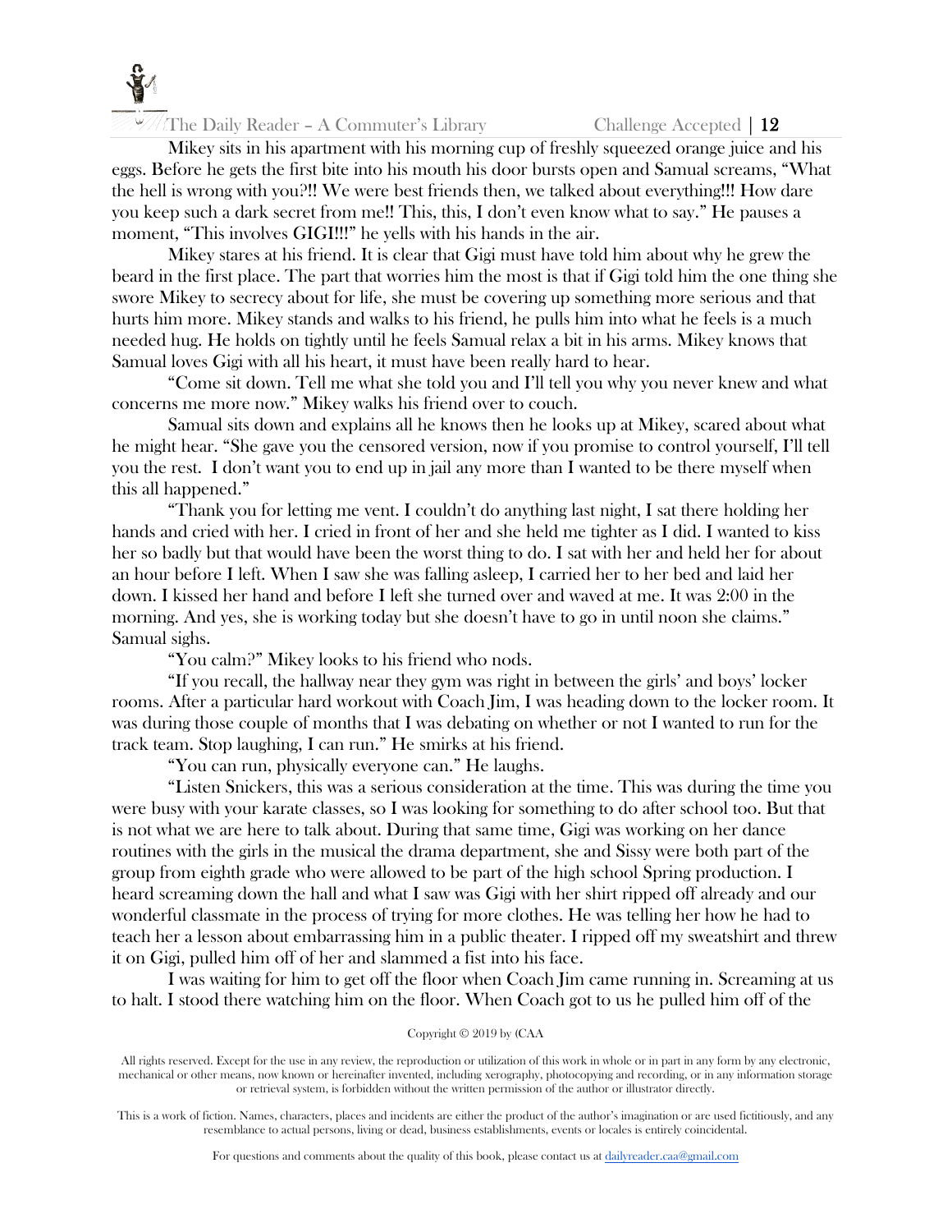Mikey sits in his apartment with his morning cup of freshly squeezed orange juice and his eggs. Before he gets the first bite into his mouth his door bursts open and Samual screams, "What the hell is wrong with you?!! We were best friends then, we talked about everything!!! How dare you keep such a dark secret from me!! This, this, I don't even know what to say." He pauses a moment, "This involves GIGI!!!" he yells with his hands in the air.

Mikey stares at his friend. It is clear that Gigi must have told him about why he grew the beard in the first place. The part that worries him the most is that if Gigi told him the one thing she swore Mikey to secrecy about for life, she must be covering up something more serious and that hurts him more. Mikey stands and walks to his friend, he pulls him into what he feels is a much needed hug. He holds on tightly until he feels Samual relax a bit in his arms. Mikey knows that Samual loves Gigi with all his heart, it must have been really hard to hear.

"Come sit down. Tell me what she told you and I'll tell you why you never knew and what concerns me more now." Mikey walks his friend over to couch.

Samual sits down and explains all he knows then he looks up at Mikey, scared about what he might hear. "She gave you the censored version, now if you promise to control yourself, I'll tell you the rest. I don't want you to end up in jail any more than I wanted to be there myself when this all happened."

"Thank you for letting me vent. I couldn't do anything last night, I sat there holding her hands and cried with her. I cried in front of her and she held me tighter as I did. I wanted to kiss her so badly but that would have been the worst thing to do. I sat with her and held her for about an hour before I left. When I saw she was falling asleep, I carried her to her bed and laid her down. I kissed her hand and before I left she turned over and waved at me. It was 2:00 in the morning. And yes, she is working today but she doesn't have to go in until noon she claims." Samual sighs.

"You calm?" Mikey looks to his friend who nods.

"If you recall, the hallway near they gym was right in between the girls' and boys' locker rooms. After a particular hard workout with Coach Jim, I was heading down to the locker room. It was during those couple of months that I was debating on whether or not I wanted to run for the track team. Stop laughing, I can run." He smirks at his friend.

"You can run, physically everyone can." He laughs.

"Listen Snickers, this was a serious consideration at the time. This was during the time you were busy with your karate classes, so I was looking for something to do after school too. But that is not what we are here to talk about. During that same time, Gigi was working on her dance routines with the girls in the musical the drama department, she and Sissy were both part of the group from eighth grade who were allowed to be part of the high school Spring production. I heard screaming down the hall and what I saw was Gigi with her shirt ripped off already and our wonderful classmate in the process of trying for more clothes. He was telling her how he had to teach her a lesson about embarrassing him in a public theater. I ripped off my sweatshirt and threw it on Gigi, pulled him off of her and slammed a fist into his face.

I was waiting for him to get off the floor when Coach Jim came running in. Screaming at us to halt. I stood there watching him on the floor. When Coach got to us he pulled him off of the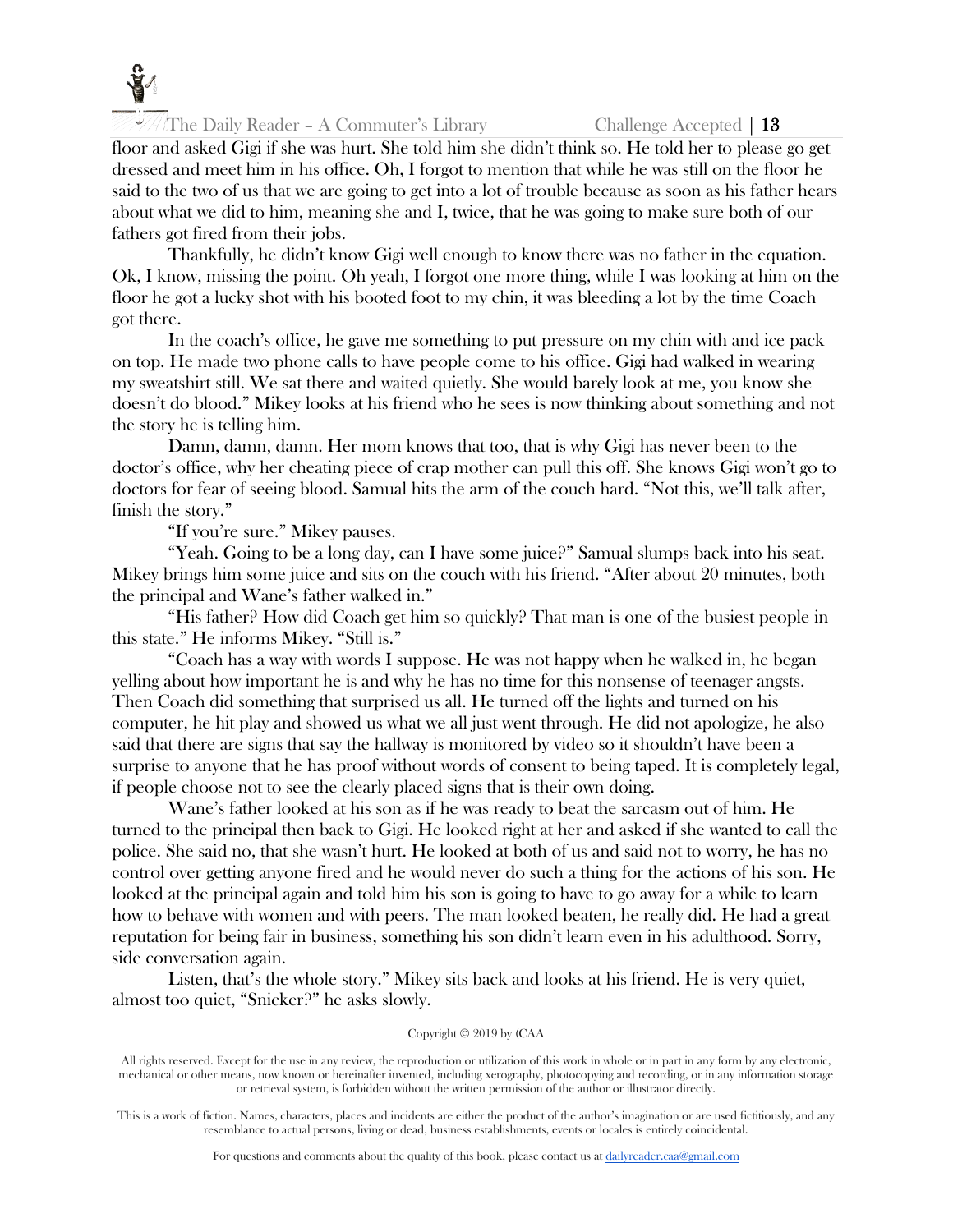floor and asked Gigi if she was hurt. She told him she didn't think so. He told her to please go get dressed and meet him in his office. Oh, I forgot to mention that while he was still on the floor he said to the two of us that we are going to get into a lot of trouble because as soon as his father hears about what we did to him, meaning she and I, twice, that he was going to make sure both of our fathers got fired from their jobs.

Thankfully, he didn't know Gigi well enough to know there was no father in the equation. Ok, I know, missing the point. Oh yeah, I forgot one more thing, while I was looking at him on the floor he got a lucky shot with his booted foot to my chin, it was bleeding a lot by the time Coach got there.

In the coach's office, he gave me something to put pressure on my chin with and ice pack on top. He made two phone calls to have people come to his office. Gigi had walked in wearing my sweatshirt still. We sat there and waited quietly. She would barely look at me, you know she doesn't do blood." Mikey looks at his friend who he sees is now thinking about something and not the story he is telling him.

Damn, damn, damn. Her mom knows that too, that is why Gigi has never been to the doctor's office, why her cheating piece of crap mother can pull this off. She knows Gigi won't go to doctors for fear of seeing blood. Samual hits the arm of the couch hard. "Not this, we'll talk after, finish the story."

"If you're sure." Mikey pauses.

"Yeah. Going to be a long day, can I have some juice?" Samual slumps back into his seat. Mikey brings him some juice and sits on the couch with his friend. "After about 20 minutes, both the principal and Wane's father walked in."

"His father? How did Coach get him so quickly? That man is one of the busiest people in this state." He informs Mikey. "Still is."

"Coach has a way with words I suppose. He was not happy when he walked in, he began yelling about how important he is and why he has no time for this nonsense of teenager angsts. Then Coach did something that surprised us all. He turned off the lights and turned on his computer, he hit play and showed us what we all just went through. He did not apologize, he also said that there are signs that say the hallway is monitored by video so it shouldn't have been a surprise to anyone that he has proof without words of consent to being taped. It is completely legal, if people choose not to see the clearly placed signs that is their own doing.

Wane's father looked at his son as if he was ready to beat the sarcasm out of him. He turned to the principal then back to Gigi. He looked right at her and asked if she wanted to call the police. She said no, that she wasn't hurt. He looked at both of us and said not to worry, he has no control over getting anyone fired and he would never do such a thing for the actions of his son. He looked at the principal again and told him his son is going to have to go away for a while to learn how to behave with women and with peers. The man looked beaten, he really did. He had a great reputation for being fair in business, something his son didn't learn even in his adulthood. Sorry, side conversation again.

Listen, that's the whole story." Mikey sits back and looks at his friend. He is very quiet, almost too quiet, "Snicker?" he asks slowly.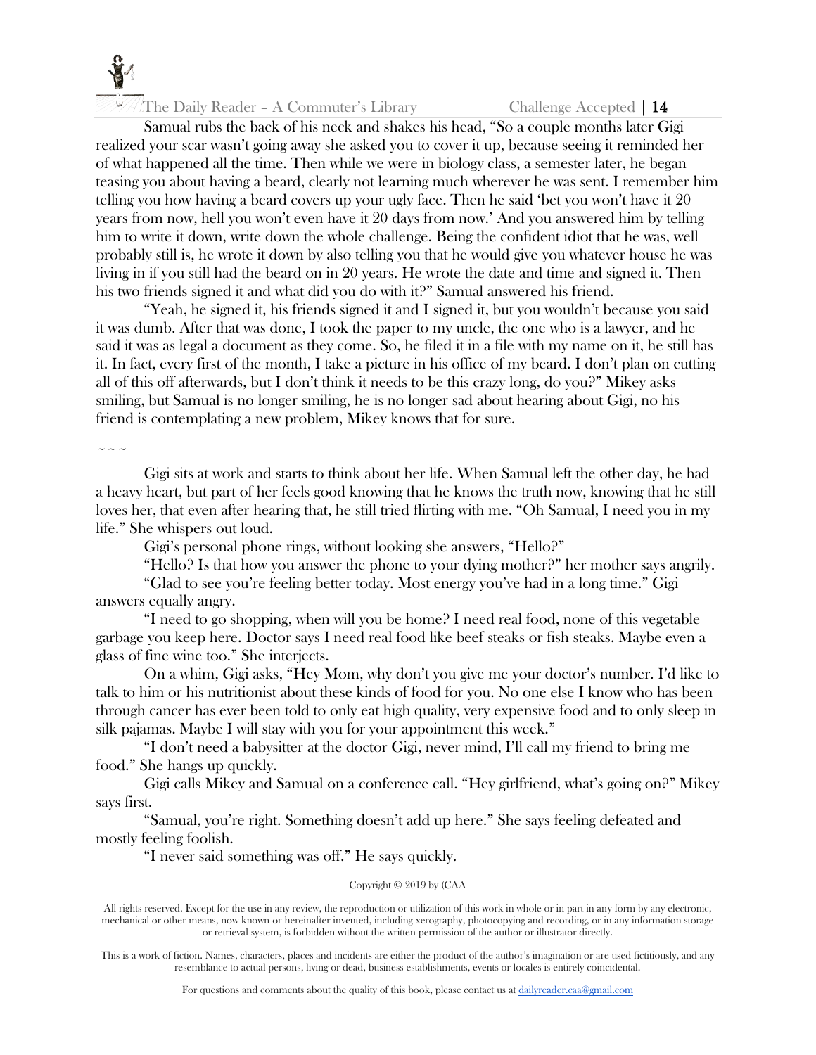Samual rubs the back of his neck and shakes his head, "So a couple months later Gigi realized your scar wasn't going away she asked you to cover it up, because seeing it reminded her of what happened all the time. Then while we were in biology class, a semester later, he began teasing you about having a beard, clearly not learning much wherever he was sent. I remember him telling you how having a beard covers up your ugly face. Then he said 'bet you won't have it 20 years from now, hell you won't even have it 20 days from now.' And you answered him by telling him to write it down, write down the whole challenge. Being the confident idiot that he was, well probably still is, he wrote it down by also telling you that he would give you whatever house he was living in if you still had the beard on in 20 years. He wrote the date and time and signed it. Then his two friends signed it and what did you do with it?" Samual answered his friend.

"Yeah, he signed it, his friends signed it and I signed it, but you wouldn't because you said it was dumb. After that was done, I took the paper to my uncle, the one who is a lawyer, and he said it was as legal a document as they come. So, he filed it in a file with my name on it, he still has it. In fact, every first of the month, I take a picture in his office of my beard. I don't plan on cutting all of this off afterwards, but I don't think it needs to be this crazy long, do you?" Mikey asks smiling, but Samual is no longer smiling, he is no longer sad about hearing about Gigi, no his friend is contemplating a new problem, Mikey knows that for sure.

~ ~ ~

Gigi sits at work and starts to think about her life. When Samual left the other day, he had a heavy heart, but part of her feels good knowing that he knows the truth now, knowing that he still loves her, that even after hearing that, he still tried flirting with me. "Oh Samual, I need you in my life." She whispers out loud.

Gigi's personal phone rings, without looking she answers, "Hello?"

"Hello? Is that how you answer the phone to your dying mother?" her mother says angrily.

"Glad to see you're feeling better today. Most energy you've had in a long time." Gigi answers equally angry.

"I need to go shopping, when will you be home? I need real food, none of this vegetable garbage you keep here. Doctor says I need real food like beef steaks or fish steaks. Maybe even a glass of fine wine too." She interjects.

On a whim, Gigi asks, "Hey Mom, why don't you give me your doctor's number. I'd like to talk to him or his nutritionist about these kinds of food for you. No one else I know who has been through cancer has ever been told to only eat high quality, very expensive food and to only sleep in silk pajamas. Maybe I will stay with you for your appointment this week."

"I don't need a babysitter at the doctor Gigi, never mind, I'll call my friend to bring me food." She hangs up quickly.

Gigi calls Mikey and Samual on a conference call. "Hey girlfriend, what's going on?" Mikey says first.

"Samual, you're right. Something doesn't add up here." She says feeling defeated and mostly feeling foolish.

"I never said something was off." He says quickly.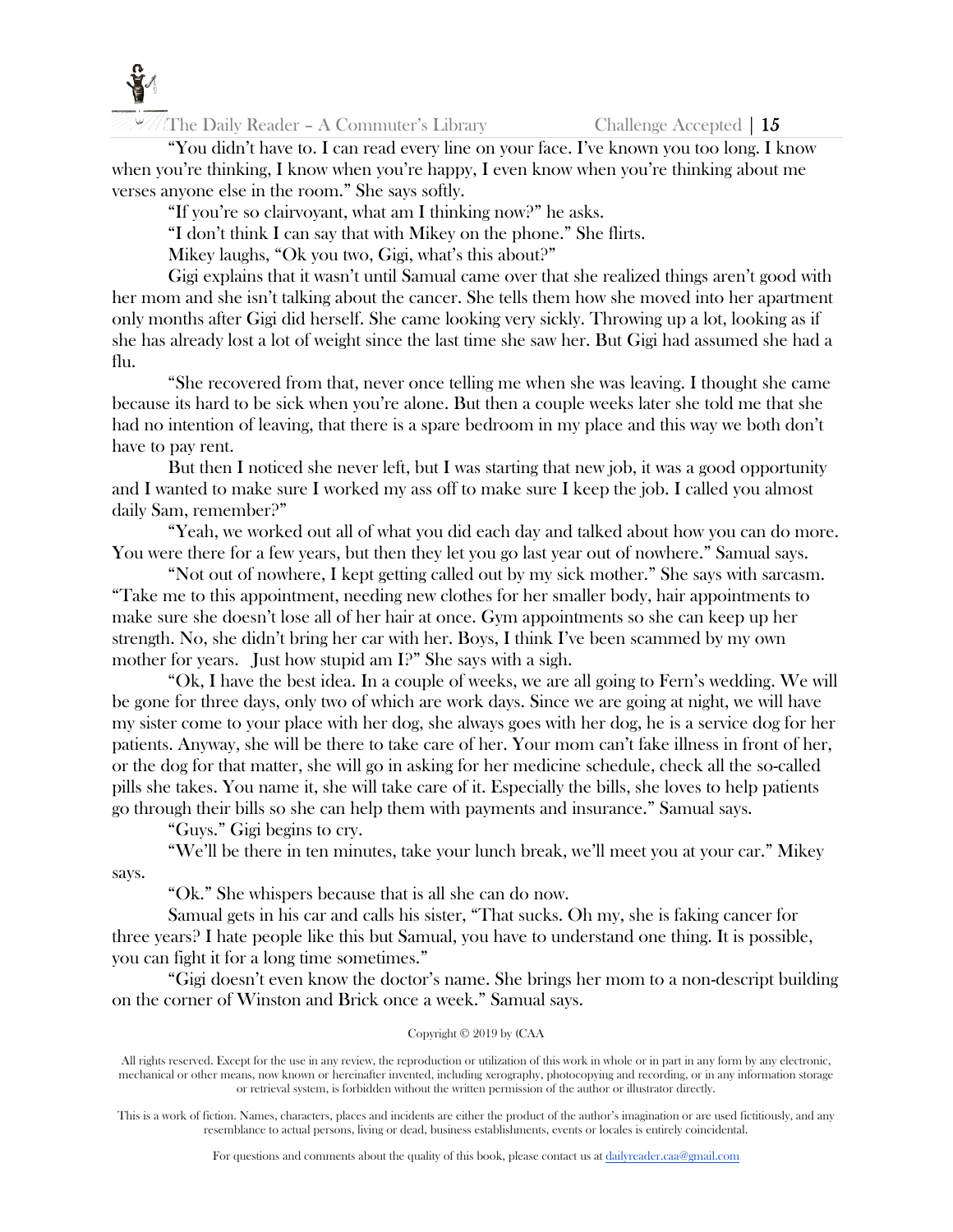"You didn't have to. I can read every line on your face. I've known you too long. I know when you're thinking, I know when you're happy, I even know when you're thinking about me verses anyone else in the room." She says softly.

"If you're so clairvoyant, what am I thinking now?" he asks.

"I don't think I can say that with Mikey on the phone." She flirts.

Mikey laughs, "Ok you two, Gigi, what's this about?"

Gigi explains that it wasn't until Samual came over that she realized things aren't good with her mom and she isn't talking about the cancer. She tells them how she moved into her apartment only months after Gigi did herself. She came looking very sickly. Throwing up a lot, looking as if she has already lost a lot of weight since the last time she saw her. But Gigi had assumed she had a flu.

"She recovered from that, never once telling me when she was leaving. I thought she came because its hard to be sick when you're alone. But then a couple weeks later she told me that she had no intention of leaving, that there is a spare bedroom in my place and this way we both don't have to pay rent.

But then I noticed she never left, but I was starting that new job, it was a good opportunity and I wanted to make sure I worked my ass off to make sure I keep the job. I called you almost daily Sam, remember?"

"Yeah, we worked out all of what you did each day and talked about how you can do more. You were there for a few years, but then they let you go last year out of nowhere." Samual says.

"Not out of nowhere, I kept getting called out by my sick mother." She says with sarcasm. "Take me to this appointment, needing new clothes for her smaller body, hair appointments to make sure she doesn't lose all of her hair at once. Gym appointments so she can keep up her strength. No, she didn't bring her car with her. Boys, I think I've been scammed by my own mother for years. Just how stupid am I?" She says with a sigh.

"Ok, I have the best idea. In a couple of weeks, we are all going to Fern's wedding. We will be gone for three days, only two of which are work days. Since we are going at night, we will have my sister come to your place with her dog, she always goes with her dog, he is a service dog for her patients. Anyway, she will be there to take care of her. Your mom can't fake illness in front of her, or the dog for that matter, she will go in asking for her medicine schedule, check all the so-called pills she takes. You name it, she will take care of it. Especially the bills, she loves to help patients go through their bills so she can help them with payments and insurance." Samual says.

"Guys." Gigi begins to cry.

"We'll be there in ten minutes, take your lunch break, we'll meet you at your car." Mikey says.

"Ok." She whispers because that is all she can do now.

Samual gets in his car and calls his sister, "That sucks. Oh my, she is faking cancer for three years? I hate people like this but Samual, you have to understand one thing. It is possible, you can fight it for a long time sometimes."

"Gigi doesn't even know the doctor's name. She brings her mom to a non-descript building on the corner of Winston and Brick once a week." Samual says.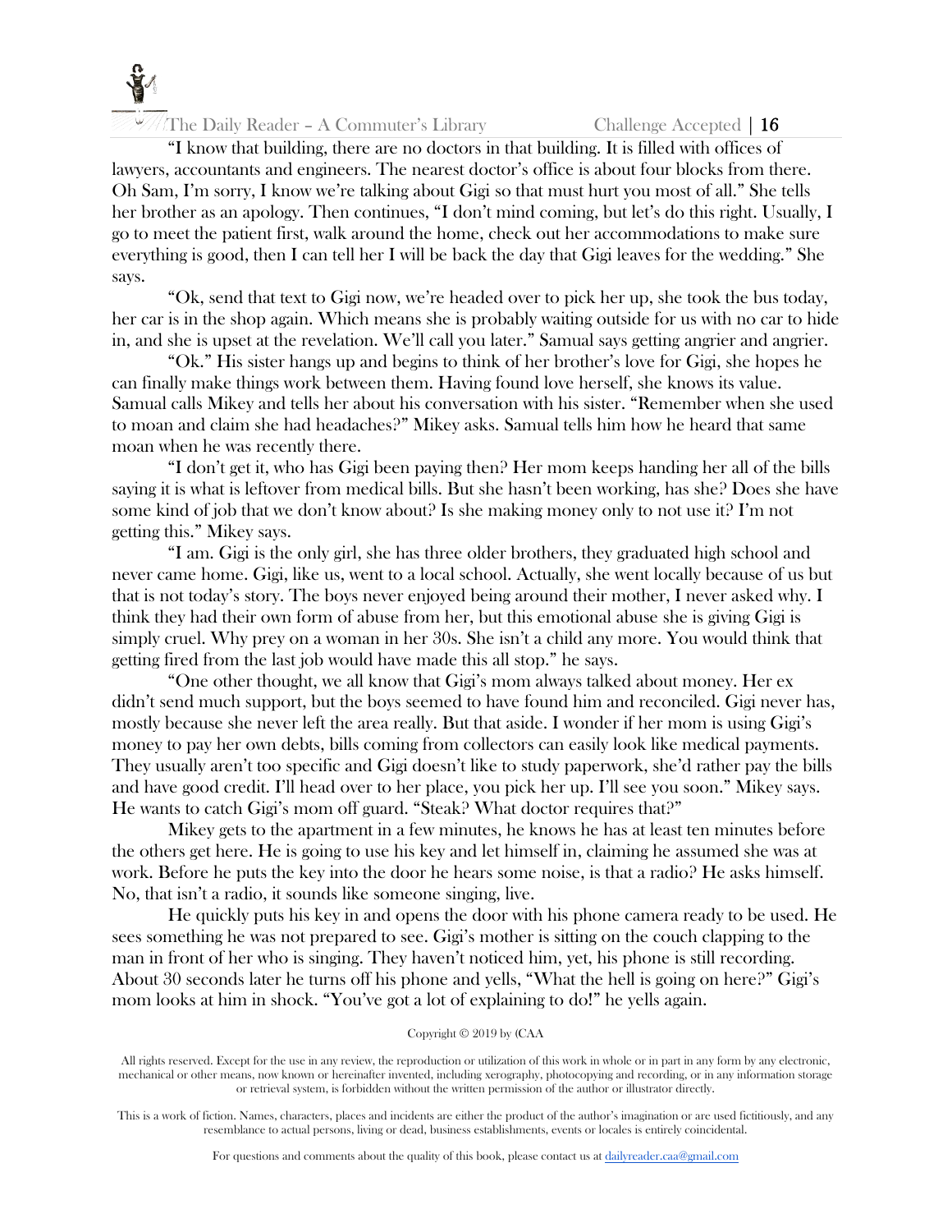"I know that building, there are no doctors in that building. It is filled with offices of lawyers, accountants and engineers. The nearest doctor's office is about four blocks from there. Oh Sam, I'm sorry, I know we're talking about Gigi so that must hurt you most of all." She tells her brother as an apology. Then continues, "I don't mind coming, but let's do this right. Usually, I go to meet the patient first, walk around the home, check out her accommodations to make sure everything is good, then I can tell her I will be back the day that Gigi leaves for the wedding." She says.

"Ok, send that text to Gigi now, we're headed over to pick her up, she took the bus today, her car is in the shop again. Which means she is probably waiting outside for us with no car to hide in, and she is upset at the revelation. We'll call you later." Samual says getting angrier and angrier.

"Ok." His sister hangs up and begins to think of her brother's love for Gigi, she hopes he can finally make things work between them. Having found love herself, she knows its value. Samual calls Mikey and tells her about his conversation with his sister. "Remember when she used to moan and claim she had headaches?" Mikey asks. Samual tells him how he heard that same moan when he was recently there.

"I don't get it, who has Gigi been paying then? Her mom keeps handing her all of the bills saying it is what is leftover from medical bills. But she hasn't been working, has she? Does she have some kind of job that we don't know about? Is she making money only to not use it? I'm not getting this." Mikey says.

"I am. Gigi is the only girl, she has three older brothers, they graduated high school and never came home. Gigi, like us, went to a local school. Actually, she went locally because of us but that is not today's story. The boys never enjoyed being around their mother, I never asked why. I think they had their own form of abuse from her, but this emotional abuse she is giving Gigi is simply cruel. Why prey on a woman in her 30s. She isn't a child any more. You would think that getting fired from the last job would have made this all stop." he says.

"One other thought, we all know that Gigi's mom always talked about money. Her ex didn't send much support, but the boys seemed to have found him and reconciled. Gigi never has, mostly because she never left the area really. But that aside. I wonder if her mom is using Gigi's money to pay her own debts, bills coming from collectors can easily look like medical payments. They usually aren't too specific and Gigi doesn't like to study paperwork, she'd rather pay the bills and have good credit. I'll head over to her place, you pick her up. I'll see you soon." Mikey says. He wants to catch Gigi's mom off guard. "Steak? What doctor requires that?"

Mikey gets to the apartment in a few minutes, he knows he has at least ten minutes before the others get here. He is going to use his key and let himself in, claiming he assumed she was at work. Before he puts the key into the door he hears some noise, is that a radio? He asks himself. No, that isn't a radio, it sounds like someone singing, live.

He quickly puts his key in and opens the door with his phone camera ready to be used. He sees something he was not prepared to see. Gigi's mother is sitting on the couch clapping to the man in front of her who is singing. They haven't noticed him, yet, his phone is still recording. About 30 seconds later he turns off his phone and yells, "What the hell is going on here?" Gigi's mom looks at him in shock. "You've got a lot of explaining to do!" he yells again.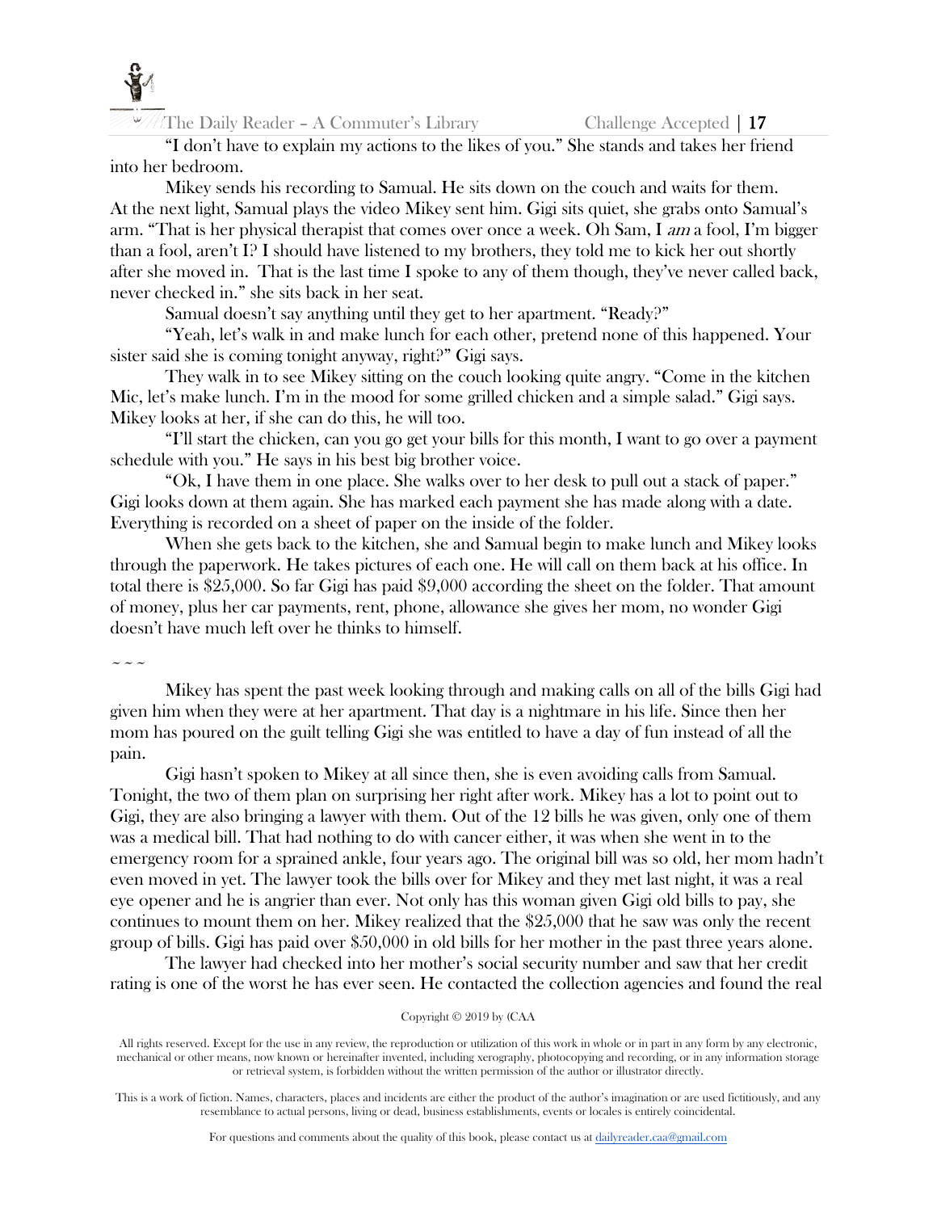"I don't have to explain my actions to the likes of you." She stands and takes her friend into her bedroom.

Mikey sends his recording to Samual. He sits down on the couch and waits for them. At the next light, Samual plays the video Mikey sent him. Gigi sits quiet, she grabs onto Samual's arm. "That is her physical therapist that comes over once a week. Oh Sam, I *am* a fool, I'm bigger than a fool, aren't I? I should have listened to my brothers, they told me to kick her out shortly after she moved in. That is the last time I spoke to any of them though, they've never called back, never checked in." she sits back in her seat.

Samual doesn't say anything until they get to her apartment. "Ready?"

"Yeah, let's walk in and make lunch for each other, pretend none of this happened. Your sister said she is coming tonight anyway, right?" Gigi says.

They walk in to see Mikey sitting on the couch looking quite angry. "Come in the kitchen Mic, let's make lunch. I'm in the mood for some grilled chicken and a simple salad." Gigi says. Mikey looks at her, if she can do this, he will too.

"I'll start the chicken, can you go get your bills for this month, I want to go over a payment schedule with you." He says in his best big brother voice.

"Ok, I have them in one place. She walks over to her desk to pull out a stack of paper." Gigi looks down at them again. She has marked each payment she has made along with a date. Everything is recorded on a sheet of paper on the inside of the folder.

When she gets back to the kitchen, she and Samual begin to make lunch and Mikey looks through the paperwork. He takes pictures of each one. He will call on them back at his office. In total there is $25,000. So far Gigi has paid $9,000 according the sheet on the folder. That amount of money, plus her car payments, rent, phone, allowance she gives her mom, no wonder Gigi doesn't have much left over he thinks to himself.

~ ~ ~

Mikey has spent the past week looking through and making calls on all of the bills Gigi had given him when they were at her apartment. That day is a nightmare in his life. Since then her mom has poured on the guilt telling Gigi she was entitled to have a day of fun instead of all the pain.

Gigi hasn't spoken to Mikey at all since then, she is even avoiding calls from Samual. Tonight, the two of them plan on surprising her right after work. Mikey has a lot to point out to Gigi, they are also bringing a lawyer with them. Out of the 12 bills he was given, only one of them was a medical bill. That had nothing to do with cancer either, it was when she went in to the emergency room for a sprained ankle, four years ago. The original bill was so old, her mom hadn't even moved in yet. The lawyer took the bills over for Mikey and they met last night, it was a real eye opener and he is angrier than ever. Not only has this woman given Gigi old bills to pay, she continues to mount them on her. Mikey realized that the $25,000 that he saw was only the recent group of bills. Gigi has paid over $50,000 in old bills for her mother in the past three years alone.

The lawyer had checked into her mother's social security number and saw that her credit rating is one of the worst he has ever seen. He contacted the collection agencies and found the real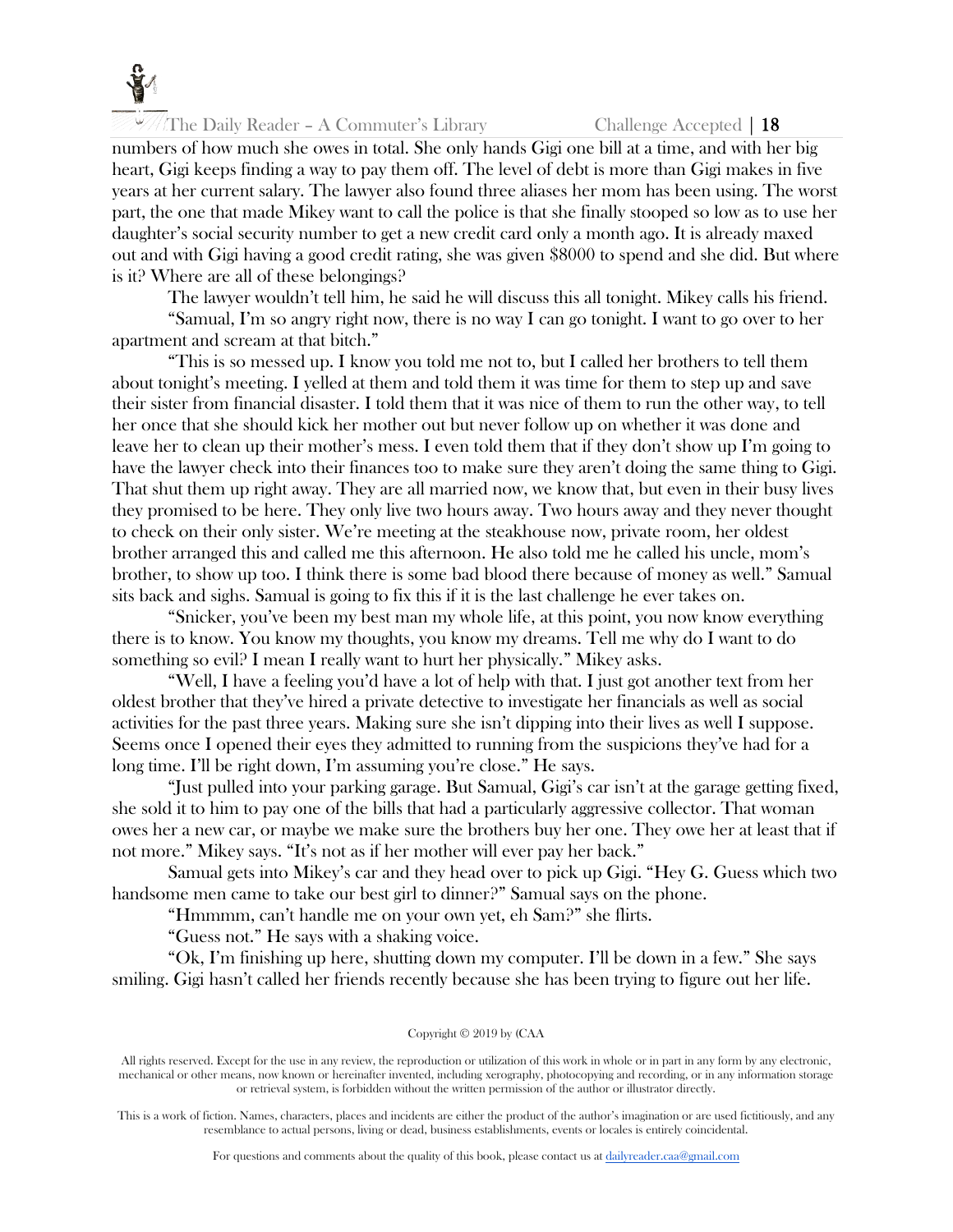numbers of how much she owes in total. She only hands Gigi one bill at a time, and with her big heart, Gigi keeps finding a way to pay them off. The level of debt is more than Gigi makes in five years at her current salary. The lawyer also found three aliases her mom has been using. The worst part, the one that made Mikey want to call the police is that she finally stooped so low as to use her daughter's social security number to get a new credit card only a month ago. It is already maxed out and with Gigi having a good credit rating, she was given $8000 to spend and she did. But where is it? Where are all of these belongings?

The lawyer wouldn't tell him, he said he will discuss this all tonight. Mikey calls his friend.

"Samual, I'm so angry right now, there is no way I can go tonight. I want to go over to her apartment and scream at that bitch."

"This is so messed up. I know you told me not to, but I called her brothers to tell them about tonight's meeting. I yelled at them and told them it was time for them to step up and save their sister from financial disaster. I told them that it was nice of them to run the other way, to tell her once that she should kick her mother out but never follow up on whether it was done and leave her to clean up their mother's mess. I even told them that if they don't show up I'm going to have the lawyer check into their finances too to make sure they aren't doing the same thing to Gigi. That shut them up right away. They are all married now, we know that, but even in their busy lives they promised to be here. They only live two hours away. Two hours away and they never thought to check on their only sister. We're meeting at the steakhouse now, private room, her oldest brother arranged this and called me this afternoon. He also told me he called his uncle, mom's brother, to show up too. I think there is some bad blood there because of money as well." Samual sits back and sighs. Samual is going to fix this if it is the last challenge he ever takes on.

"Snicker, you've been my best man my whole life, at this point, you now know everything there is to know. You know my thoughts, you know my dreams. Tell me why do I want to do something so evil? I mean I really want to hurt her physically." Mikey asks.

"Well, I have a feeling you'd have a lot of help with that. I just got another text from her oldest brother that they've hired a private detective to investigate her financials as well as social activities for the past three years. Making sure she isn't dipping into their lives as well I suppose. Seems once I opened their eyes they admitted to running from the suspicions they've had for a long time. I'll be right down, I'm assuming you're close." He says.

"Just pulled into your parking garage. But Samual, Gigi's car isn't at the garage getting fixed, she sold it to him to pay one of the bills that had a particularly aggressive collector. That woman owes her a new car, or maybe we make sure the brothers buy her one. They owe her at least that if not more." Mikey says. "It's not as if her mother will ever pay her back."

Samual gets into Mikey's car and they head over to pick up Gigi. "Hey G. Guess which two handsome men came to take our best girl to dinner?" Samual says on the phone.

"Hmmmm, can't handle me on your own yet, eh Sam?" she flirts.

"Guess not." He says with a shaking voice.

"Ok, I'm finishing up here, shutting down my computer. I'll be down in a few." She says smiling. Gigi hasn't called her friends recently because she has been trying to figure out her life.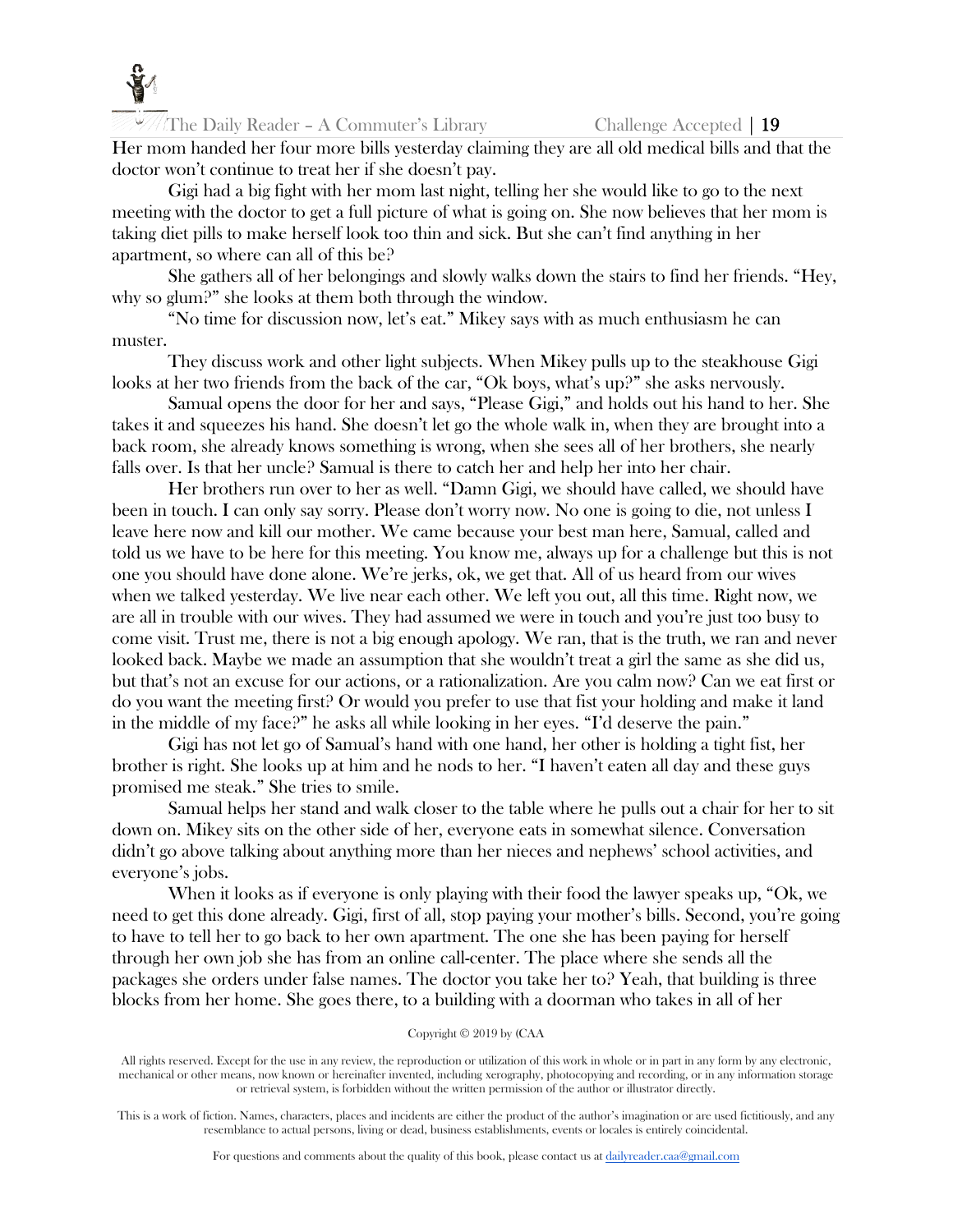Her mom handed her four more bills yesterday claiming they are all old medical bills and that the doctor won't continue to treat her if she doesn't pay.

Gigi had a big fight with her mom last night, telling her she would like to go to the next meeting with the doctor to get a full picture of what is going on. She now believes that her mom is taking diet pills to make herself look too thin and sick. But she can't find anything in her apartment, so where can all of this be?

She gathers all of her belongings and slowly walks down the stairs to find her friends. "Hey, why so glum?" she looks at them both through the window.

"No time for discussion now, let's eat." Mikey says with as much enthusiasm he can muster.

They discuss work and other light subjects. When Mikey pulls up to the steakhouse Gigi looks at her two friends from the back of the car, "Ok boys, what's up?" she asks nervously.

Samual opens the door for her and says, "Please Gigi," and holds out his hand to her. She takes it and squeezes his hand. She doesn't let go the whole walk in, when they are brought into a back room, she already knows something is wrong, when she sees all of her brothers, she nearly falls over. Is that her uncle? Samual is there to catch her and help her into her chair.

Her brothers run over to her as well. "Damn Gigi, we should have called, we should have been in touch. I can only say sorry. Please don't worry now. No one is going to die, not unless I leave here now and kill our mother. We came because your best man here, Samual, called and told us we have to be here for this meeting. You know me, always up for a challenge but this is not one you should have done alone. We're jerks, ok, we get that. All of us heard from our wives when we talked yesterday. We live near each other. We left you out, all this time. Right now, we are all in trouble with our wives. They had assumed we were in touch and you're just too busy to come visit. Trust me, there is not a big enough apology. We ran, that is the truth, we ran and never looked back. Maybe we made an assumption that she wouldn't treat a girl the same as she did us, but that's not an excuse for our actions, or a rationalization. Are you calm now? Can we eat first or do you want the meeting first? Or would you prefer to use that fist your holding and make it land in the middle of my face?" he asks all while looking in her eyes. "I'd deserve the pain."

Gigi has not let go of Samual's hand with one hand, her other is holding a tight fist, her brother is right. She looks up at him and he nods to her. "I haven't eaten all day and these guys promised me steak." She tries to smile.

Samual helps her stand and walk closer to the table where he pulls out a chair for her to sit down on. Mikey sits on the other side of her, everyone eats in somewhat silence. Conversation didn't go above talking about anything more than her nieces and nephews' school activities, and everyone's jobs.

When it looks as if everyone is only playing with their food the lawyer speaks up, "Ok, we need to get this done already. Gigi, first of all, stop paying your mother's bills. Second, you're going to have to tell her to go back to her own apartment. The one she has been paying for herself through her own job she has from an online call-center. The place where she sends all the packages she orders under false names. The doctor you take her to? Yeah, that building is three blocks from her home. She goes there, to a building with a doorman who takes in all of her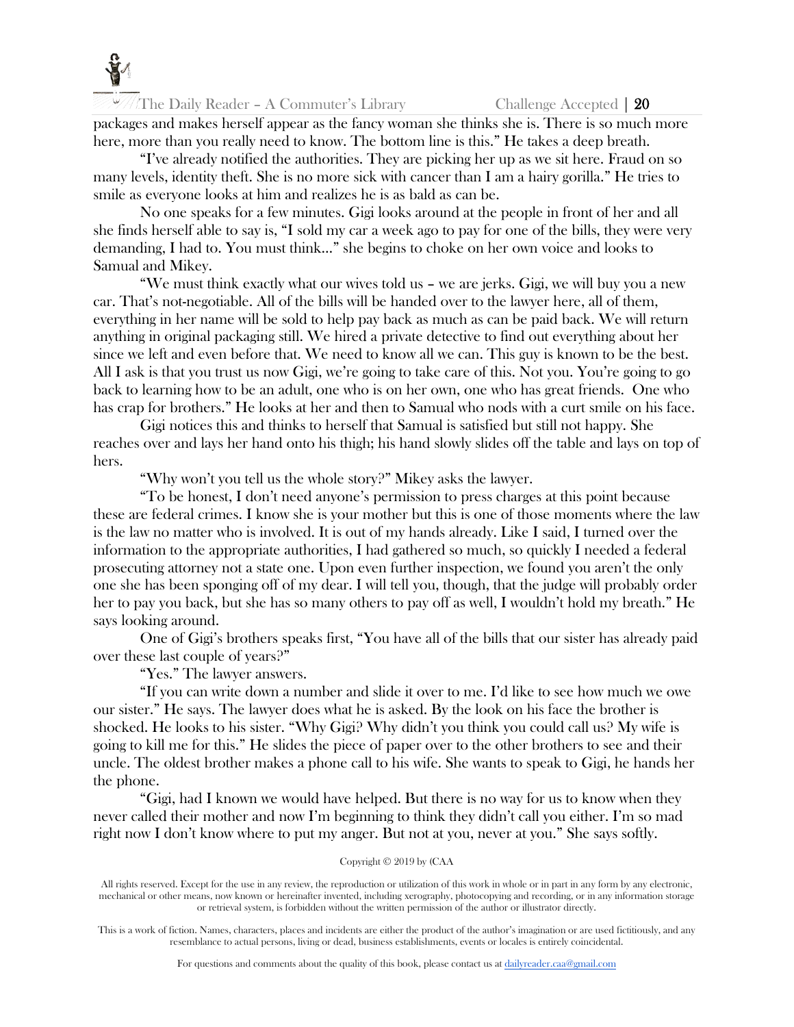packages and makes herself appear as the fancy woman she thinks she is. There is so much more here, more than you really need to know. The bottom line is this." He takes a deep breath.

"I've already notified the authorities. They are picking her up as we sit here. Fraud on so many levels, identity theft. She is no more sick with cancer than I am a hairy gorilla." He tries to smile as everyone looks at him and realizes he is as bald as can be.

No one speaks for a few minutes. Gigi looks around at the people in front of her and all she finds herself able to say is, "I sold my car a week ago to pay for one of the bills, they were very demanding, I had to. You must think…" she begins to choke on her own voice and looks to Samual and Mikey.

"We must think exactly what our wives told us – we are jerks. Gigi, we will buy you a new car. That's not-negotiable. All of the bills will be handed over to the lawyer here, all of them, everything in her name will be sold to help pay back as much as can be paid back. We will return anything in original packaging still. We hired a private detective to find out everything about her since we left and even before that. We need to know all we can. This guy is known to be the best. All I ask is that you trust us now Gigi, we're going to take care of this. Not you. You're going to go back to learning how to be an adult, one who is on her own, one who has great friends. One who has crap for brothers." He looks at her and then to Samual who nods with a curt smile on his face.

Gigi notices this and thinks to herself that Samual is satisfied but still not happy. She reaches over and lays her hand onto his thigh; his hand slowly slides off the table and lays on top of hers.

"Why won't you tell us the whole story?" Mikey asks the lawyer.

"To be honest, I don't need anyone's permission to press charges at this point because these are federal crimes. I know she is your mother but this is one of those moments where the law is the law no matter who is involved. It is out of my hands already. Like I said, I turned over the information to the appropriate authorities, I had gathered so much, so quickly I needed a federal prosecuting attorney not a state one. Upon even further inspection, we found you aren't the only one she has been sponging off of my dear. I will tell you, though, that the judge will probably order her to pay you back, but she has so many others to pay off as well, I wouldn't hold my breath." He says looking around.

One of Gigi's brothers speaks first, "You have all of the bills that our sister has already paid over these last couple of years?"

"Yes." The lawyer answers.

"If you can write down a number and slide it over to me. I'd like to see how much we owe our sister." He says. The lawyer does what he is asked. By the look on his face the brother is shocked. He looks to his sister. "Why Gigi? Why didn't you think you could call us? My wife is going to kill me for this." He slides the piece of paper over to the other brothers to see and their uncle. The oldest brother makes a phone call to his wife. She wants to speak to Gigi, he hands her the phone.

"Gigi, had I known we would have helped. But there is no way for us to know when they never called their mother and now I'm beginning to think they didn't call you either. I'm so mad right now I don't know where to put my anger. But not at you, never at you." She says softly.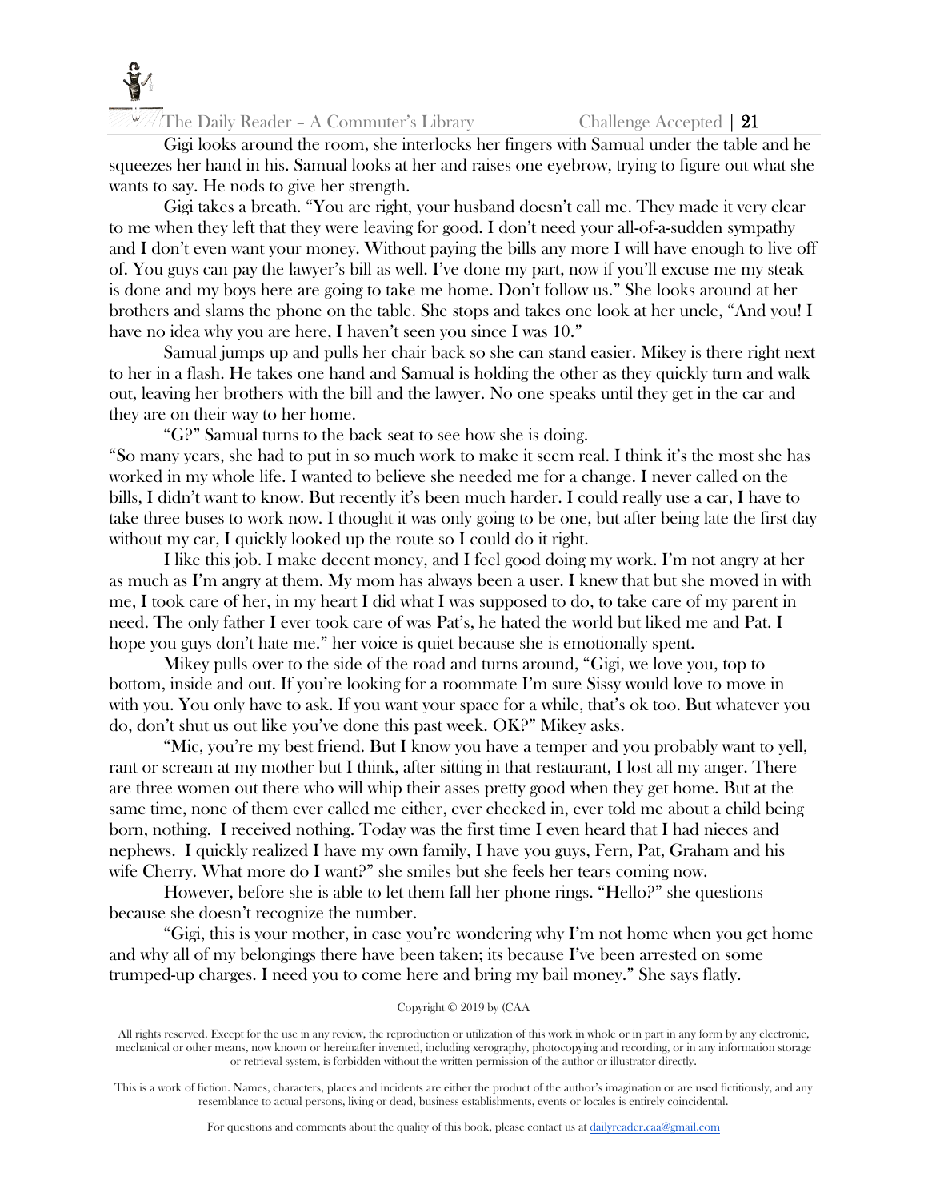Gigi looks around the room, she interlocks her fingers with Samual under the table and he squeezes her hand in his. Samual looks at her and raises one eyebrow, trying to figure out what she wants to say. He nods to give her strength.

Gigi takes a breath. "You are right, your husband doesn't call me. They made it very clear to me when they left that they were leaving for good. I don't need your all-of-a-sudden sympathy and I don't even want your money. Without paying the bills any more I will have enough to live off of. You guys can pay the lawyer's bill as well. I've done my part, now if you'll excuse me my steak is done and my boys here are going to take me home. Don't follow us." She looks around at her brothers and slams the phone on the table. She stops and takes one look at her uncle, "And you! I have no idea why you are here, I haven't seen you since I was 10."

Samual jumps up and pulls her chair back so she can stand easier. Mikey is there right next to her in a flash. He takes one hand and Samual is holding the other as they quickly turn and walk out, leaving her brothers with the bill and the lawyer. No one speaks until they get in the car and they are on their way to her home.

"G?" Samual turns to the back seat to see how she is doing.

"So many years, she had to put in so much work to make it seem real. I think it's the most she has worked in my whole life. I wanted to believe she needed me for a change. I never called on the bills, I didn't want to know. But recently it's been much harder. I could really use a car, I have to take three buses to work now. I thought it was only going to be one, but after being late the first day without my car, I quickly looked up the route so I could do it right.

I like this job. I make decent money, and I feel good doing my work. I'm not angry at her as much as I'm angry at them. My mom has always been a user. I knew that but she moved in with me, I took care of her, in my heart I did what I was supposed to do, to take care of my parent in need. The only father I ever took care of was Pat's, he hated the world but liked me and Pat. I hope you guys don't hate me." her voice is quiet because she is emotionally spent.

Mikey pulls over to the side of the road and turns around, "Gigi, we love you, top to bottom, inside and out. If you're looking for a roommate I'm sure Sissy would love to move in with you. You only have to ask. If you want your space for a while, that's ok too. But whatever you do, don't shut us out like you've done this past week. OK?" Mikey asks.

"Mic, you're my best friend. But I know you have a temper and you probably want to yell, rant or scream at my mother but I think, after sitting in that restaurant, I lost all my anger. There are three women out there who will whip their asses pretty good when they get home. But at the same time, none of them ever called me either, ever checked in, ever told me about a child being born, nothing. I received nothing. Today was the first time I even heard that I had nieces and nephews. I quickly realized I have my own family, I have you guys, Fern, Pat, Graham and his wife Cherry. What more do I want?" she smiles but she feels her tears coming now.

However, before she is able to let them fall her phone rings. "Hello?" she questions because she doesn't recognize the number.

"Gigi, this is your mother, in case you're wondering why I'm not home when you get home and why all of my belongings there have been taken; its because I've been arrested on some trumped-up charges. I need you to come here and bring my bail money." She says flatly.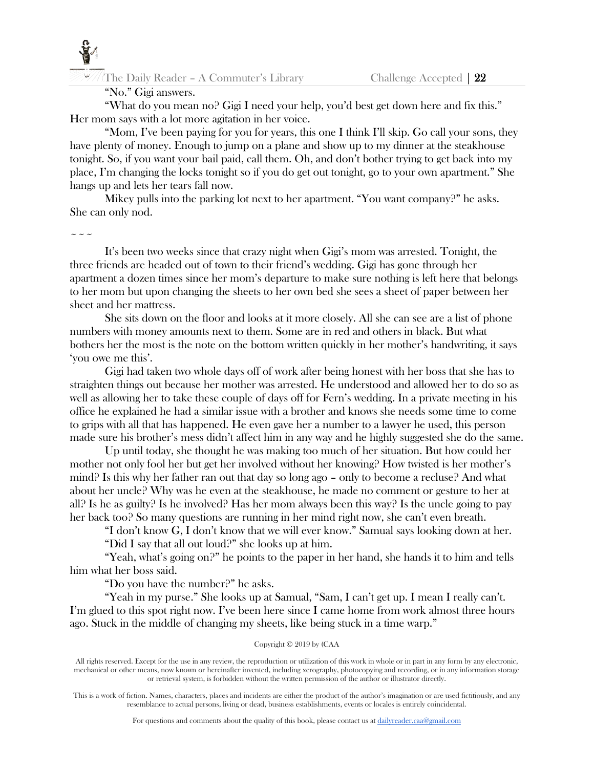"No." Gigi answers.

"What do you mean no? Gigi I need your help, you'd best get down here and fix this." Her mom says with a lot more agitation in her voice.

"Mom, I've been paying for you for years, this one I think I'll skip. Go call your sons, they have plenty of money. Enough to jump on a plane and show up to my dinner at the steakhouse tonight. So, if you want your bail paid, call them. Oh, and don't bother trying to get back into my place, I'm changing the locks tonight so if you do get out tonight, go to your own apartment." She hangs up and lets her tears fall now.

Mikey pulls into the parking lot next to her apartment. "You want company?" he asks. She can only nod.

~ ~ ~

It's been two weeks since that crazy night when Gigi's mom was arrested. Tonight, the three friends are headed out of town to their friend's wedding. Gigi has gone through her apartment a dozen times since her mom's departure to make sure nothing is left here that belongs to her mom but upon changing the sheets to her own bed she sees a sheet of paper between her sheet and her mattress.

She sits down on the floor and looks at it more closely. All she can see are a list of phone numbers with money amounts next to them. Some are in red and others in black. But what bothers her the most is the note on the bottom written quickly in her mother's handwriting, it says 'you owe me this'.

Gigi had taken two whole days off of work after being honest with her boss that she has to straighten things out because her mother was arrested. He understood and allowed her to do so as well as allowing her to take these couple of days off for Fern's wedding. In a private meeting in his office he explained he had a similar issue with a brother and knows she needs some time to come to grips with all that has happened. He even gave her a number to a lawyer he used, this person made sure his brother's mess didn't affect him in any way and he highly suggested she do the same.

Up until today, she thought he was making too much of her situation. But how could her mother not only fool her but get her involved without her knowing? How twisted is her mother's mind? Is this why her father ran out that day so long ago – only to become a recluse? And what about her uncle? Why was he even at the steakhouse, he made no comment or gesture to her at all? Is he as guilty? Is he involved? Has her mom always been this way? Is the uncle going to pay her back too? So many questions are running in her mind right now, she can't even breath.

"I don't know G, I don't know that we will ever know." Samual says looking down at her.

"Did I say that all out loud?" she looks up at him.

"Yeah, what's going on?" he points to the paper in her hand, she hands it to him and tells him what her boss said.

"Do you have the number?" he asks.

"Yeah in my purse." She looks up at Samual, "Sam, I can't get up. I mean I really can't. I'm glued to this spot right now. I've been here since I came home from work almost three hours ago. Stuck in the middle of changing my sheets, like being stuck in a time warp."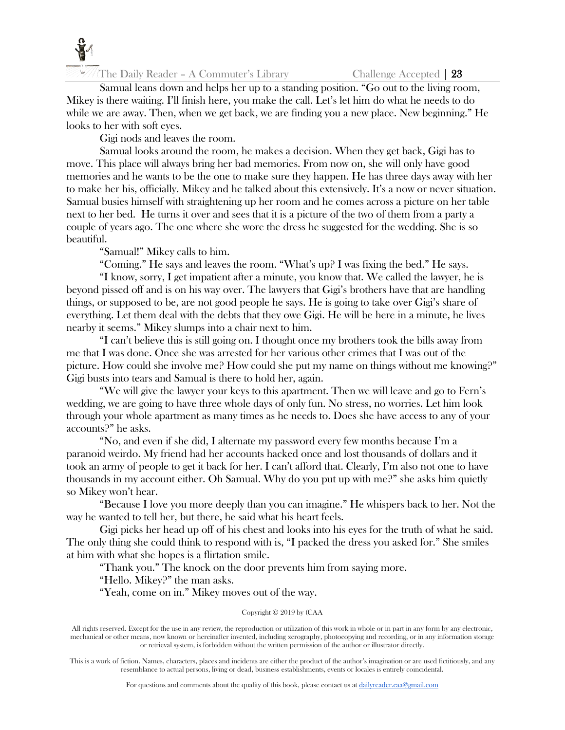Samual leans down and helps her up to a standing position. "Go out to the living room, Mikey is there waiting. I'll finish here, you make the call. Let's let him do what he needs to do while we are away. Then, when we get back, we are finding you a new place. New beginning." He looks to her with soft eyes.

Gigi nods and leaves the room.

Samual looks around the room, he makes a decision. When they get back, Gigi has to move. This place will always bring her bad memories. From now on, she will only have good memories and he wants to be the one to make sure they happen. He has three days away with her to make her his, officially. Mikey and he talked about this extensively. It's a now or never situation. Samual busies himself with straightening up her room and he comes across a picture on her table next to her bed. He turns it over and sees that it is a picture of the two of them from a party a couple of years ago. The one where she wore the dress he suggested for the wedding. She is so beautiful.

"Samual!" Mikey calls to him.

"Coming." He says and leaves the room. "What's up? I was fixing the bed." He says.

"I know, sorry, I get impatient after a minute, you know that. We called the lawyer, he is beyond pissed off and is on his way over. The lawyers that Gigi's brothers have that are handling things, or supposed to be, are not good people he says. He is going to take over Gigi's share of everything. Let them deal with the debts that they owe Gigi. He will be here in a minute, he lives nearby it seems." Mikey slumps into a chair next to him.

"I can't believe this is still going on. I thought once my brothers took the bills away from me that I was done. Once she was arrested for her various other crimes that I was out of the picture. How could she involve me? How could she put my name on things without me knowing?" Gigi busts into tears and Samual is there to hold her, again.

"We will give the lawyer your keys to this apartment. Then we will leave and go to Fern's wedding, we are going to have three whole days of only fun. No stress, no worries. Let him look through your whole apartment as many times as he needs to. Does she have access to any of your accounts?" he asks.

"No, and even if she did, I alternate my password every few months because I'm a paranoid weirdo. My friend had her accounts hacked once and lost thousands of dollars and it took an army of people to get it back for her. I can't afford that. Clearly, I'm also not one to have thousands in my account either. Oh Samual. Why do you put up with me?" she asks him quietly so Mikey won't hear.

"Because I love you more deeply than you can imagine." He whispers back to her. Not the way he wanted to tell her, but there, he said what his heart feels.

Gigi picks her head up off of his chest and looks into his eyes for the truth of what he said. The only thing she could think to respond with is, "I packed the dress you asked for." She smiles at him with what she hopes is a flirtation smile.

"Thank you." The knock on the door prevents him from saying more.

"Hello. Mikey?" the man asks.

"Yeah, come on in." Mikey moves out of the way.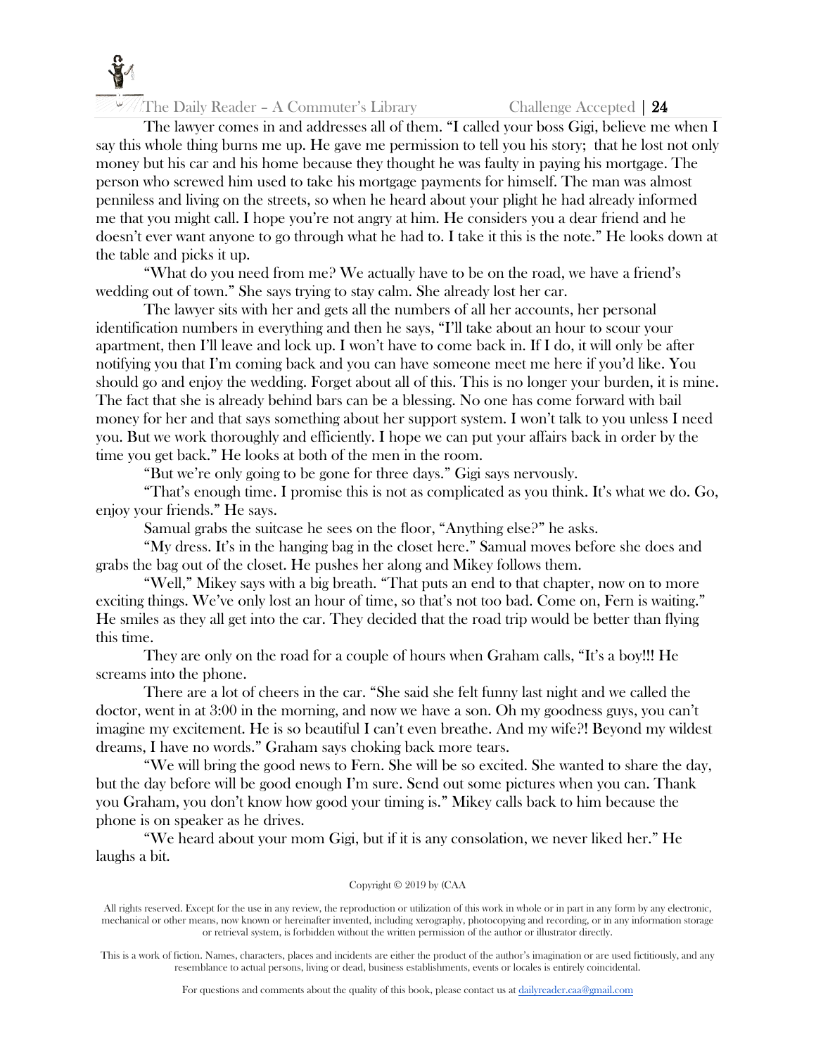The lawyer comes in and addresses all of them. "I called your boss Gigi, believe me when I say this whole thing burns me up. He gave me permission to tell you his story;  that he lost not only money but his car and his home because they thought he was faulty in paying his mortgage. The person who screwed him used to take his mortgage payments for himself. The man was almost penniless and living on the streets, so when he heard about your plight he had already informed me that you might call. I hope you're not angry at him. He considers you a dear friend and he doesn't ever want anyone to go through what he had to. I take it this is the note." He looks down at the table and picks it up.

"What do you need from me? We actually have to be on the road, we have a friend's wedding out of town." She says trying to stay calm. She already lost her car.

The lawyer sits with her and gets all the numbers of all her accounts, her personal identification numbers in everything and then he says, "I'll take about an hour to scour your apartment, then I'll leave and lock up. I won't have to come back in. If I do, it will only be after notifying you that I'm coming back and you can have someone meet me here if you'd like. You should go and enjoy the wedding. Forget about all of this. This is no longer your burden, it is mine. The fact that she is already behind bars can be a blessing. No one has come forward with bail money for her and that says something about her support system. I won't talk to you unless I need you. But we work thoroughly and efficiently. I hope we can put your affairs back in order by the time you get back." He looks at both of the men in the room.

"But we're only going to be gone for three days." Gigi says nervously.

"That's enough time. I promise this is not as complicated as you think. It's what we do. Go, enjoy your friends." He says.

Samual grabs the suitcase he sees on the floor, "Anything else?" he asks.

"My dress. It's in the hanging bag in the closet here." Samual moves before she does and grabs the bag out of the closet. He pushes her along and Mikey follows them.

"Well," Mikey says with a big breath. "That puts an end to that chapter, now on to more exciting things. We've only lost an hour of time, so that's not too bad. Come on, Fern is waiting." He smiles as they all get into the car. They decided that the road trip would be better than flying this time.

They are only on the road for a couple of hours when Graham calls, "It's a boy!!! He screams into the phone.

There are a lot of cheers in the car. "She said she felt funny last night and we called the doctor, went in at 3:00 in the morning, and now we have a son. Oh my goodness guys, you can't imagine my excitement. He is so beautiful I can't even breathe. And my wife?! Beyond my wildest dreams, I have no words." Graham says choking back more tears.

"We will bring the good news to Fern. She will be so excited. She wanted to share the day, but the day before will be good enough I'm sure. Send out some pictures when you can. Thank you Graham, you don't know how good your timing is." Mikey calls back to him because the phone is on speaker as he drives.

"We heard about your mom Gigi, but if it is any consolation, we never liked her." He laughs a bit.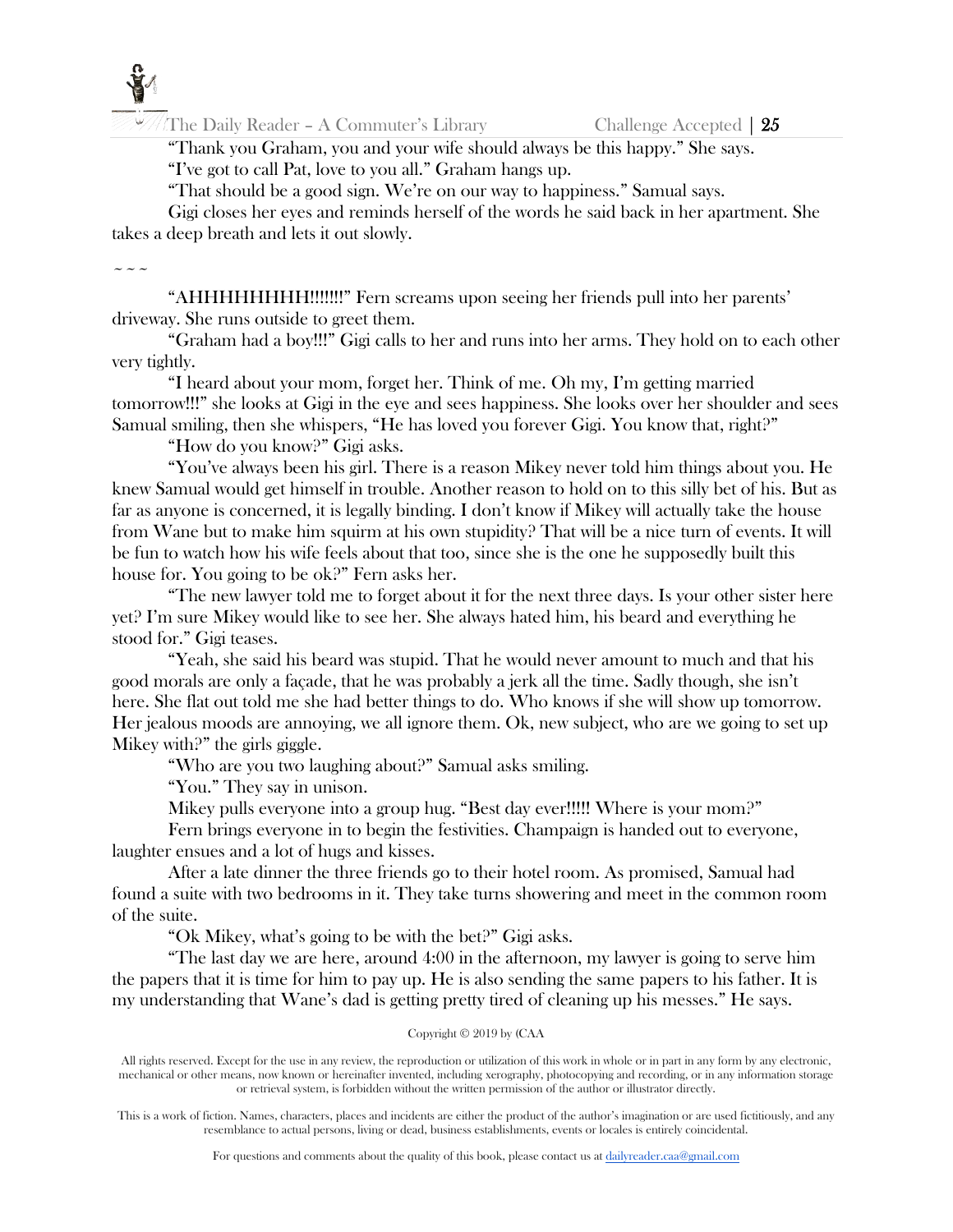"Thank you Graham, you and your wife should always be this happy." She says.

"I've got to call Pat, love to you all." Graham hangs up.

"That should be a good sign. We're on our way to happiness." Samual says.

Gigi closes her eyes and reminds herself of the words he said back in her apartment. She takes a deep breath and lets it out slowly.

~ ~ ~

"AHHHHHHHH!!!!!!!" Fern screams upon seeing her friends pull into her parents' driveway. She runs outside to greet them.

"Graham had a boy!!!" Gigi calls to her and runs into her arms. They hold on to each other very tightly.

"I heard about your mom, forget her. Think of me. Oh my, I'm getting married tomorrow!!!" she looks at Gigi in the eye and sees happiness. She looks over her shoulder and sees Samual smiling, then she whispers, "He has loved you forever Gigi. You know that, right?"

"How do you know?" Gigi asks.

"You've always been his girl. There is a reason Mikey never told him things about you. He knew Samual would get himself in trouble. Another reason to hold on to this silly bet of his. But as far as anyone is concerned, it is legally binding. I don't know if Mikey will actually take the house from Wane but to make him squirm at his own stupidity? That will be a nice turn of events. It will be fun to watch how his wife feels about that too, since she is the one he supposedly built this house for. You going to be ok?" Fern asks her.

"The new lawyer told me to forget about it for the next three days. Is your other sister here yet? I'm sure Mikey would like to see her. She always hated him, his beard and everything he stood for." Gigi teases.

"Yeah, she said his beard was stupid. That he would never amount to much and that his good morals are only a façade, that he was probably a jerk all the time. Sadly though, she isn't here. She flat out told me she had better things to do. Who knows if she will show up tomorrow. Her jealous moods are annoying, we all ignore them. Ok, new subject, who are we going to set up Mikey with?" the girls giggle.

"Who are you two laughing about?" Samual asks smiling.

"You." They say in unison.

Mikey pulls everyone into a group hug. "Best day ever!!!!! Where is your mom?"

Fern brings everyone in to begin the festivities. Champaign is handed out to everyone, laughter ensues and a lot of hugs and kisses.

After a late dinner the three friends go to their hotel room. As promised, Samual had found a suite with two bedrooms in it. They take turns showering and meet in the common room of the suite.

"Ok Mikey, what's going to be with the bet?" Gigi asks.

"The last day we are here, around 4:00 in the afternoon, my lawyer is going to serve him the papers that it is time for him to pay up. He is also sending the same papers to his father. It is my understanding that Wane's dad is getting pretty tired of cleaning up his messes." He says.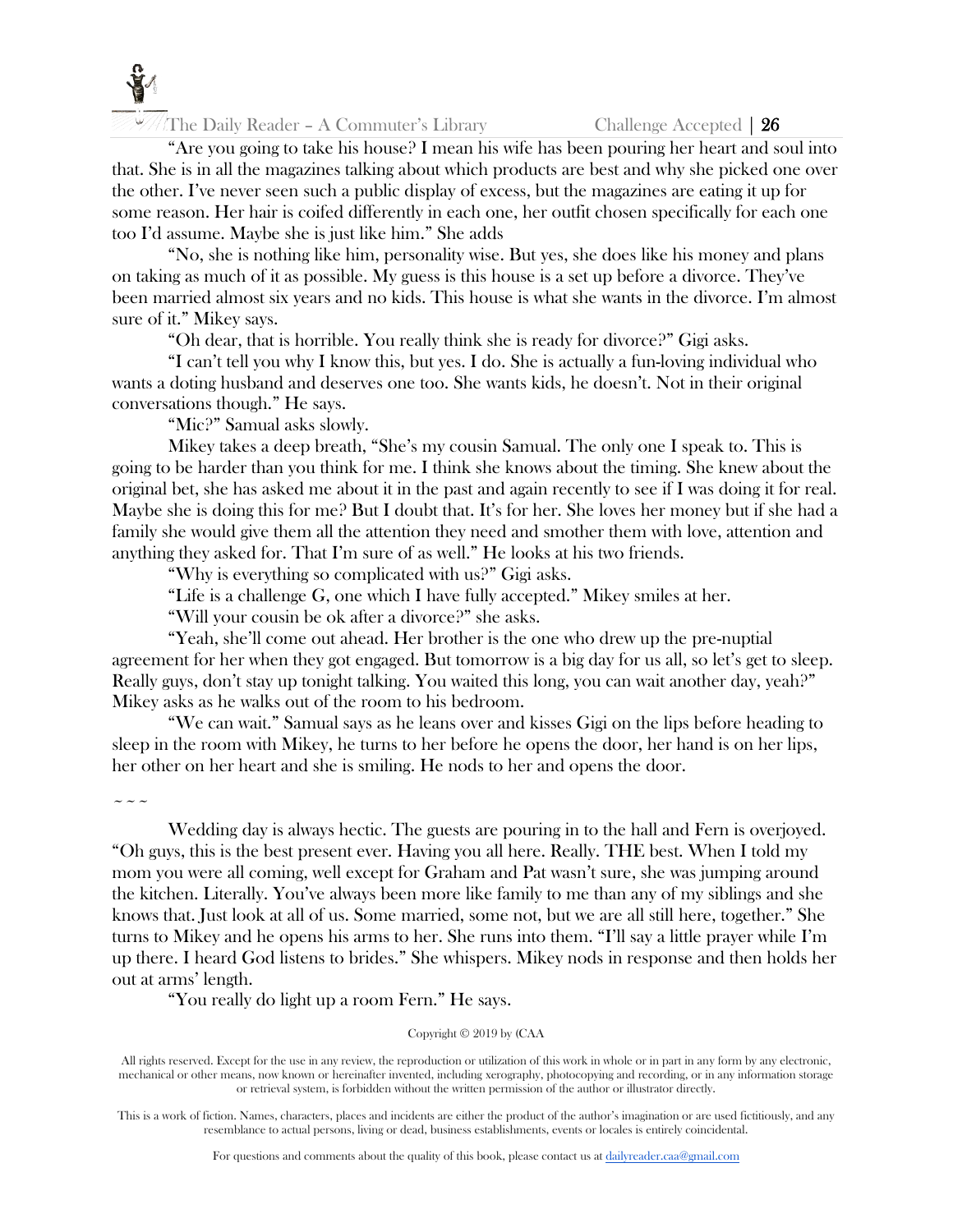"Are you going to take his house? I mean his wife has been pouring her heart and soul into that. She is in all the magazines talking about which products are best and why she picked one over the other. I've never seen such a public display of excess, but the magazines are eating it up for some reason. Her hair is coifed differently in each one, her outfit chosen specifically for each one too I'd assume. Maybe she is just like him." She adds

"No, she is nothing like him, personality wise. But yes, she does like his money and plans on taking as much of it as possible. My guess is this house is a set up before a divorce. They've been married almost six years and no kids. This house is what she wants in the divorce. I'm almost sure of it." Mikey says.

"Oh dear, that is horrible. You really think she is ready for divorce?" Gigi asks.

"I can't tell you why I know this, but yes. I do. She is actually a fun-loving individual who wants a doting husband and deserves one too. She wants kids, he doesn't. Not in their original conversations though." He says.

"Mic?" Samual asks slowly.

Mikey takes a deep breath, "She's my cousin Samual. The only one I speak to. This is going to be harder than you think for me. I think she knows about the timing. She knew about the original bet, she has asked me about it in the past and again recently to see if I was doing it for real. Maybe she is doing this for me? But I doubt that. It's for her. She loves her money but if she had a family she would give them all the attention they need and smother them with love, attention and anything they asked for. That I'm sure of as well." He looks at his two friends.

"Why is everything so complicated with us?" Gigi asks.

"Life is a challenge G, one which I have fully accepted." Mikey smiles at her.

"Will your cousin be ok after a divorce?" she asks.

"Yeah, she'll come out ahead. Her brother is the one who drew up the pre-nuptial agreement for her when they got engaged. But tomorrow is a big day for us all, so let's get to sleep. Really guys, don't stay up tonight talking. You waited this long, you can wait another day, yeah?" Mikey asks as he walks out of the room to his bedroom.

"We can wait." Samual says as he leans over and kisses Gigi on the lips before heading to sleep in the room with Mikey, he turns to her before he opens the door, her hand is on her lips, her other on her heart and she is smiling. He nods to her and opens the door.

~ ~ ~

Wedding day is always hectic. The guests are pouring in to the hall and Fern is overjoyed. "Oh guys, this is the best present ever. Having you all here. Really. THE best. When I told my mom you were all coming, well except for Graham and Pat wasn't sure, she was jumping around the kitchen. Literally. You've always been more like family to me than any of my siblings and she knows that. Just look at all of us. Some married, some not, but we are all still here, together." She turns to Mikey and he opens his arms to her. She runs into them. "I'll say a little prayer while I'm up there. I heard God listens to brides." She whispers. Mikey nods in response and then holds her out at arms' length.

"You really do light up a room Fern." He says.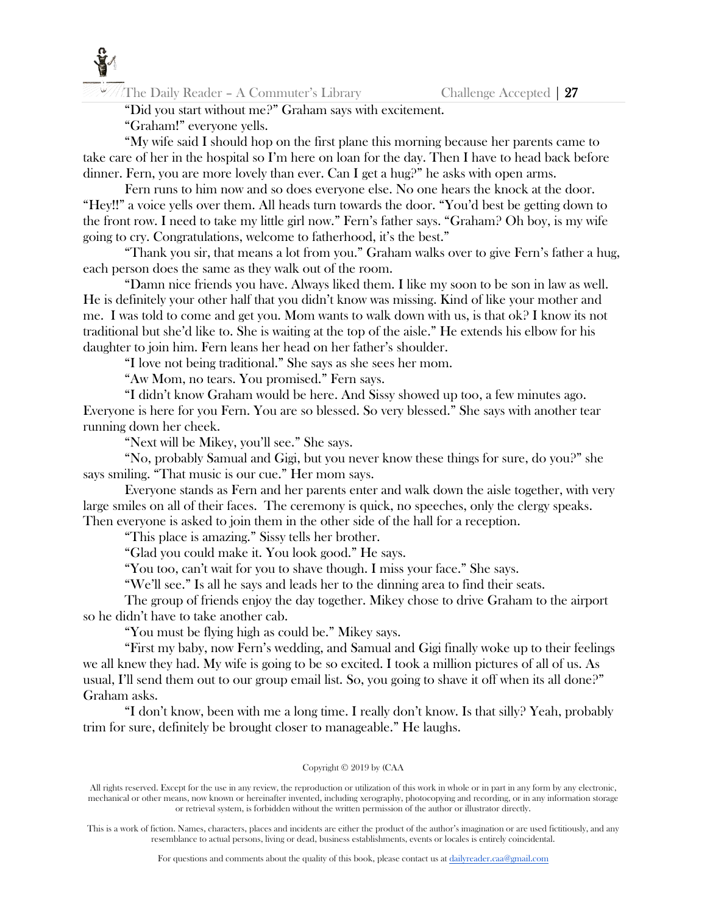"Did you start without me?" Graham says with excitement.

"Graham!" everyone yells.

"My wife said I should hop on the first plane this morning because her parents came to take care of her in the hospital so I'm here on loan for the day. Then I have to head back before dinner. Fern, you are more lovely than ever. Can I get a hug?" he asks with open arms.

Fern runs to him now and so does everyone else. No one hears the knock at the door. "Hey!!" a voice yells over them. All heads turn towards the door. "You'd best be getting down to the front row. I need to take my little girl now." Fern's father says. "Graham? Oh boy, is my wife going to cry. Congratulations, welcome to fatherhood, it's the best."

"Thank you sir, that means a lot from you." Graham walks over to give Fern's father a hug, each person does the same as they walk out of the room.

"Damn nice friends you have. Always liked them. I like my soon to be son in law as well. He is definitely your other half that you didn't know was missing. Kind of like your mother and me. I was told to come and get you. Mom wants to walk down with us, is that ok? I know its not traditional but she'd like to. She is waiting at the top of the aisle." He extends his elbow for his daughter to join him. Fern leans her head on her father's shoulder.

"I love not being traditional." She says as she sees her mom.

"Aw Mom, no tears. You promised." Fern says.

"I didn't know Graham would be here. And Sissy showed up too, a few minutes ago. Everyone is here for you Fern. You are so blessed. So very blessed." She says with another tear running down her cheek.

"Next will be Mikey, you'll see." She says.

"No, probably Samual and Gigi, but you never know these things for sure, do you?" she says smiling. "That music is our cue." Her mom says.

Everyone stands as Fern and her parents enter and walk down the aisle together, with very large smiles on all of their faces. The ceremony is quick, no speeches, only the clergy speaks. Then everyone is asked to join them in the other side of the hall for a reception.

"This place is amazing." Sissy tells her brother.

"Glad you could make it. You look good." He says.

"You too, can't wait for you to shave though. I miss your face." She says.

"We'll see." Is all he says and leads her to the dinning area to find their seats.

The group of friends enjoy the day together. Mikey chose to drive Graham to the airport so he didn't have to take another cab.

"You must be flying high as could be." Mikey says.

"First my baby, now Fern's wedding, and Samual and Gigi finally woke up to their feelings we all knew they had. My wife is going to be so excited. I took a million pictures of all of us. As usual, I'll send them out to our group email list. So, you going to shave it off when its all done?" Graham asks.

"I don't know, been with me a long time. I really don't know. Is that silly? Yeah, probably trim for sure, definitely be brought closer to manageable." He laughs.

Copyright © 2019 by (CAA

All rights reserved. Except for the use in any review, the reproduction or utilization of this work in whole or in part in any form by any electronic, mechanical or other means, now known or hereinafter invented, including xerography, photocopying and recording, or in any information storage or retrieval system, is forbidden without the written permission of the author or illustrator directly.

This is a work of fiction. Names, characters, places and incidents are either the product of the author's imagination or are used fictitiously, and any resemblance to actual persons, living or dead, business establishments, events or locales is entirely coincidental.

For questions and comments about the quality of this book, please contact us at dailyreader.caa@gmail.com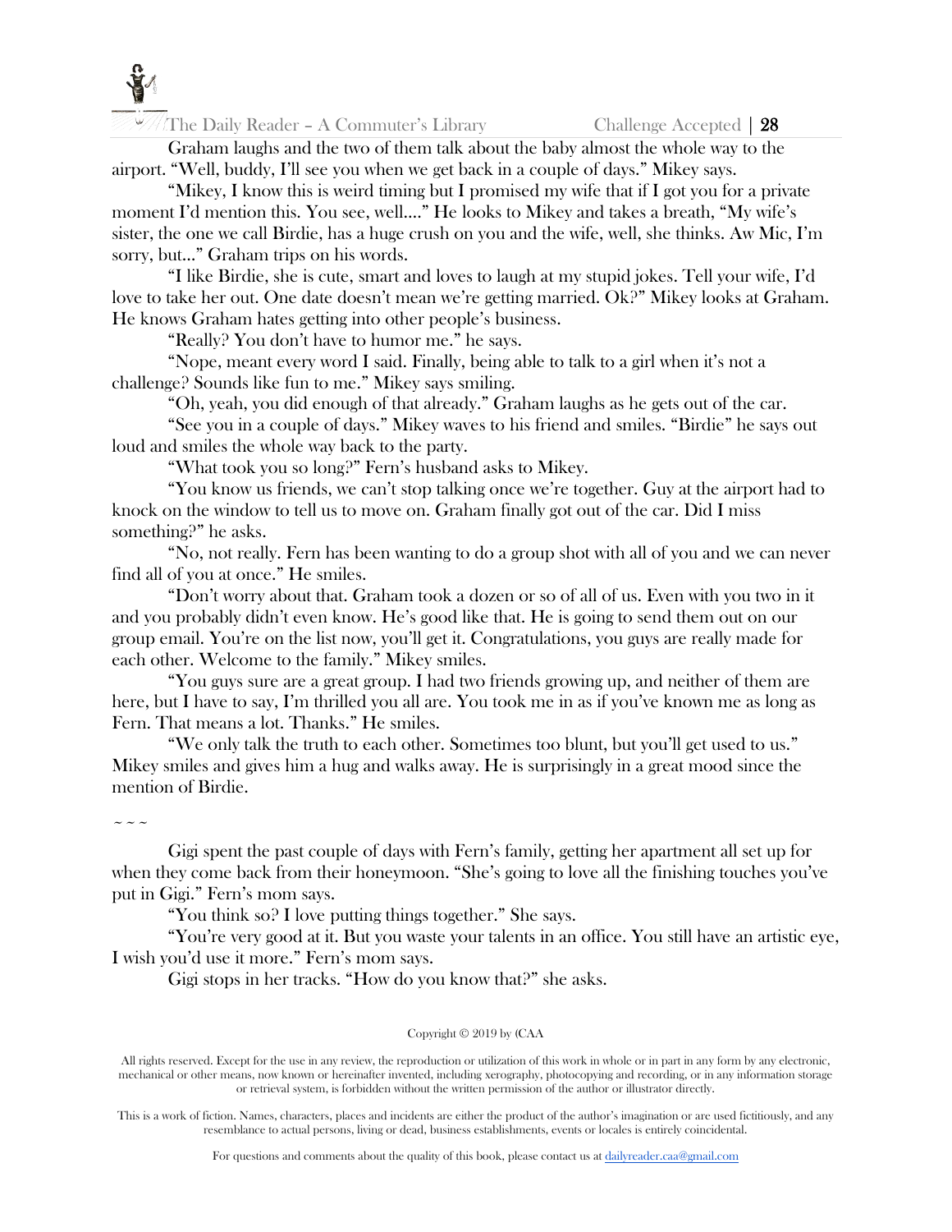Graham laughs and the two of them talk about the baby almost the whole way to the airport. "Well, buddy, I'll see you when we get back in a couple of days." Mikey says.

"Mikey, I know this is weird timing but I promised my wife that if I got you for a private moment I'd mention this. You see, well…." He looks to Mikey and takes a breath, "My wife's sister, the one we call Birdie, has a huge crush on you and the wife, well, she thinks. Aw Mic, I'm sorry, but…" Graham trips on his words.

"I like Birdie, she is cute, smart and loves to laugh at my stupid jokes. Tell your wife, I'd love to take her out. One date doesn't mean we're getting married. Ok?" Mikey looks at Graham. He knows Graham hates getting into other people's business.

"Really? You don't have to humor me." he says.

"Nope, meant every word I said. Finally, being able to talk to a girl when it's not a challenge? Sounds like fun to me." Mikey says smiling.

"Oh, yeah, you did enough of that already." Graham laughs as he gets out of the car.

"See you in a couple of days." Mikey waves to his friend and smiles. "Birdie" he says out loud and smiles the whole way back to the party.

"What took you so long?" Fern's husband asks to Mikey.

"You know us friends, we can't stop talking once we're together. Guy at the airport had to knock on the window to tell us to move on. Graham finally got out of the car. Did I miss something?" he asks.

"No, not really. Fern has been wanting to do a group shot with all of you and we can never find all of you at once." He smiles.

"Don't worry about that. Graham took a dozen or so of all of us. Even with you two in it and you probably didn't even know. He's good like that. He is going to send them out on our group email. You're on the list now, you'll get it. Congratulations, you guys are really made for each other. Welcome to the family." Mikey smiles.

"You guys sure are a great group. I had two friends growing up, and neither of them are here, but I have to say, I'm thrilled you all are. You took me in as if you've known me as long as Fern. That means a lot. Thanks." He smiles.

"We only talk the truth to each other. Sometimes too blunt, but you'll get used to us." Mikey smiles and gives him a hug and walks away. He is surprisingly in a great mood since the mention of Birdie.

~ ~ ~

Gigi spent the past couple of days with Fern's family, getting her apartment all set up for when they come back from their honeymoon. "She's going to love all the finishing touches you've put in Gigi." Fern's mom says.

"You think so? I love putting things together." She says.

"You're very good at it. But you waste your talents in an office. You still have an artistic eye, I wish you'd use it more." Fern's mom says.

Gigi stops in her tracks. "How do you know that?" she asks.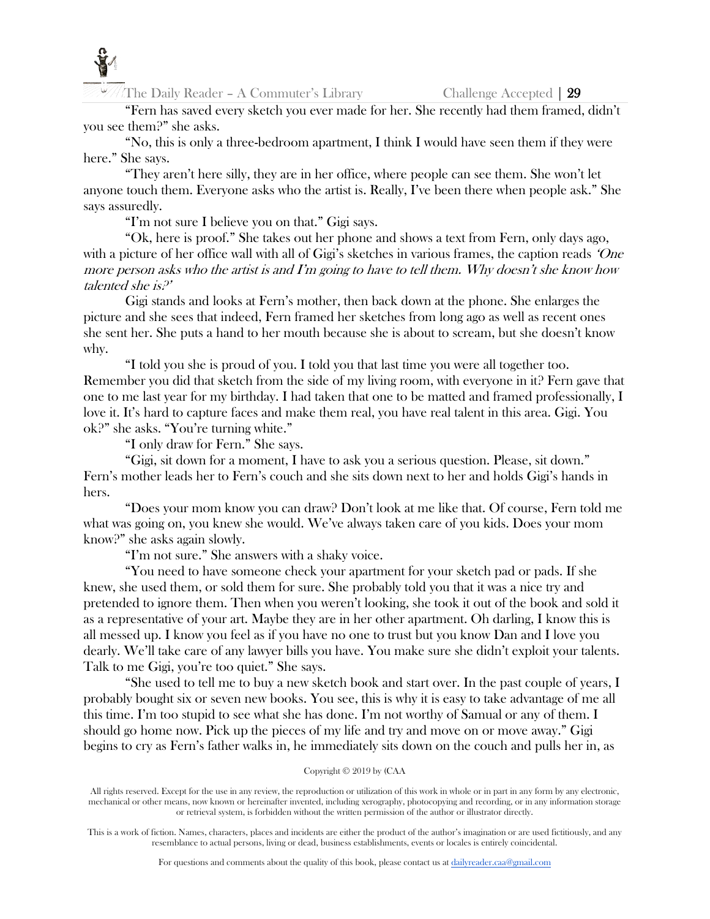"Fern has saved every sketch you ever made for her. She recently had them framed, didn't you see them?" she asks.

"No, this is only a three-bedroom apartment, I think I would have seen them if they were here." She says.

"They aren't here silly, they are in her office, where people can see them. She won't let anyone touch them. Everyone asks who the artist is. Really, I've been there when people ask." She says assuredly.

"I'm not sure I believe you on that." Gigi says.

"Ok, here is proof." She takes out her phone and shows a text from Fern, only days ago, with a picture of her office wall with all of Gigi's sketches in various frames, the caption reads *'One more person asks who the artist is and I'm going to have to tell them. Why doesn't she know how talented she is?'*

Gigi stands and looks at Fern's mother, then back down at the phone. She enlarges the picture and she sees that indeed, Fern framed her sketches from long ago as well as recent ones she sent her. She puts a hand to her mouth because she is about to scream, but she doesn't know why.

"I told you she is proud of you. I told you that last time you were all together too. Remember you did that sketch from the side of my living room, with everyone in it? Fern gave that one to me last year for my birthday. I had taken that one to be matted and framed professionally, I love it. It's hard to capture faces and make them real, you have real talent in this area. Gigi. You ok?" she asks. "You're turning white."

"I only draw for Fern." She says.

"Gigi, sit down for a moment, I have to ask you a serious question. Please, sit down." Fern's mother leads her to Fern's couch and she sits down next to her and holds Gigi's hands in hers.

"Does your mom know you can draw? Don't look at me like that. Of course, Fern told me what was going on, you knew she would. We've always taken care of you kids. Does your mom know?" she asks again slowly.

"I'm not sure." She answers with a shaky voice.

"You need to have someone check your apartment for your sketch pad or pads. If she knew, she used them, or sold them for sure. She probably told you that it was a nice try and pretended to ignore them. Then when you weren't looking, she took it out of the book and sold it as a representative of your art. Maybe they are in her other apartment. Oh darling, I know this is all messed up. I know you feel as if you have no one to trust but you know Dan and I love you dearly. We'll take care of any lawyer bills you have. You make sure she didn't exploit your talents. Talk to me Gigi, you're too quiet." She says.

"She used to tell me to buy a new sketch book and start over. In the past couple of years, I probably bought six or seven new books. You see, this is why it is easy to take advantage of me all this time. I'm too stupid to see what she has done. I'm not worthy of Samual or any of them. I should go home now. Pick up the pieces of my life and try and move on or move away." Gigi begins to cry as Fern's father walks in, he immediately sits down on the couch and pulls her in, as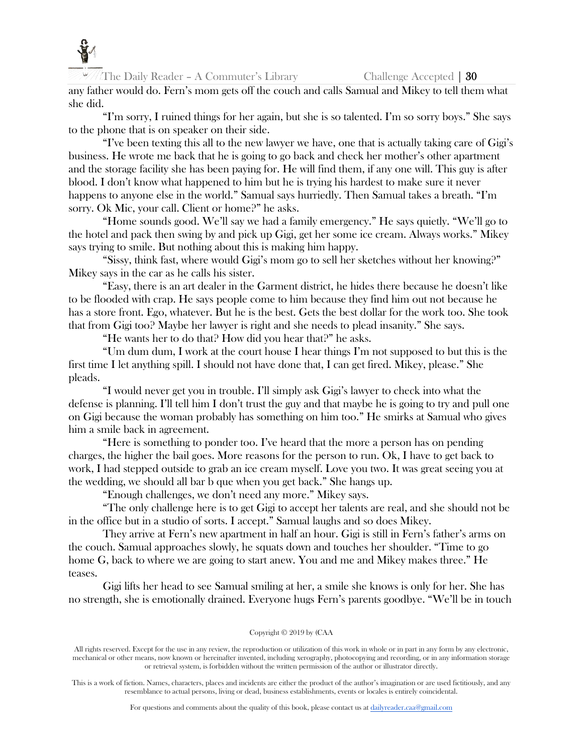any father would do. Fern's mom gets off the couch and calls Samual and Mikey to tell them what she did.

"I'm sorry, I ruined things for her again, but she is so talented. I'm so sorry boys." She says to the phone that is on speaker on their side.

"I've been texting this all to the new lawyer we have, one that is actually taking care of Gigi's business. He wrote me back that he is going to go back and check her mother's other apartment and the storage facility she has been paying for. He will find them, if any one will. This guy is after blood. I don't know what happened to him but he is trying his hardest to make sure it never happens to anyone else in the world." Samual says hurriedly. Then Samual takes a breath. "I'm sorry. Ok Mic, your call. Client or home?" he asks.

"Home sounds good. We'll say we had a family emergency." He says quietly. "We'll go to the hotel and pack then swing by and pick up Gigi, get her some ice cream. Always works." Mikey says trying to smile. But nothing about this is making him happy.

"Sissy, think fast, where would Gigi's mom go to sell her sketches without her knowing?" Mikey says in the car as he calls his sister.

"Easy, there is an art dealer in the Garment district, he hides there because he doesn't like to be flooded with crap. He says people come to him because they find him out not because he has a store front. Ego, whatever. But he is the best. Gets the best dollar for the work too. She took that from Gigi too? Maybe her lawyer is right and she needs to plead insanity." She says.

"He wants her to do that? How did you hear that?" he asks.

"Um dum dum, I work at the court house I hear things I'm not supposed to but this is the first time I let anything spill. I should not have done that, I can get fired. Mikey, please." She pleads.

"I would never get you in trouble. I'll simply ask Gigi's lawyer to check into what the defense is planning. I'll tell him I don't trust the guy and that maybe he is going to try and pull one on Gigi because the woman probably has something on him too." He smirks at Samual who gives him a smile back in agreement.

"Here is something to ponder too. I've heard that the more a person has on pending charges, the higher the bail goes. More reasons for the person to run. Ok, I have to get back to work, I had stepped outside to grab an ice cream myself. Love you two. It was great seeing you at the wedding, we should all bar b que when you get back." She hangs up.

"Enough challenges, we don't need any more." Mikey says.

"The only challenge here is to get Gigi to accept her talents are real, and she should not be in the office but in a studio of sorts. I accept." Samual laughs and so does Mikey.

They arrive at Fern's new apartment in half an hour. Gigi is still in Fern's father's arms on the couch. Samual approaches slowly, he squats down and touches her shoulder. "Time to go home G, back to where we are going to start anew. You and me and Mikey makes three." He teases.

Gigi lifts her head to see Samual smiling at her, a smile she knows is only for her. She has no strength, she is emotionally drained. Everyone hugs Fern's parents goodbye. "We'll be in touch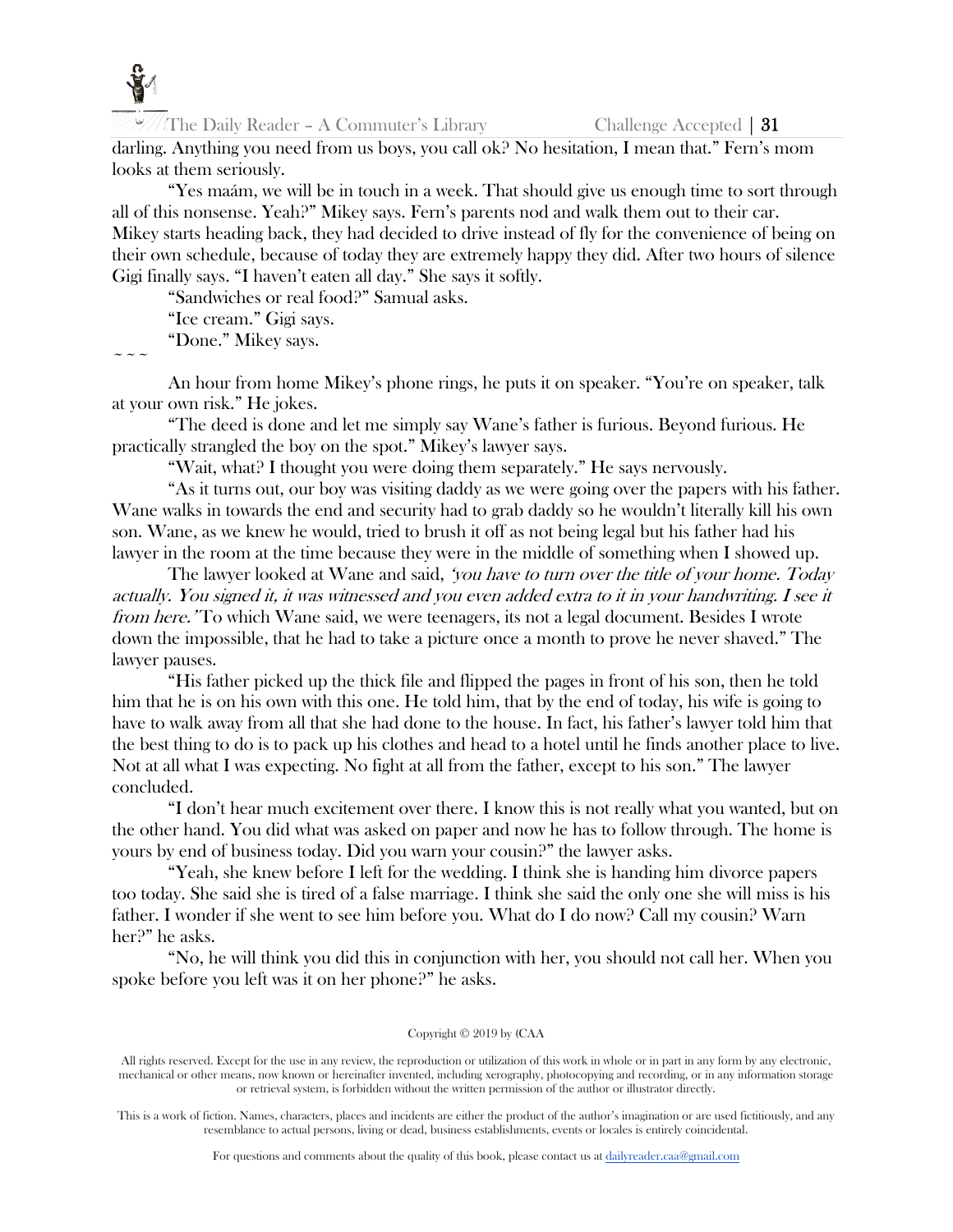darling. Anything you need from us boys, you call ok? No hesitation, I mean that." Fern's mom looks at them seriously.

"Yes maám, we will be in touch in a week. That should give us enough time to sort through all of this nonsense. Yeah?" Mikey says. Fern's parents nod and walk them out to their car. Mikey starts heading back, they had decided to drive instead of fly for the convenience of being on their own schedule, because of today they are extremely happy they did. After two hours of silence Gigi finally says. "I haven't eaten all day." She says it softly.

"Sandwiches or real food?" Samual asks.

"Ice cream." Gigi says.

"Done." Mikey says.

~ ~ ~

An hour from home Mikey's phone rings, he puts it on speaker. "You're on speaker, talk at your own risk." He jokes.

"The deed is done and let me simply say Wane's father is furious. Beyond furious. He practically strangled the boy on the spot." Mikey's lawyer says.

"Wait, what? I thought you were doing them separately." He says nervously.

"As it turns out, our boy was visiting daddy as we were going over the papers with his father. Wane walks in towards the end and security had to grab daddy so he wouldn't literally kill his own son. Wane, as we knew he would, tried to brush it off as not being legal but his father had his lawyer in the room at the time because they were in the middle of something when I showed up.

The lawyer looked at Wane and said, *'you have to turn over the title of your home. Today actually. You signed it, it was witnessed and you even added extra to it in your handwriting. I see it from here.'* To which Wane said, we were teenagers, its not a legal document. Besides I wrote down the impossible, that he had to take a picture once a month to prove he never shaved." The lawyer pauses.

"His father picked up the thick file and flipped the pages in front of his son, then he told him that he is on his own with this one. He told him, that by the end of today, his wife is going to have to walk away from all that she had done to the house. In fact, his father's lawyer told him that the best thing to do is to pack up his clothes and head to a hotel until he finds another place to live. Not at all what I was expecting. No fight at all from the father, except to his son." The lawyer concluded.

"I don't hear much excitement over there. I know this is not really what you wanted, but on the other hand. You did what was asked on paper and now he has to follow through. The home is yours by end of business today. Did you warn your cousin?" the lawyer asks.

"Yeah, she knew before I left for the wedding. I think she is handing him divorce papers too today. She said she is tired of a false marriage. I think she said the only one she will miss is his father. I wonder if she went to see him before you. What do I do now? Call my cousin? Warn her?" he asks.

"No, he will think you did this in conjunction with her, you should not call her. When you spoke before you left was it on her phone?" he asks.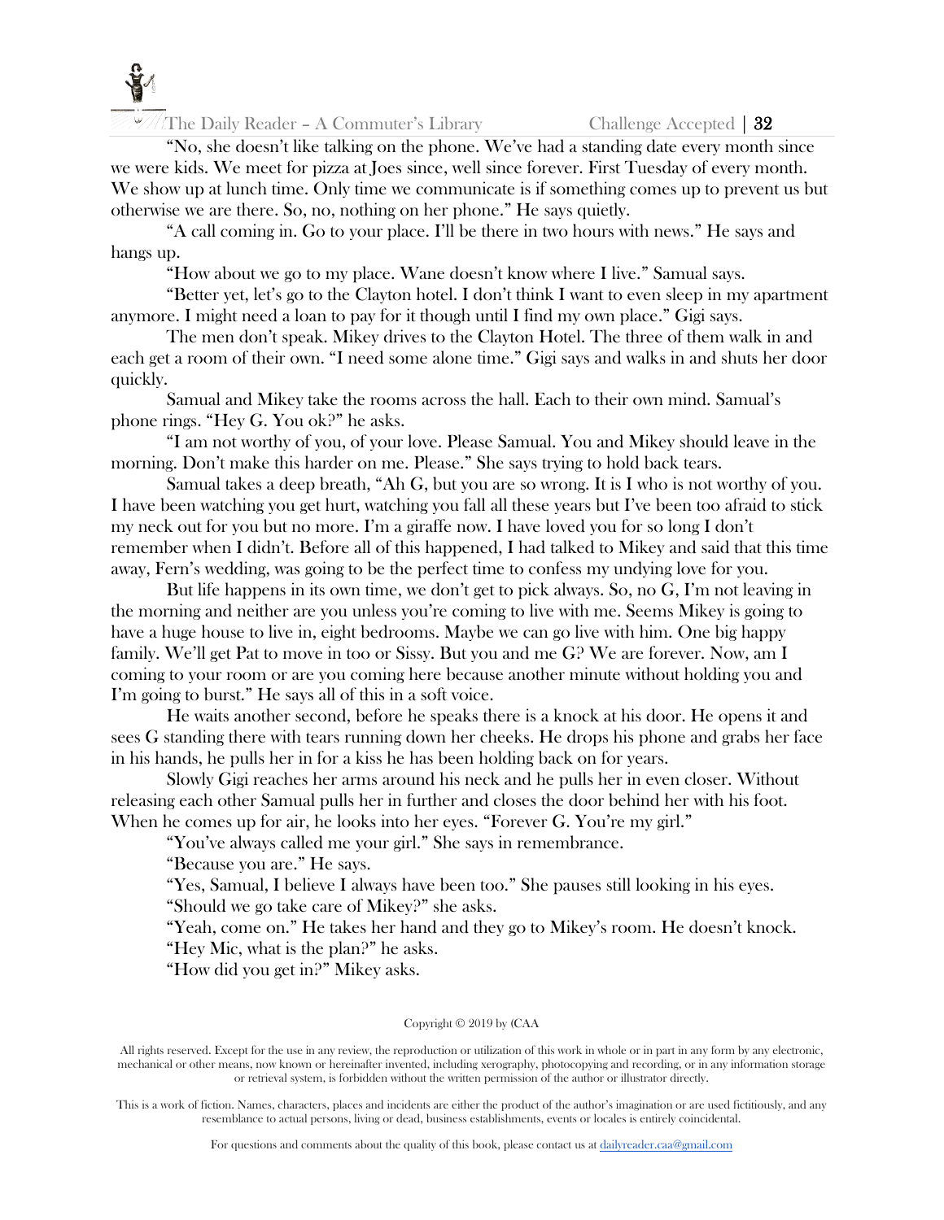"No, she doesn't like talking on the phone. We've had a standing date every month since we were kids. We meet for pizza at Joes since, well since forever. First Tuesday of every month. We show up at lunch time. Only time we communicate is if something comes up to prevent us but otherwise we are there. So, no, nothing on her phone." He says quietly.

"A call coming in. Go to your place. I'll be there in two hours with news." He says and hangs up.

"How about we go to my place. Wane doesn't know where I live." Samual says.

"Better yet, let's go to the Clayton hotel. I don't think I want to even sleep in my apartment anymore. I might need a loan to pay for it though until I find my own place." Gigi says.

The men don't speak. Mikey drives to the Clayton Hotel. The three of them walk in and each get a room of their own. "I need some alone time." Gigi says and walks in and shuts her door quickly.

Samual and Mikey take the rooms across the hall. Each to their own mind. Samual's phone rings. "Hey G. You ok?" he asks.

"I am not worthy of you, of your love. Please Samual. You and Mikey should leave in the morning. Don't make this harder on me. Please." She says trying to hold back tears.

Samual takes a deep breath, "Ah G, but you are so wrong. It is I who is not worthy of you. I have been watching you get hurt, watching you fall all these years but I've been too afraid to stick my neck out for you but no more. I'm a giraffe now. I have loved you for so long I don't remember when I didn't. Before all of this happened, I had talked to Mikey and said that this time away, Fern's wedding, was going to be the perfect time to confess my undying love for you.

But life happens in its own time, we don't get to pick always. So, no G, I'm not leaving in the morning and neither are you unless you're coming to live with me. Seems Mikey is going to have a huge house to live in, eight bedrooms. Maybe we can go live with him. One big happy family. We'll get Pat to move in too or Sissy. But you and me G? We are forever. Now, am I coming to your room or are you coming here because another minute without holding you and I'm going to burst." He says all of this in a soft voice.

He waits another second, before he speaks there is a knock at his door. He opens it and sees G standing there with tears running down her cheeks. He drops his phone and grabs her face in his hands, he pulls her in for a kiss he has been holding back on for years.

Slowly Gigi reaches her arms around his neck and he pulls her in even closer. Without releasing each other Samual pulls her in further and closes the door behind her with his foot. When he comes up for air, he looks into her eyes. "Forever G. You're my girl."

"You've always called me your girl." She says in remembrance.

"Because you are." He says.

"Yes, Samual, I believe I always have been too." She pauses still looking in his eyes.

"Should we go take care of Mikey?" she asks.

"Yeah, come on." He takes her hand and they go to Mikey's room. He doesn't knock.

"Hey Mic, what is the plan?" he asks.

"How did you get in?" Mikey asks.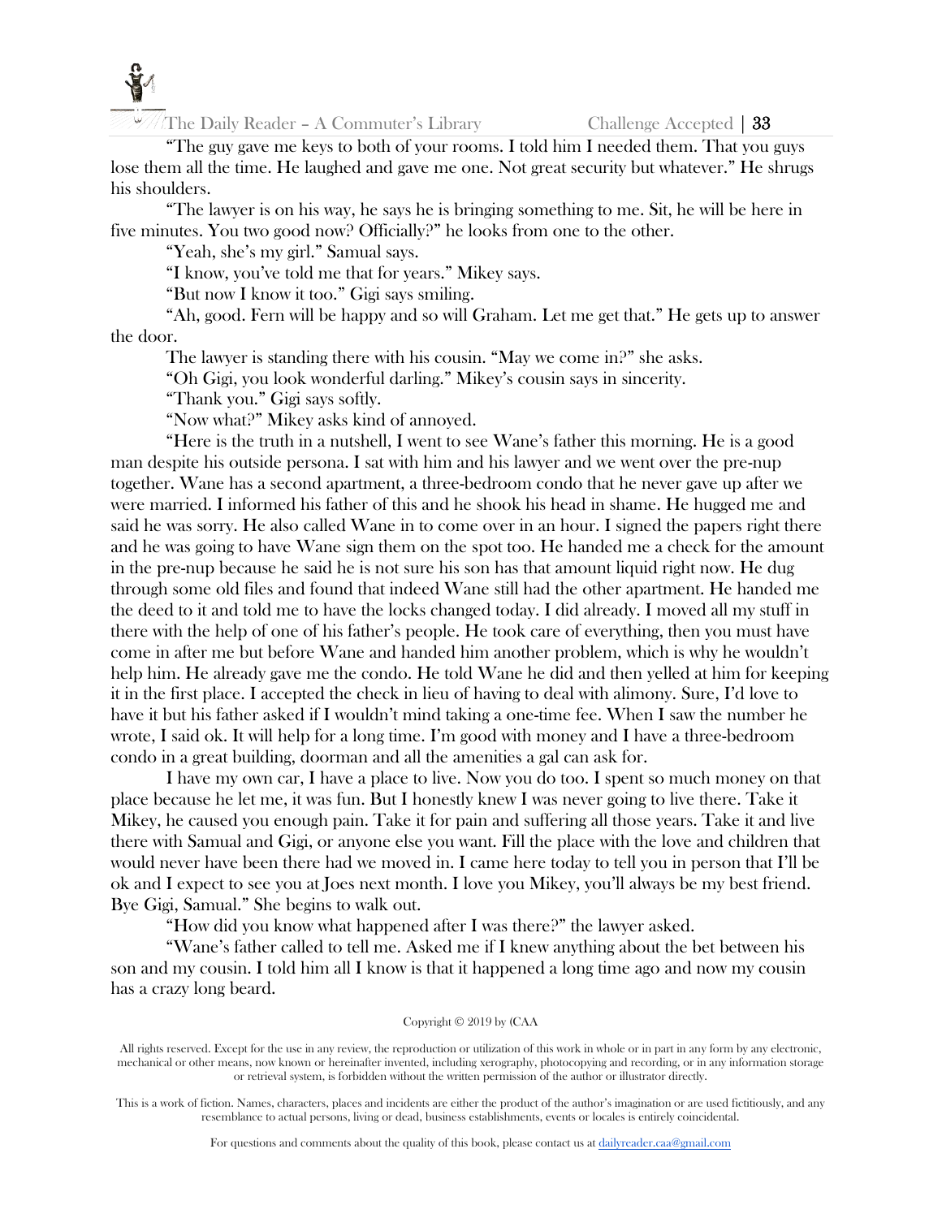"The guy gave me keys to both of your rooms. I told him I needed them. That you guys lose them all the time. He laughed and gave me one. Not great security but whatever." He shrugs his shoulders.

"The lawyer is on his way, he says he is bringing something to me. Sit, he will be here in five minutes. You two good now? Officially?" he looks from one to the other.

"Yeah, she's my girl." Samual says.

"I know, you've told me that for years." Mikey says.

"But now I know it too." Gigi says smiling.

"Ah, good. Fern will be happy and so will Graham. Let me get that." He gets up to answer the door.

The lawyer is standing there with his cousin. "May we come in?" she asks.

"Oh Gigi, you look wonderful darling." Mikey's cousin says in sincerity.

"Thank you." Gigi says softly.

"Now what?" Mikey asks kind of annoyed.

"Here is the truth in a nutshell, I went to see Wane's father this morning. He is a good man despite his outside persona. I sat with him and his lawyer and we went over the pre-nup together. Wane has a second apartment, a three-bedroom condo that he never gave up after we were married. I informed his father of this and he shook his head in shame. He hugged me and said he was sorry. He also called Wane in to come over in an hour. I signed the papers right there and he was going to have Wane sign them on the spot too. He handed me a check for the amount in the pre-nup because he said he is not sure his son has that amount liquid right now. He dug through some old files and found that indeed Wane still had the other apartment. He handed me the deed to it and told me to have the locks changed today. I did already. I moved all my stuff in there with the help of one of his father's people. He took care of everything, then you must have come in after me but before Wane and handed him another problem, which is why he wouldn't help him. He already gave me the condo. He told Wane he did and then yelled at him for keeping it in the first place. I accepted the check in lieu of having to deal with alimony. Sure, I'd love to have it but his father asked if I wouldn't mind taking a one-time fee. When I saw the number he wrote, I said ok. It will help for a long time. I'm good with money and I have a three-bedroom condo in a great building, doorman and all the amenities a gal can ask for.

I have my own car, I have a place to live. Now you do too. I spent so much money on that place because he let me, it was fun. But I honestly knew I was never going to live there. Take it Mikey, he caused you enough pain. Take it for pain and suffering all those years. Take it and live there with Samual and Gigi, or anyone else you want. Fill the place with the love and children that would never have been there had we moved in. I came here today to tell you in person that I'll be ok and I expect to see you at Joes next month. I love you Mikey, you'll always be my best friend. Bye Gigi, Samual." She begins to walk out.

"How did you know what happened after I was there?" the lawyer asked.

"Wane's father called to tell me. Asked me if I knew anything about the bet between his son and my cousin. I told him all I know is that it happened a long time ago and now my cousin has a crazy long beard.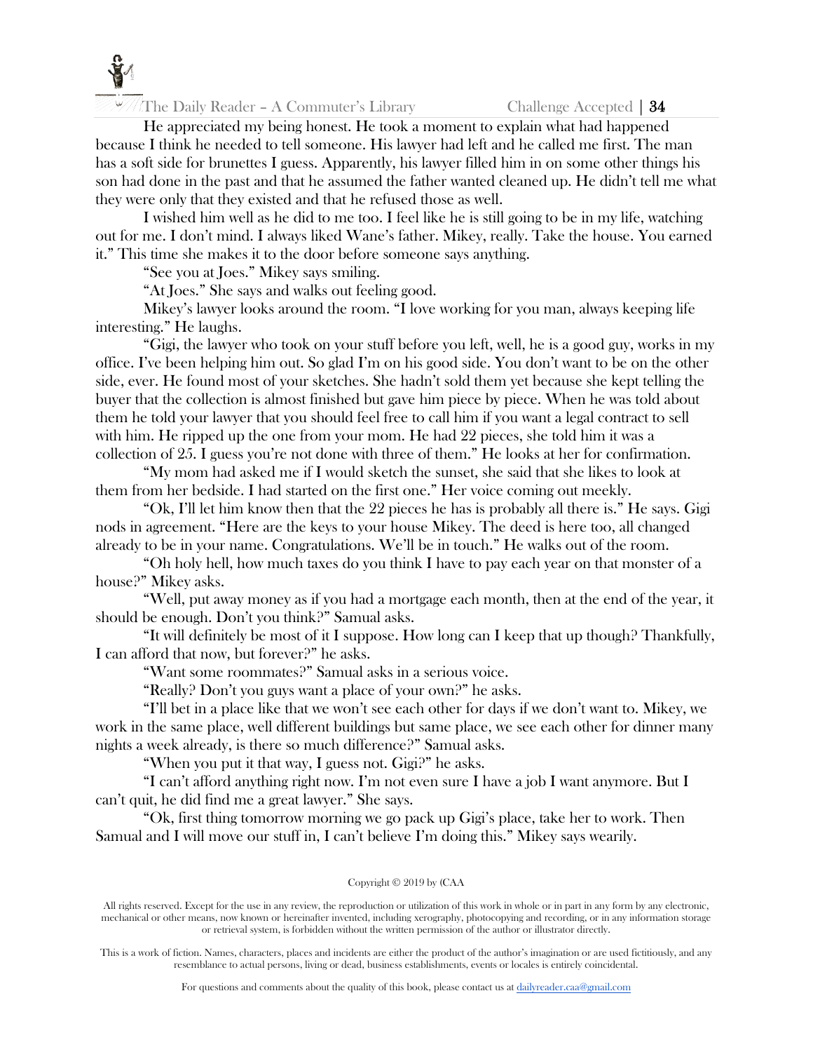He appreciated my being honest. He took a moment to explain what had happened because I think he needed to tell someone. His lawyer had left and he called me first. The man has a soft side for brunettes I guess. Apparently, his lawyer filled him in on some other things his son had done in the past and that he assumed the father wanted cleaned up. He didn't tell me what they were only that they existed and that he refused those as well.

I wished him well as he did to me too. I feel like he is still going to be in my life, watching out for me. I don't mind. I always liked Wane's father. Mikey, really. Take the house. You earned it." This time she makes it to the door before someone says anything.

"See you at Joes." Mikey says smiling.

"At Joes." She says and walks out feeling good.

Mikey's lawyer looks around the room. "I love working for you man, always keeping life interesting." He laughs.

"Gigi, the lawyer who took on your stuff before you left, well, he is a good guy, works in my office. I've been helping him out. So glad I'm on his good side. You don't want to be on the other side, ever. He found most of your sketches. She hadn't sold them yet because she kept telling the buyer that the collection is almost finished but gave him piece by piece. When he was told about them he told your lawyer that you should feel free to call him if you want a legal contract to sell with him. He ripped up the one from your mom. He had 22 pieces, she told him it was a collection of 25. I guess you're not done with three of them." He looks at her for confirmation.

"My mom had asked me if I would sketch the sunset, she said that she likes to look at them from her bedside. I had started on the first one." Her voice coming out meekly.

"Ok, I'll let him know then that the 22 pieces he has is probably all there is." He says. Gigi nods in agreement. "Here are the keys to your house Mikey. The deed is here too, all changed already to be in your name. Congratulations. We'll be in touch." He walks out of the room.

"Oh holy hell, how much taxes do you think I have to pay each year on that monster of a house?" Mikey asks.

"Well, put away money as if you had a mortgage each month, then at the end of the year, it should be enough. Don't you think?" Samual asks.

"It will definitely be most of it I suppose. How long can I keep that up though? Thankfully, I can afford that now, but forever?" he asks.

"Want some roommates?" Samual asks in a serious voice.

"Really? Don't you guys want a place of your own?" he asks.

"I'll bet in a place like that we won't see each other for days if we don't want to. Mikey, we work in the same place, well different buildings but same place, we see each other for dinner many nights a week already, is there so much difference?" Samual asks.

"When you put it that way, I guess not. Gigi?" he asks.

"I can't afford anything right now. I'm not even sure I have a job I want anymore. But I can't quit, he did find me a great lawyer." She says.

"Ok, first thing tomorrow morning we go pack up Gigi's place, take her to work. Then Samual and I will move our stuff in, I can't believe I'm doing this." Mikey says wearily.

Copyright © 2019 by (CAA

All rights reserved. Except for the use in any review, the reproduction or utilization of this work in whole or in part in any form by any electronic, mechanical or other means, now known or hereinafter invented, including xerography, photocopying and recording, or in any information storage or retrieval system, is forbidden without the written permission of the author or illustrator directly.

This is a work of fiction. Names, characters, places and incidents are either the product of the author's imagination or are used fictitiously, and any resemblance to actual persons, living or dead, business establishments, events or locales is entirely coincidental.

For questions and comments about the quality of this book, please contact us at dailyreader.caa@gmail.com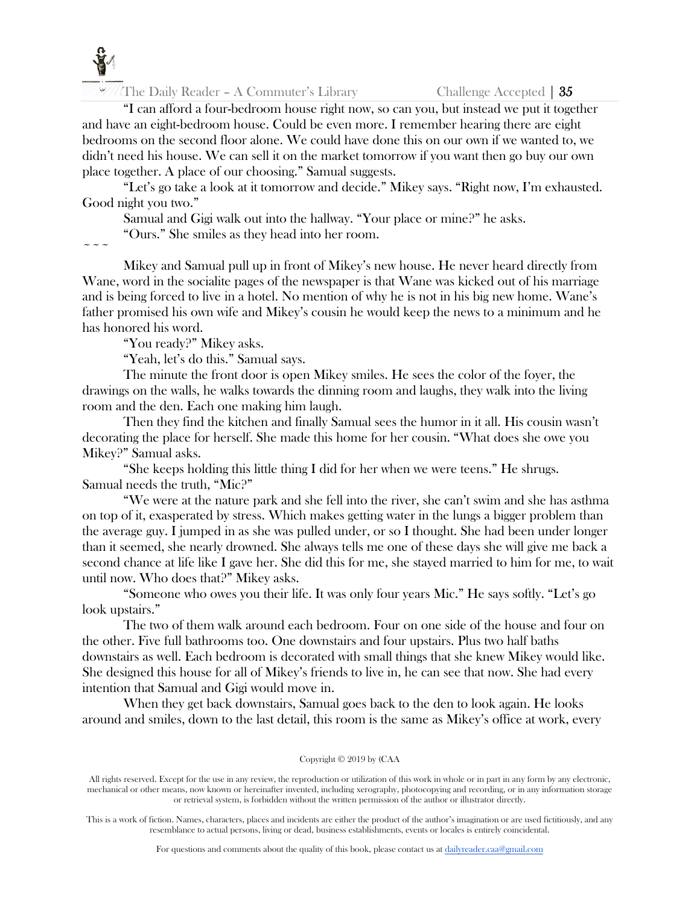"I can afford a four-bedroom house right now, so can you, but instead we put it together and have an eight-bedroom house. Could be even more. I remember hearing there are eight bedrooms on the second floor alone. We could have done this on our own if we wanted to, we didn't need his house. We can sell it on the market tomorrow if you want then go buy our own place together. A place of our choosing." Samual suggests.

"Let's go take a look at it tomorrow and decide." Mikey says. "Right now, I'm exhausted. Good night you two."

Samual and Gigi walk out into the hallway. "Your place or mine?" he asks.

"Ours." She smiles as they head into her room.

~ ~ ~

Mikey and Samual pull up in front of Mikey's new house. He never heard directly from Wane, word in the socialite pages of the newspaper is that Wane was kicked out of his marriage and is being forced to live in a hotel. No mention of why he is not in his big new home. Wane's father promised his own wife and Mikey's cousin he would keep the news to a minimum and he has honored his word.

"You ready?" Mikey asks.

"Yeah, let's do this." Samual says.

The minute the front door is open Mikey smiles. He sees the color of the foyer, the drawings on the walls, he walks towards the dinning room and laughs, they walk into the living room and the den. Each one making him laugh.

Then they find the kitchen and finally Samual sees the humor in it all. His cousin wasn't decorating the place for herself. She made this home for her cousin. "What does she owe you Mikey?" Samual asks.

"She keeps holding this little thing I did for her when we were teens." He shrugs. Samual needs the truth, "Mic?"

"We were at the nature park and she fell into the river, she can't swim and she has asthma on top of it, exasperated by stress. Which makes getting water in the lungs a bigger problem than the average guy. I jumped in as she was pulled under, or so I thought. She had been under longer than it seemed, she nearly drowned. She always tells me one of these days she will give me back a second chance at life like I gave her. She did this for me, she stayed married to him for me, to wait until now. Who does that?" Mikey asks.

"Someone who owes you their life. It was only four years Mic." He says softly. "Let's go look upstairs."

The two of them walk around each bedroom. Four on one side of the house and four on the other. Five full bathrooms too. One downstairs and four upstairs. Plus two half baths downstairs as well. Each bedroom is decorated with small things that she knew Mikey would like. She designed this house for all of Mikey's friends to live in, he can see that now. She had every intention that Samual and Gigi would move in.

When they get back downstairs, Samual goes back to the den to look again. He looks around and smiles, down to the last detail, this room is the same as Mikey's office at work, every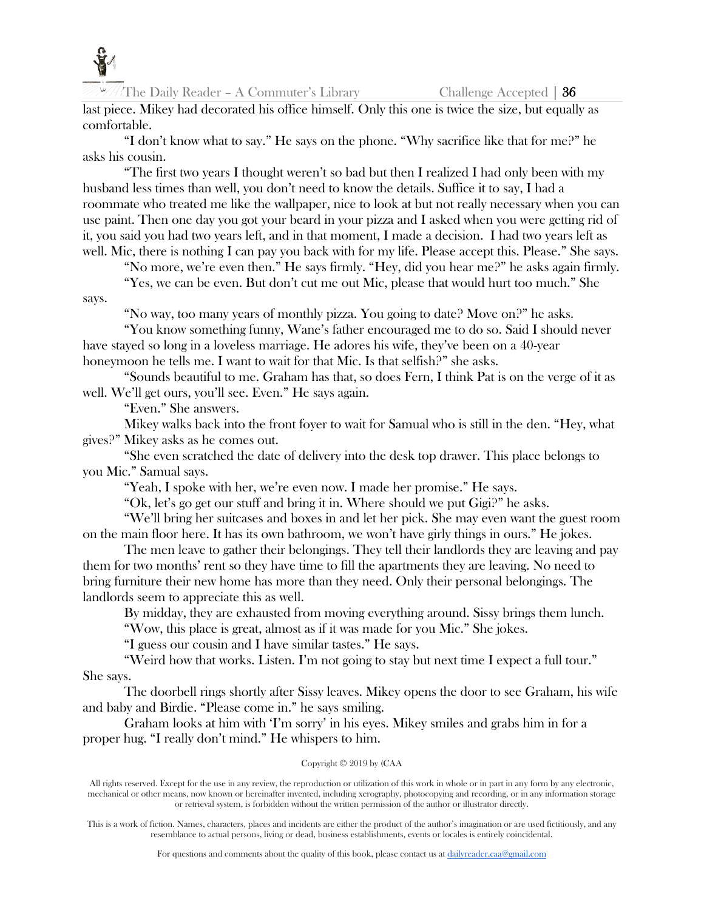last piece. Mikey had decorated his office himself. Only this one is twice the size, but equally as comfortable.

"I don't know what to say." He says on the phone. "Why sacrifice like that for me?" he asks his cousin.

"The first two years I thought weren't so bad but then I realized I had only been with my husband less times than well, you don't need to know the details. Suffice it to say, I had a roommate who treated me like the wallpaper, nice to look at but not really necessary when you can use paint. Then one day you got your beard in your pizza and I asked when you were getting rid of it, you said you had two years left, and in that moment, I made a decision. I had two years left as well. Mic, there is nothing I can pay you back with for my life. Please accept this. Please." She says.

"No more, we're even then." He says firmly. "Hey, did you hear me?" he asks again firmly.

"Yes, we can be even. But don't cut me out Mic, please that would hurt too much." She says.

"No way, too many years of monthly pizza. You going to date? Move on?" he asks.

"You know something funny, Wane's father encouraged me to do so. Said I should never have stayed so long in a loveless marriage. He adores his wife, they've been on a 40-year honeymoon he tells me. I want to wait for that Mic. Is that selfish?" she asks.

"Sounds beautiful to me. Graham has that, so does Fern, I think Pat is on the verge of it as well. We'll get ours, you'll see. Even." He says again.

"Even." She answers.

Mikey walks back into the front foyer to wait for Samual who is still in the den. "Hey, what gives?" Mikey asks as he comes out.

"She even scratched the date of delivery into the desk top drawer. This place belongs to you Mic." Samual says.

"Yeah, I spoke with her, we're even now. I made her promise." He says.

"Ok, let's go get our stuff and bring it in. Where should we put Gigi?" he asks.

"We'll bring her suitcases and boxes in and let her pick. She may even want the guest room on the main floor here. It has its own bathroom, we won't have girly things in ours." He jokes.

The men leave to gather their belongings. They tell their landlords they are leaving and pay them for two months' rent so they have time to fill the apartments they are leaving. No need to bring furniture their new home has more than they need. Only their personal belongings. The landlords seem to appreciate this as well.

By midday, they are exhausted from moving everything around. Sissy brings them lunch.

"Wow, this place is great, almost as if it was made for you Mic." She jokes.

"I guess our cousin and I have similar tastes." He says.

"Weird how that works. Listen. I'm not going to stay but next time I expect a full tour." She says.

The doorbell rings shortly after Sissy leaves. Mikey opens the door to see Graham, his wife and baby and Birdie. "Please come in." he says smiling.

Graham looks at him with 'I'm sorry' in his eyes. Mikey smiles and grabs him in for a proper hug. "I really don't mind." He whispers to him.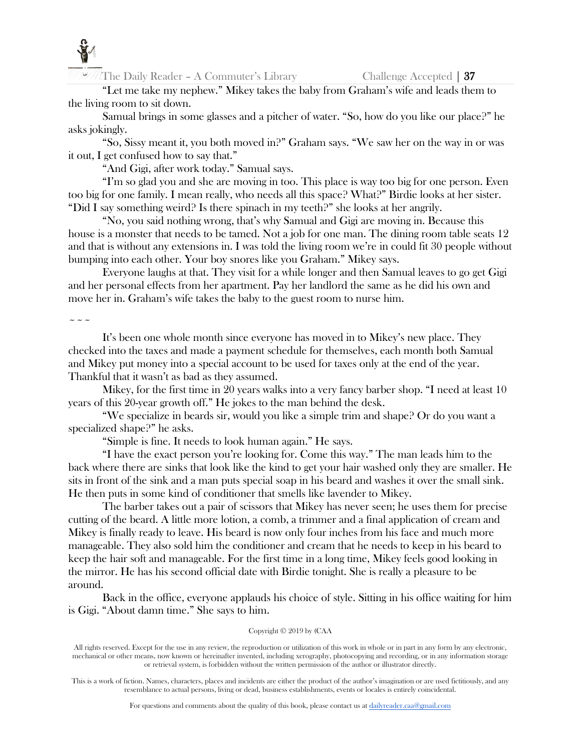"Let me take my nephew." Mikey takes the baby from Graham's wife and leads them to the living room to sit down.

Samual brings in some glasses and a pitcher of water. "So, how do you like our place?" he asks jokingly.

"So, Sissy meant it, you both moved in?" Graham says. "We saw her on the way in or was it out, I get confused how to say that."

"And Gigi, after work today." Samual says.

"I'm so glad you and she are moving in too. This place is way too big for one person. Even too big for one family. I mean really, who needs all this space? What?" Birdie looks at her sister. "Did I say something weird? Is there spinach in my teeth?" she looks at her angrily.

"No, you said nothing wrong, that's why Samual and Gigi are moving in. Because this house is a monster that needs to be tamed. Not a job for one man. The dining room table seats 12 and that is without any extensions in. I was told the living room we're in could fit 30 people without bumping into each other. Your boy snores like you Graham." Mikey says.

Everyone laughs at that. They visit for a while longer and then Samual leaves to go get Gigi and her personal effects from her apartment. Pay her landlord the same as he did his own and move her in. Graham's wife takes the baby to the guest room to nurse him.

~ ~ ~

It's been one whole month since everyone has moved in to Mikey's new place. They checked into the taxes and made a payment schedule for themselves, each month both Samual and Mikey put money into a special account to be used for taxes only at the end of the year. Thankful that it wasn't as bad as they assumed.

Mikey, for the first time in 20 years walks into a very fancy barber shop. "I need at least 10 years of this 20-year growth off." He jokes to the man behind the desk.

"We specialize in beards sir, would you like a simple trim and shape? Or do you want a specialized shape?" he asks.

"Simple is fine. It needs to look human again." He says.

"I have the exact person you're looking for. Come this way." The man leads him to the back where there are sinks that look like the kind to get your hair washed only they are smaller. He sits in front of the sink and a man puts special soap in his beard and washes it over the small sink. He then puts in some kind of conditioner that smells like lavender to Mikey.

The barber takes out a pair of scissors that Mikey has never seen; he uses them for precise cutting of the beard. A little more lotion, a comb, a trimmer and a final application of cream and Mikey is finally ready to leave. His beard is now only four inches from his face and much more manageable. They also sold him the conditioner and cream that he needs to keep in his beard to keep the hair soft and manageable. For the first time in a long time, Mikey feels good looking in the mirror. He has his second official date with Birdie tonight. She is really a pleasure to be around.

Back in the office, everyone applauds his choice of style. Sitting in his office waiting for him is Gigi. "About damn time." She says to him.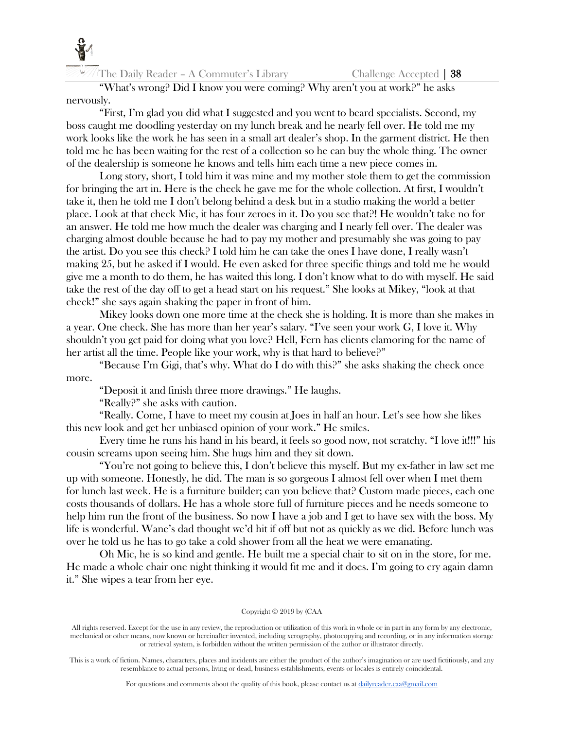"What's wrong? Did I know you were coming? Why aren't you at work?" he asks nervously.

"First, I'm glad you did what I suggested and you went to beard specialists. Second, my boss caught me doodling yesterday on my lunch break and he nearly fell over. He told me my work looks like the work he has seen in a small art dealer's shop. In the garment district. He then told me he has been waiting for the rest of a collection so he can buy the whole thing. The owner of the dealership is someone he knows and tells him each time a new piece comes in.

Long story, short, I told him it was mine and my mother stole them to get the commission for bringing the art in. Here is the check he gave me for the whole collection. At first, I wouldn't take it, then he told me I don't belong behind a desk but in a studio making the world a better place. Look at that check Mic, it has four zeroes in it. Do you see that?! He wouldn't take no for an answer. He told me how much the dealer was charging and I nearly fell over. The dealer was charging almost double because he had to pay my mother and presumably she was going to pay the artist. Do you see this check? I told him he can take the ones I have done, I really wasn't making 25, but he asked if I would. He even asked for three specific things and told me he would give me a month to do them, he has waited this long. I don't know what to do with myself. He said take the rest of the day off to get a head start on his request." She looks at Mikey, "look at that check!" she says again shaking the paper in front of him.

Mikey looks down one more time at the check she is holding. It is more than she makes in a year. One check. She has more than her year's salary. "I've seen your work G, I love it. Why shouldn't you get paid for doing what you love? Hell, Fern has clients clamoring for the name of her artist all the time. People like your work, why is that hard to believe?"

"Because I'm Gigi, that's why. What do I do with this?" she asks shaking the check once more.

"Deposit it and finish three more drawings." He laughs.

"Really?" she asks with caution.

"Really. Come, I have to meet my cousin at Joes in half an hour. Let's see how she likes this new look and get her unbiased opinion of your work." He smiles.

Every time he runs his hand in his beard, it feels so good now, not scratchy. "I love it!!!" his cousin screams upon seeing him. She hugs him and they sit down.

"You're not going to believe this, I don't believe this myself. But my ex-father in law set me up with someone. Honestly, he did. The man is so gorgeous I almost fell over when I met them for lunch last week. He is a furniture builder; can you believe that? Custom made pieces, each one costs thousands of dollars. He has a whole store full of furniture pieces and he needs someone to help him run the front of the business. So now I have a job and I get to have sex with the boss. My life is wonderful. Wane's dad thought we'd hit if off but not as quickly as we did. Before lunch was over he told us he has to go take a cold shower from all the heat we were emanating.

Oh Mic, he is so kind and gentle. He built me a special chair to sit on in the store, for me. He made a whole chair one night thinking it would fit me and it does. I'm going to cry again damn it." She wipes a tear from her eye.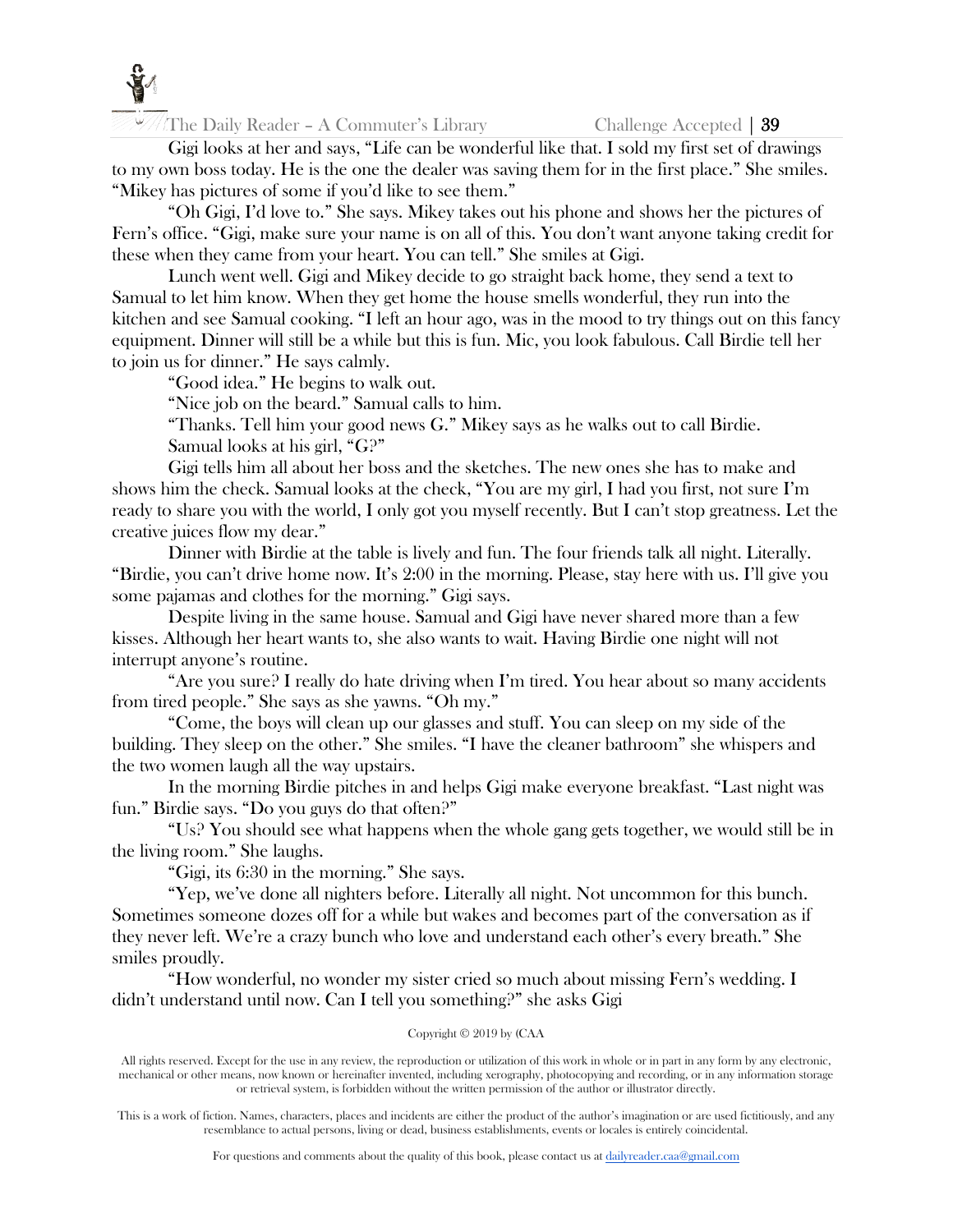Gigi looks at her and says, "Life can be wonderful like that. I sold my first set of drawings to my own boss today. He is the one the dealer was saving them for in the first place." She smiles. "Mikey has pictures of some if you'd like to see them."

"Oh Gigi, I'd love to." She says. Mikey takes out his phone and shows her the pictures of Fern's office. "Gigi, make sure your name is on all of this. You don't want anyone taking credit for these when they came from your heart. You can tell." She smiles at Gigi.

Lunch went well. Gigi and Mikey decide to go straight back home, they send a text to Samual to let him know. When they get home the house smells wonderful, they run into the kitchen and see Samual cooking. "I left an hour ago, was in the mood to try things out on this fancy equipment. Dinner will still be a while but this is fun. Mic, you look fabulous. Call Birdie tell her to join us for dinner." He says calmly.

"Good idea." He begins to walk out.

"Nice job on the beard." Samual calls to him.

"Thanks. Tell him your good news G." Mikey says as he walks out to call Birdie.

Samual looks at his girl, "G?"

Gigi tells him all about her boss and the sketches. The new ones she has to make and shows him the check. Samual looks at the check, "You are my girl, I had you first, not sure I'm ready to share you with the world, I only got you myself recently. But I can't stop greatness. Let the creative juices flow my dear."

Dinner with Birdie at the table is lively and fun. The four friends talk all night. Literally. "Birdie, you can't drive home now. It's 2:00 in the morning. Please, stay here with us. I'll give you some pajamas and clothes for the morning." Gigi says.

Despite living in the same house. Samual and Gigi have never shared more than a few kisses. Although her heart wants to, she also wants to wait. Having Birdie one night will not interrupt anyone's routine.

"Are you sure? I really do hate driving when I'm tired. You hear about so many accidents from tired people." She says as she yawns. "Oh my."

"Come, the boys will clean up our glasses and stuff. You can sleep on my side of the building. They sleep on the other." She smiles. "I have the cleaner bathroom" she whispers and the two women laugh all the way upstairs.

In the morning Birdie pitches in and helps Gigi make everyone breakfast. "Last night was fun." Birdie says. "Do you guys do that often?"

"Us? You should see what happens when the whole gang gets together, we would still be in the living room." She laughs.

"Gigi, its 6:30 in the morning." She says.

"Yep, we've done all nighters before. Literally all night. Not uncommon for this bunch. Sometimes someone dozes off for a while but wakes and becomes part of the conversation as if they never left. We're a crazy bunch who love and understand each other's every breath." She smiles proudly.

"How wonderful, no wonder my sister cried so much about missing Fern's wedding. I didn't understand until now. Can I tell you something?" she asks Gigi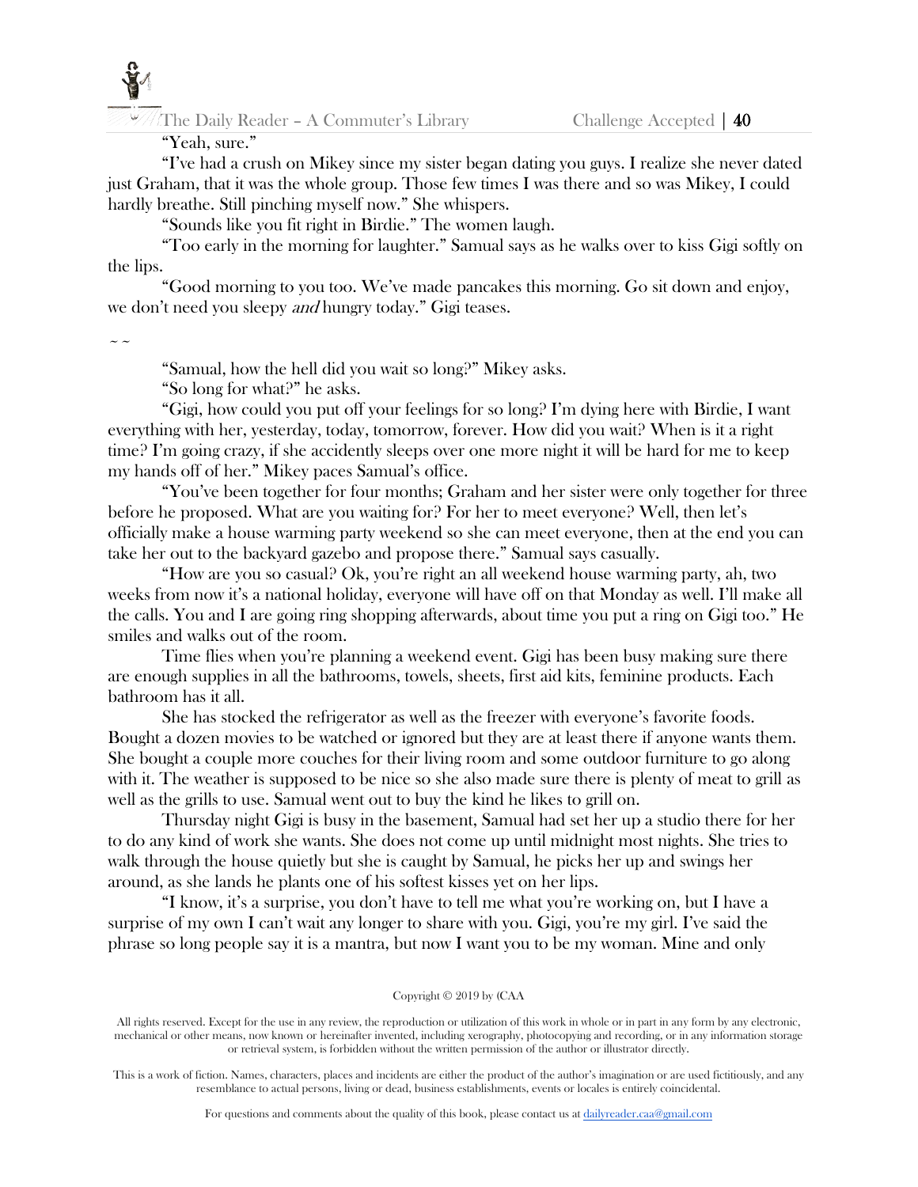"Yeah, sure."

"I've had a crush on Mikey since my sister began dating you guys. I realize she never dated just Graham, that it was the whole group. Those few times I was there and so was Mikey, I could hardly breathe. Still pinching myself now." She whispers.

"Sounds like you fit right in Birdie." The women laugh.

"Too early in the morning for laughter." Samual says as he walks over to kiss Gigi softly on the lips.

"Good morning to you too. We've made pancakes this morning. Go sit down and enjoy, we don't need you sleepy *and* hungry today." Gigi teases.

~ ~

"Samual, how the hell did you wait so long?" Mikey asks.

"So long for what?" he asks.

"Gigi, how could you put off your feelings for so long? I'm dying here with Birdie, I want everything with her, yesterday, today, tomorrow, forever. How did you wait? When is it a right time? I'm going crazy, if she accidently sleeps over one more night it will be hard for me to keep my hands off of her." Mikey paces Samual's office.

"You've been together for four months; Graham and her sister were only together for three before he proposed. What are you waiting for? For her to meet everyone? Well, then let's officially make a house warming party weekend so she can meet everyone, then at the end you can take her out to the backyard gazebo and propose there." Samual says casually.

"How are you so casual? Ok, you're right an all weekend house warming party, ah, two weeks from now it's a national holiday, everyone will have off on that Monday as well. I'll make all the calls. You and I are going ring shopping afterwards, about time you put a ring on Gigi too." He smiles and walks out of the room.

Time flies when you're planning a weekend event. Gigi has been busy making sure there are enough supplies in all the bathrooms, towels, sheets, first aid kits, feminine products. Each bathroom has it all.

She has stocked the refrigerator as well as the freezer with everyone's favorite foods. Bought a dozen movies to be watched or ignored but they are at least there if anyone wants them. She bought a couple more couches for their living room and some outdoor furniture to go along with it. The weather is supposed to be nice so she also made sure there is plenty of meat to grill as well as the grills to use. Samual went out to buy the kind he likes to grill on.

Thursday night Gigi is busy in the basement, Samual had set her up a studio there for her to do any kind of work she wants. She does not come up until midnight most nights. She tries to walk through the house quietly but she is caught by Samual, he picks her up and swings her around, as she lands he plants one of his softest kisses yet on her lips.

"I know, it's a surprise, you don't have to tell me what you're working on, but I have a surprise of my own I can't wait any longer to share with you. Gigi, you're my girl. I've said the phrase so long people say it is a mantra, but now I want you to be my woman. Mine and only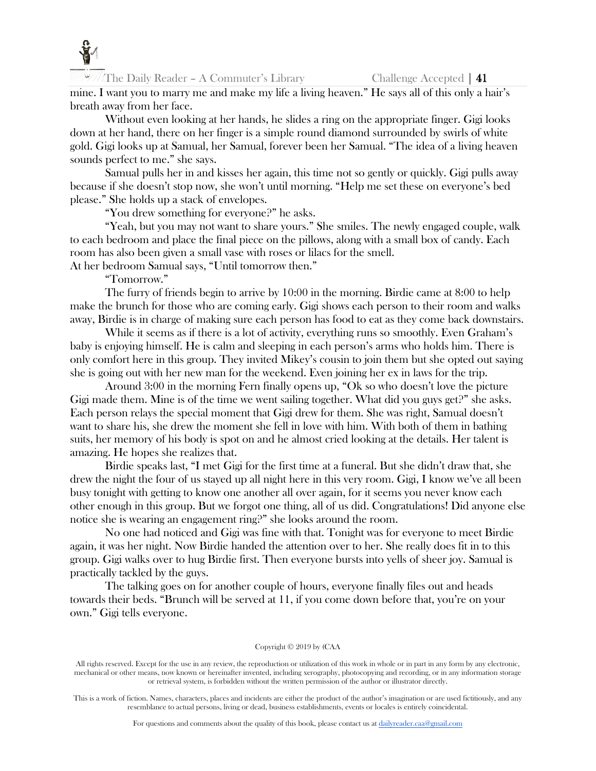mine. I want you to marry me and make my life a living heaven." He says all of this only a hair's breath away from her face.

Without even looking at her hands, he slides a ring on the appropriate finger. Gigi looks down at her hand, there on her finger is a simple round diamond surrounded by swirls of white gold. Gigi looks up at Samual, her Samual, forever been her Samual. "The idea of a living heaven sounds perfect to me." she says.

Samual pulls her in and kisses her again, this time not so gently or quickly. Gigi pulls away because if she doesn't stop now, she won't until morning. "Help me set these on everyone's bed please." She holds up a stack of envelopes.

"You drew something for everyone?" he asks.

"Yeah, but you may not want to share yours." She smiles. The newly engaged couple, walk to each bedroom and place the final piece on the pillows, along with a small box of candy. Each room has also been given a small vase with roses or lilacs for the smell.

At her bedroom Samual says, "Until tomorrow then."

"Tomorrow."

The furry of friends begin to arrive by 10:00 in the morning. Birdie came at 8:00 to help make the brunch for those who are coming early. Gigi shows each person to their room and walks away, Birdie is in charge of making sure each person has food to eat as they come back downstairs.

While it seems as if there is a lot of activity, everything runs so smoothly. Even Graham's baby is enjoying himself. He is calm and sleeping in each person's arms who holds him. There is only comfort here in this group. They invited Mikey's cousin to join them but she opted out saying she is going out with her new man for the weekend. Even joining her ex in laws for the trip.

Around 3:00 in the morning Fern finally opens up, "Ok so who doesn't love the picture Gigi made them. Mine is of the time we went sailing together. What did you guys get?" she asks. Each person relays the special moment that Gigi drew for them. She was right, Samual doesn't want to share his, she drew the moment she fell in love with him. With both of them in bathing suits, her memory of his body is spot on and he almost cried looking at the details. Her talent is amazing. He hopes she realizes that.

Birdie speaks last, "I met Gigi for the first time at a funeral. But she didn't draw that, she drew the night the four of us stayed up all night here in this very room. Gigi, I know we've all been busy tonight with getting to know one another all over again, for it seems you never know each other enough in this group. But we forgot one thing, all of us did. Congratulations! Did anyone else notice she is wearing an engagement ring?" she looks around the room.

No one had noticed and Gigi was fine with that. Tonight was for everyone to meet Birdie again, it was her night. Now Birdie handed the attention over to her. She really does fit in to this group. Gigi walks over to hug Birdie first. Then everyone bursts into yells of sheer joy. Samual is practically tackled by the guys.

The talking goes on for another couple of hours, everyone finally files out and heads towards their beds. "Brunch will be served at 11, if you come down before that, you're on your own." Gigi tells everyone.

Copyright © 2019 by (CAA

All rights reserved. Except for the use in any review, the reproduction or utilization of this work in whole or in part in any form by any electronic, mechanical or other means, now known or hereinafter invented, including xerography, photocopying and recording, or in any information storage or retrieval system, is forbidden without the written permission of the author or illustrator directly.

This is a work of fiction. Names, characters, places and incidents are either the product of the author's imagination or are used fictitiously, and any resemblance to actual persons, living or dead, business establishments, events or locales is entirely coincidental.

For questions and comments about the quality of this book, please contact us at dailyreader.caa@gmail.com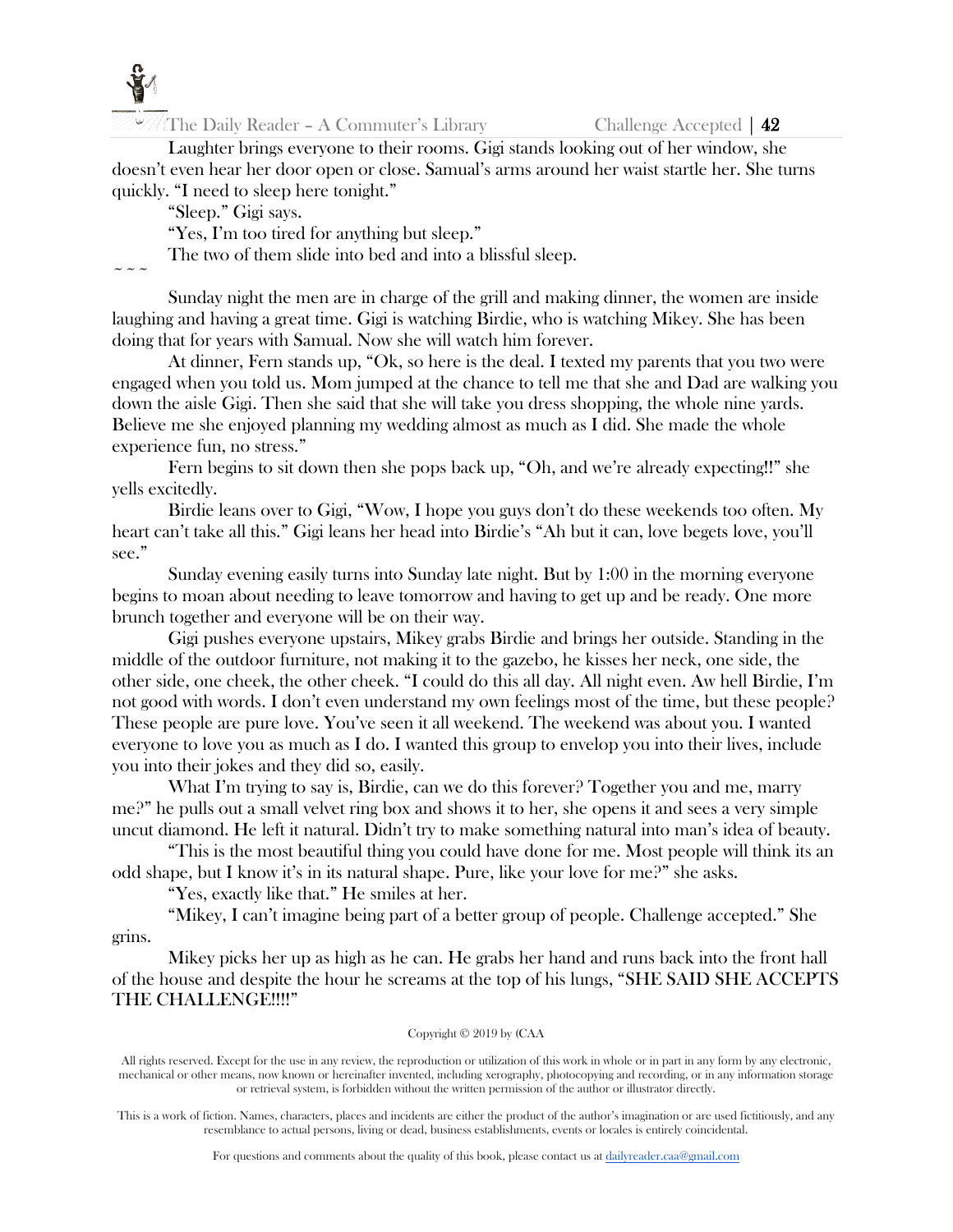Laughter brings everyone to their rooms. Gigi stands looking out of her window, she doesn't even hear her door open or close. Samual's arms around her waist startle her. She turns quickly. "I need to sleep here tonight."

"Sleep." Gigi says.

"Yes, I'm too tired for anything but sleep."

The two of them slide into bed and into a blissful sleep.

~ ~ ~

Sunday night the men are in charge of the grill and making dinner, the women are inside laughing and having a great time. Gigi is watching Birdie, who is watching Mikey. She has been doing that for years with Samual. Now she will watch him forever.

At dinner, Fern stands up, "Ok, so here is the deal. I texted my parents that you two were engaged when you told us. Mom jumped at the chance to tell me that she and Dad are walking you down the aisle Gigi. Then she said that she will take you dress shopping, the whole nine yards. Believe me she enjoyed planning my wedding almost as much as I did. She made the whole experience fun, no stress."

Fern begins to sit down then she pops back up, "Oh, and we're already expecting!!" she yells excitedly.

Birdie leans over to Gigi, "Wow, I hope you guys don't do these weekends too often. My heart can't take all this." Gigi leans her head into Birdie's "Ah but it can, love begets love, you'll see."

Sunday evening easily turns into Sunday late night. But by 1:00 in the morning everyone begins to moan about needing to leave tomorrow and having to get up and be ready. One more brunch together and everyone will be on their way.

Gigi pushes everyone upstairs, Mikey grabs Birdie and brings her outside. Standing in the middle of the outdoor furniture, not making it to the gazebo, he kisses her neck, one side, the other side, one cheek, the other cheek. "I could do this all day. All night even. Aw hell Birdie, I'm not good with words. I don't even understand my own feelings most of the time, but these people? These people are pure love. You've seen it all weekend. The weekend was about you. I wanted everyone to love you as much as I do. I wanted this group to envelop you into their lives, include you into their jokes and they did so, easily.

What I'm trying to say is, Birdie, can we do this forever? Together you and me, marry me?" he pulls out a small velvet ring box and shows it to her, she opens it and sees a very simple uncut diamond. He left it natural. Didn't try to make something natural into man's idea of beauty.

"This is the most beautiful thing you could have done for me. Most people will think its an odd shape, but I know it's in its natural shape. Pure, like your love for me?" she asks.

"Yes, exactly like that." He smiles at her.

"Mikey, I can't imagine being part of a better group of people. Challenge accepted." She grins.

Mikey picks her up as high as he can. He grabs her hand and runs back into the front hall of the house and despite the hour he screams at the top of his lungs, "SHE SAID SHE ACCEPTS THE CHALLENGE!!!!"

Copyright © 2019 by (CAA

All rights reserved. Except for the use in any review, the reproduction or utilization of this work in whole or in part in any form by any electronic, mechanical or other means, now known or hereinafter invented, including xerography, photocopying and recording, or in any information storage or retrieval system, is forbidden without the written permission of the author or illustrator directly.

This is a work of fiction. Names, characters, places and incidents are either the product of the author's imagination or are used fictitiously, and any resemblance to actual persons, living or dead, business establishments, events or locales is entirely coincidental.

For questions and comments about the quality of this book, please contact us at dailyreader.caa@gmail.com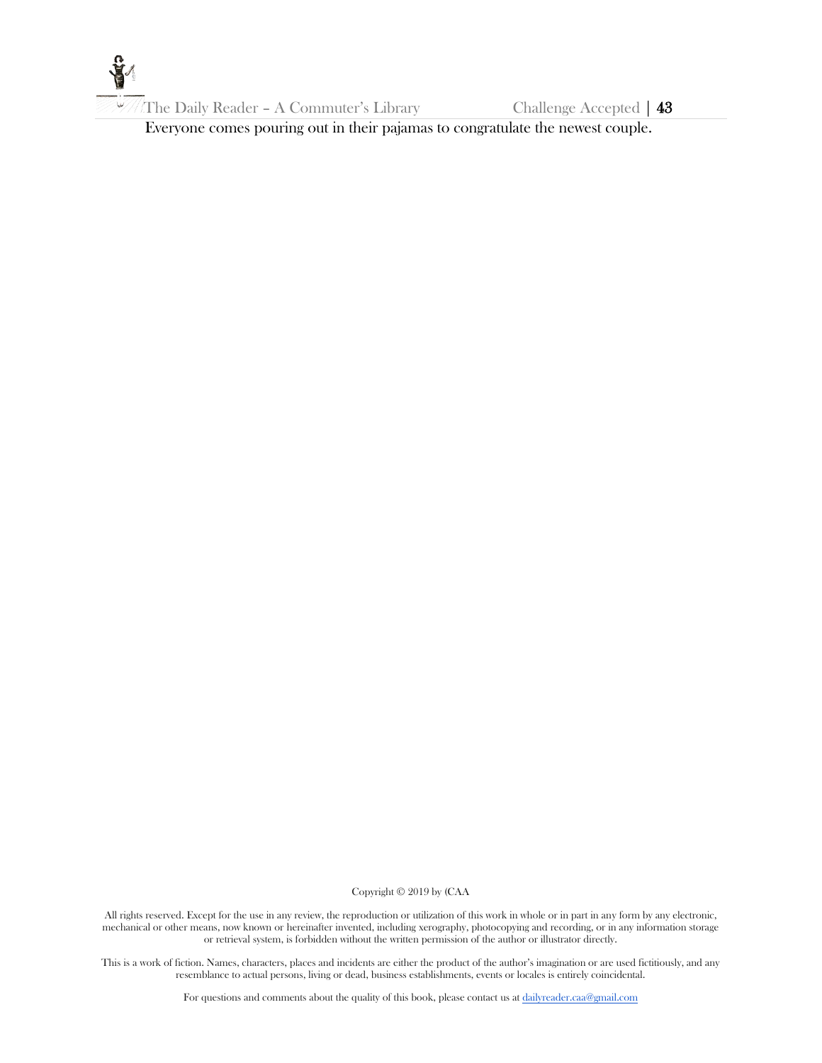Everyone comes pouring out in their pajamas to congratulate the newest couple.

Copyright © 2019 by (CAA

All rights reserved. Except for the use in any review, the reproduction or utilization of this work in whole or in part in any form by any electronic, mechanical or other means, now known or hereinafter invented, including xerography, photocopying and recording, or in any information storage or retrieval system, is forbidden without the written permission of the author or illustrator directly.

This is a work of fiction. Names, characters, places and incidents are either the product of the author's imagination or are used fictitiously, and any resemblance to actual persons, living or dead, business establishments, events or locales is entirely coincidental.

For questions and comments about the quality of this book, please contact us at dailyreader.caa@gmail.com